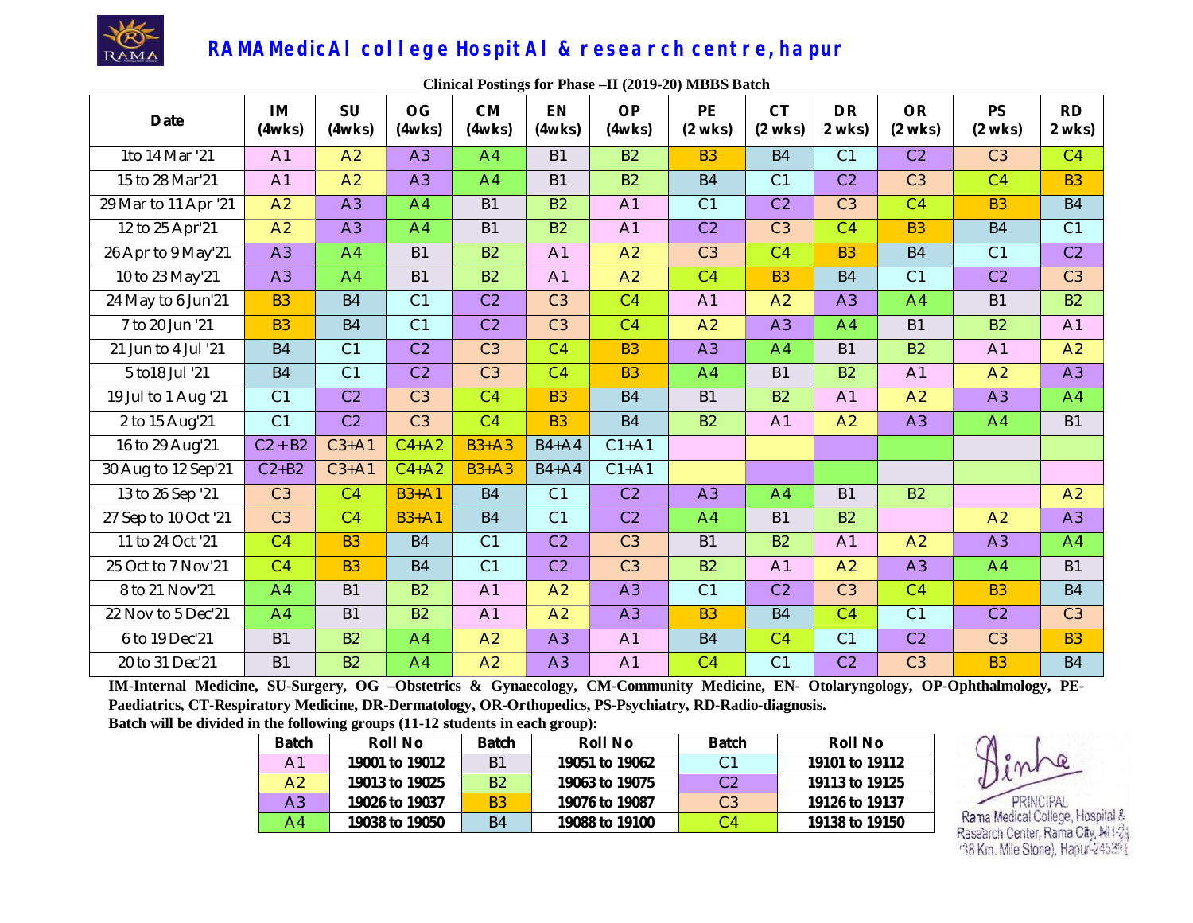# RAMA MedicAl college HospitAl & research centre, hapur

**Clinical Postings for Phase –II (2019-20) MBBS Batch**

| Date | IM (4wks) | SU (4wks) | OG (4wks) | CM (4wks) | EN (4wks) | OP (4wks) | PE (2 wks) | CT (2 wks) | DR 2 wks) | OR (2 wks) | PS (2 wks) | RD 2 wks) |
|---|---|---|---|---|---|---|---|---|---|---|---|---|
| 1to 14 Mar '21 | A1 | A2 | A3 | A4 | B1 | B2 | B3 | B4 | C1 | C2 | C3 | C4 |
| 15 to 28 Mar'21 | A1 | A2 | A3 | A4 | B1 | B2 | B4 | C1 | C2 | C3 | C4 | B3 |
| 29 Mar to 11 Apr '21 | A2 | A3 | A4 | B1 | B2 | A1 | C1 | C2 | C3 | C4 | B3 | B4 |
| 12 to 25 Apr'21 | A2 | A3 | A4 | B1 | B2 | A1 | C2 | C3 | C4 | B3 | B4 | C1 |
| 26 Apr to 9 May'21 | A3 | A4 | B1 | B2 | A1 | A2 | C3 | C4 | B3 | B4 | C1 | C2 |
| 10 to 23 May'21 | A3 | A4 | B1 | B2 | A1 | A2 | C4 | B3 | B4 | C1 | C2 | C3 |
| 24 May to 6 Jun'21 | B3 | B4 | C1 | C2 | C3 | C4 | A1 | A2 | A3 | A4 | B1 | B2 |
| 7 to 20 Jun '21 | B3 | B4 | C1 | C2 | C3 | C4 | A2 | A3 | A4 | B1 | B2 | A1 |
| 21 Jun to 4 Jul '21 | B4 | C1 | C2 | C3 | C4 | B3 | A3 | A4 | B1 | B2 | A1 | A2 |
| 5 to18 Jul '21 | B4 | C1 | C2 | C3 | C4 | B3 | A4 | B1 | B2 | A1 | A2 | A3 |
| 19 Jul to 1 Aug '21 | C1 | C2 | C3 | C4 | B3 | B4 | B1 | B2 | A1 | A2 | A3 | A4 |
| 2 to 15 Aug'21 | C1 | C2 | C3 | C4 | B3 | B4 | B2 | A1 | A2 | A3 | A4 | B1 |
| 16 to 29 Aug'21 | C2 + B2 | C3+A1 | C4+A2 | B3+A3 | B4+A4 | C1+A1 | | | | | | |
| 30 Aug to 12 Sep'21 | C2+B2 | C3+A1 | C4+A2 | B3+A3 | B4+A4 | C1+A1 | | | | | | |
| 13 to 26 Sep '21 | C3 | C4 | B3+A1 | B4 | C1 | C2 | A3 | A4 | B1 | B2 | | A2 |
| 27 Sep to 10 Oct '21 | C3 | C4 | B3+A1 | B4 | C1 | C2 | A4 | B1 | B2 | | A2 | A3 |
| 11 to 24 Oct '21 | C4 | B3 | B4 | C1 | C2 | C3 | B1 | B2 | A1 | A2 | A3 | A4 |
| 25 Oct to 7 Nov'21 | C4 | B3 | B4 | C1 | C2 | C3 | B2 | A1 | A2 | A3 | A4 | B1 |
| 8 to 21 Nov'21 | A4 | B1 | B2 | A1 | A2 | A3 | C1 | C2 | C3 | C4 | B3 | B4 |
| 22 Nov to 5 Dec'21 | A4 | B1 | B2 | A1 | A2 | A3 | B3 | B4 | C4 | C1 | C2 | C3 |
| 6 to 19 Dec'21 | B1 | B2 | A4 | A2 | A3 | A1 | B4 | C4 | C1 | C2 | C3 | B3 |
| 20 to 31 Dec'21 | B1 | B2 | A4 | A2 | A3 | A1 | C4 | C1 | C2 | C3 | B3 | B4 |

**IM-Internal Medicine, SU-Surgery, OG –Obstetrics & Gynaecology, CM-Community Medicine, EN- Otolaryngology, OP-Ophthalmology, PE-Paediatrics, CT-Respiratory Medicine, DR-Dermatology, OR-Orthopedics, PS-Psychiatry, RD-Radio-diagnosis.**

**Batch will be divided in the following groups (11-12 students in each group):**

| Batch | Roll No | Batch | Roll No | Batch | Roll No |
|---|---|---|---|---|---|
| A1 | 19001 to 19012 | B1 | 19051 to 19062 | C1 | 19101 to 19112 |
| A2 | 19013 to 19025 | B2 | 19063 to 19075 | C2 | 19113 to 19125 |
| A3 | 19026 to 19037 | B3 | 19076 to 19087 | C3 | 19126 to 19137 |
| A4 | 19038 to 19050 | B4 | 19088 to 19100 | C4 | 19138 to 19150 |

Sinha

PRINCIPAL
Rama Medical College, Hospital &
Research Center, Rama City, NH-24
(38 Km. Mile Stone), Hapur-245304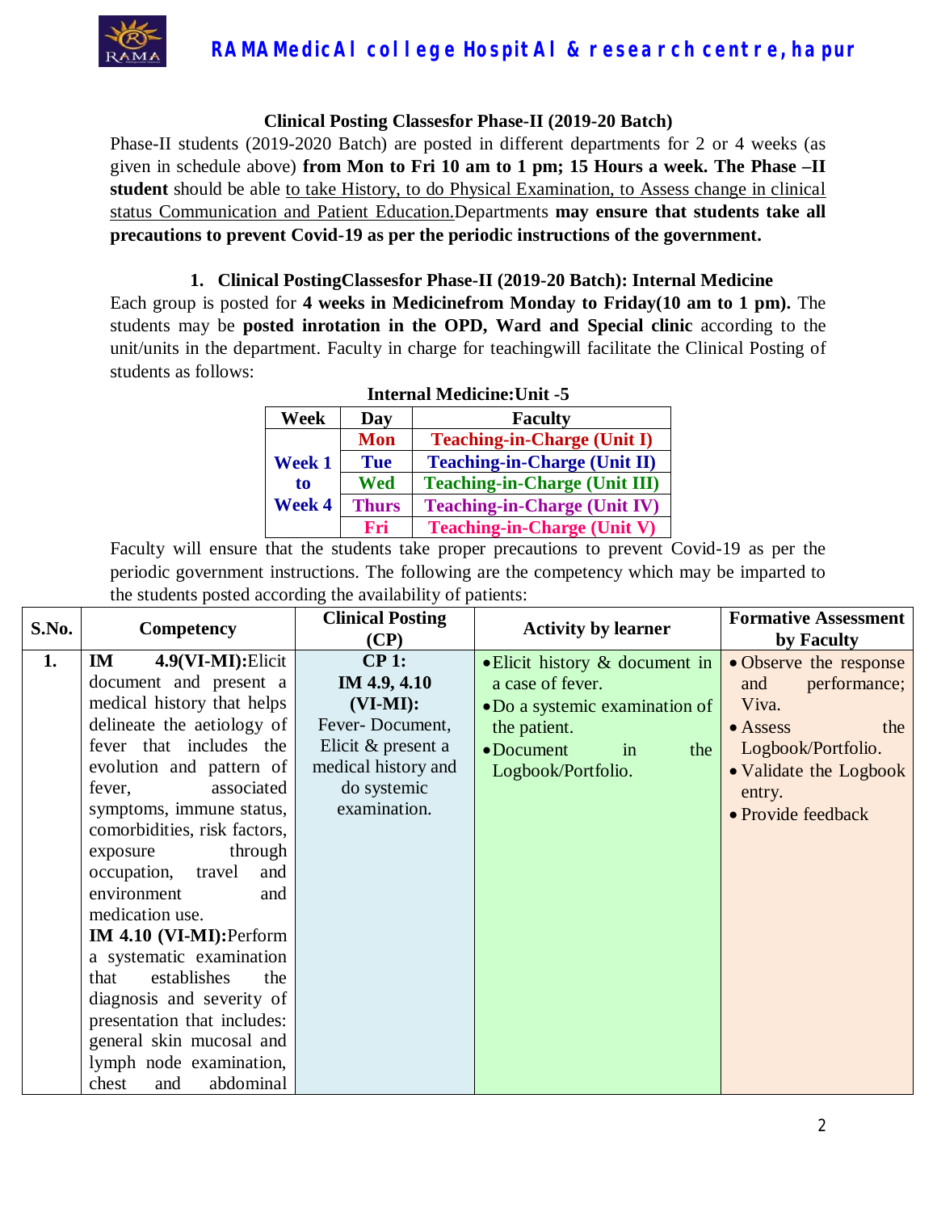## Clinical Posting Classesfor Phase-II (2019-20 Batch)

Phase-II students (2019-2020 Batch) are posted in different departments for 2 or 4 weeks (as given in schedule above) **from Mon to Fri 10 am to 1 pm; 15 Hours a week. The Phase –II student** should be able to take History, to do Physical Examination, to Assess change in clinical status Communication and Patient Education.Departments **may ensure that students take all precautions to prevent Covid-19 as per the periodic instructions of the government.**

### 1. Clinical PostingClassesfor Phase-II (2019-20 Batch): Internal Medicine

Each group is posted for **4 weeks in Medicinefrom Monday to Friday(10 am to 1 pm).** The students may be **posted inrotation in the OPD, Ward and Special clinic** according to the unit/units in the department. Faculty in charge for teachingwill facilitate the Clinical Posting of students as follows:

**Internal Medicine:Unit -5**

| Week | Day | Faculty |
|---|---|---|
| Week 1 to Week 4 | Mon | Teaching-in-Charge (Unit I) |
| | Tue | Teaching-in-Charge (Unit II) |
| | Wed | Teaching-in-Charge (Unit III) |
| | Thurs | Teaching-in-Charge (Unit IV) |
| | Fri | Teaching-in-Charge (Unit V) |

Faculty will ensure that the students take proper precautions to prevent Covid-19 as per the periodic government instructions. The following are the competency which may be imparted to the students posted according the availability of patients:

| S.No. | Competency | Clinical Posting (CP) | Activity by learner | Formative Assessment by Faculty |
|---|---|---|---|---|
| 1. | **IM 4.9(VI-MI):**Elicit document and present a medical history that helps delineate the aetiology of fever that includes the evolution and pattern of fever, associated symptoms, immune status, comorbidities, risk factors, exposure through occupation, travel and environment and medication use. **IM 4.10 (VI-MI):**Perform a systematic examination that establishes the diagnosis and severity of presentation that includes: general skin mucosal and lymph node examination, chest and abdominal | **CP 1: IM 4.9, 4.10 (VI-MI):** Fever- Document, Elicit & present a medical history and do systemic examination. | • Elicit history & document in a case of fever.<br>• Do a systemic examination of the patient.<br>• Document in the Logbook/Portfolio. | • Observe the response and performance; Viva.<br>• Assess the Logbook/Portfolio.<br>• Validate the Logbook entry.<br>• Provide feedback |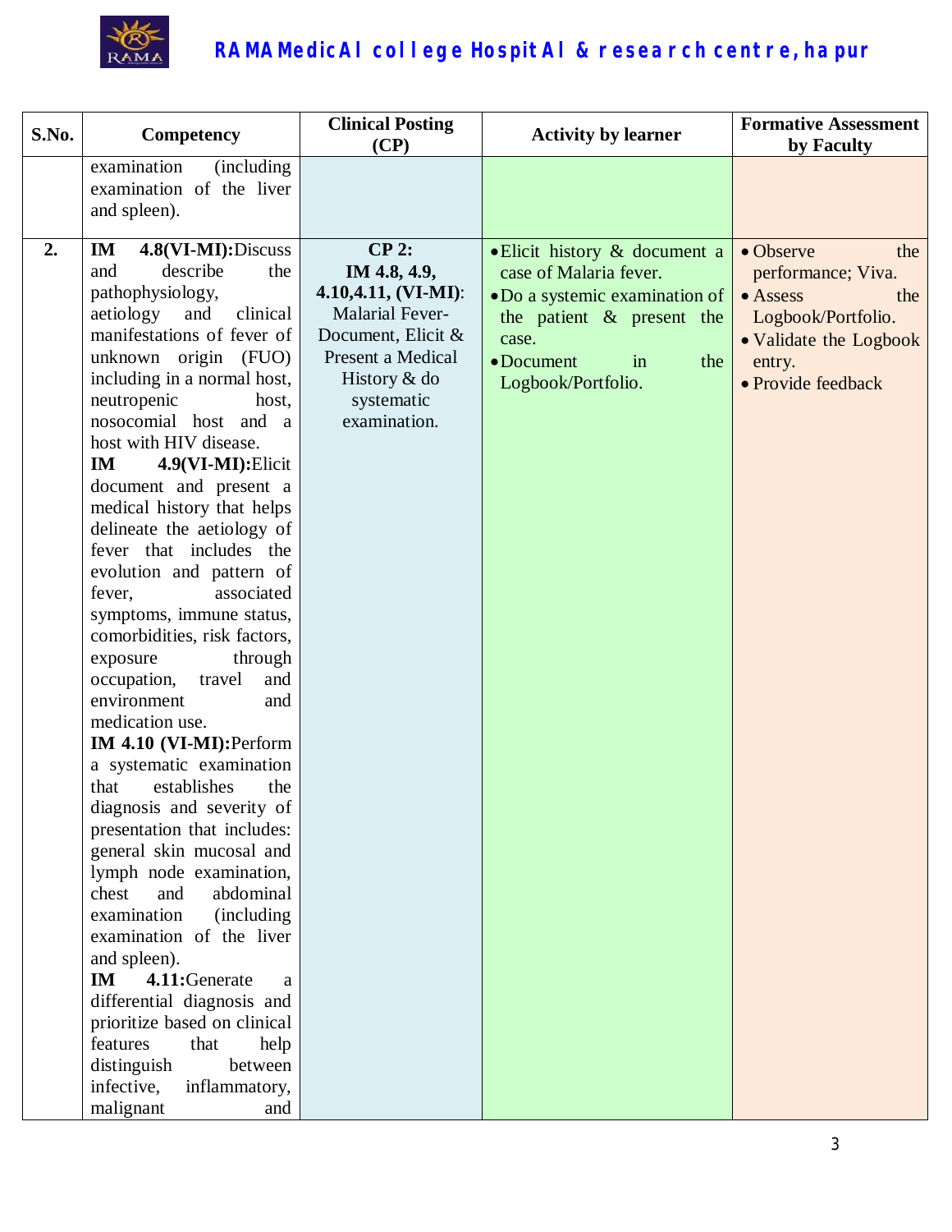| S.No. | Competency | Clinical Posting (CP) | Activity by learner | Formative Assessment by Faculty |
|---|---|---|---|---|
| | examination (including examination of the liver and spleen). | | | |
| **2.** | **IM 4.8(VI-MI):**Discuss and describe the pathophysiology, aetiology and clinical manifestations of fever of unknown origin (FUO) including in a normal host, neutropenic host, nosocomial host and a host with HIV disease.<br>**IM 4.9(VI-MI):**Elicit document and present a medical history that helps delineate the aetiology of fever that includes the evolution and pattern of fever, associated symptoms, immune status, comorbidities, risk factors, exposure through occupation, travel and environment and medication use.<br>**IM 4.10 (VI-MI):**Perform a systematic examination that establishes the diagnosis and severity of presentation that includes: general skin mucosal and lymph node examination, chest and abdominal examination (including examination of the liver and spleen).<br>**IM 4.11:**Generate a differential diagnosis and prioritize based on clinical features that help distinguish between infective, inflammatory, malignant and | **CP 2:**<br>**IM 4.8, 4.9, 4.10,4.11, (VI-MI)**: Malarial Fever-Document, Elicit & Present a Medical History & do systematic examination. | • Elicit history & document a case of Malaria fever.<br>• Do a systemic examination of the patient & present the case.<br>• Document in the Logbook/Portfolio. | • Observe the performance; Viva.<br>• Assess the Logbook/Portfolio.<br>• Validate the Logbook entry.<br>• Provide feedback |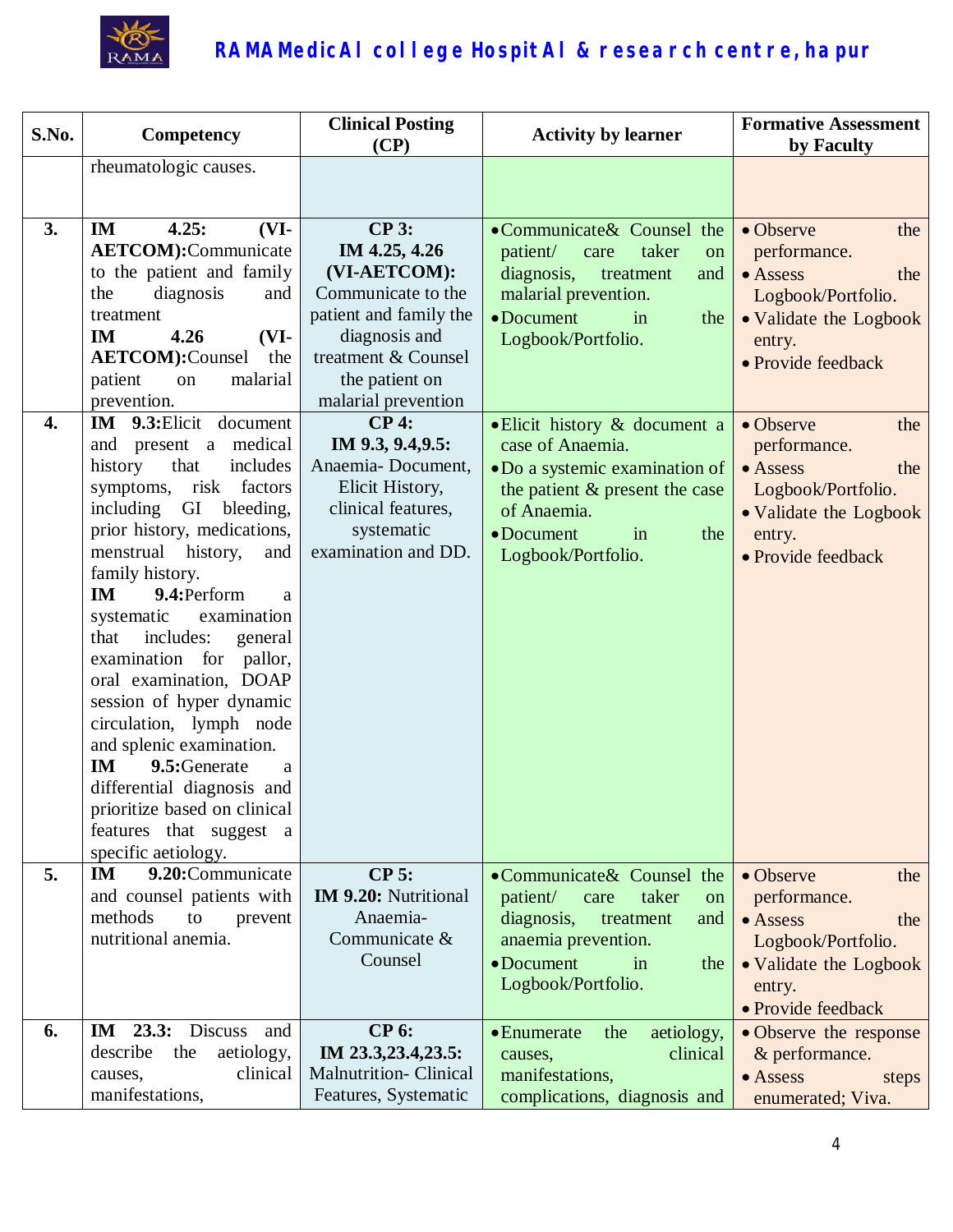| S.No. | Competency | Clinical Posting (CP) | Activity by learner | Formative Assessment by Faculty |
|---|---|---|---|---|
| | rheumatologic causes. | | | |
| 3. | **IM 4.25: (VI-AETCOM):**Communicate to the patient and family the diagnosis and treatment **IM 4.26 (VI-AETCOM):**Counsel the patient on malarial prevention. | **CP 3: IM 4.25, 4.26 (VI-AETCOM):** Communicate to the patient and family the diagnosis and treatment & Counsel the patient on malarial prevention | • Communicate& Counsel the patient/ care taker on diagnosis, treatment and malarial prevention. • Document in the Logbook/Portfolio. | • Observe the performance. • Assess the Logbook/Portfolio. • Validate the Logbook entry. • Provide feedback |
| 4. | **IM 9.3:**Elicit document and present a medical history that includes symptoms, risk factors including GI bleeding, prior history, medications, menstrual history, and family history. **IM 9.4:**Perform a systematic examination that includes: general examination for pallor, oral examination, DOAP session of hyper dynamic circulation, lymph node and splenic examination. **IM 9.5:**Generate a differential diagnosis and prioritize based on clinical features that suggest a specific aetiology. | **CP 4: IM 9.3, 9.4,9.5:** Anaemia- Document, Elicit History, clinical features, systematic examination and DD. | • Elicit history & document a case of Anaemia. • Do a systemic examination of the patient & present the case of Anaemia. • Document in the Logbook/Portfolio. | • Observe the performance. • Assess the Logbook/Portfolio. • Validate the Logbook entry. • Provide feedback |
| 5. | **IM 9.20:**Communicate and counsel patients with methods to prevent nutritional anemia. | **CP 5: IM 9.20:** Nutritional Anaemia- Communicate & Counsel | • Communicate& Counsel the patient/ care taker on diagnosis, treatment and anaemia prevention. • Document in the Logbook/Portfolio. | • Observe the performance. • Assess the Logbook/Portfolio. • Validate the Logbook entry. • Provide feedback |
| 6. | **IM 23.3:** Discuss and describe the aetiology, causes, clinical manifestations, | **CP 6: IM 23.3,23.4,23.5:** Malnutrition- Clinical Features, Systematic | • Enumerate the aetiology, causes, clinical manifestations, complications, diagnosis and | • Observe the response & performance. • Assess steps enumerated; Viva. |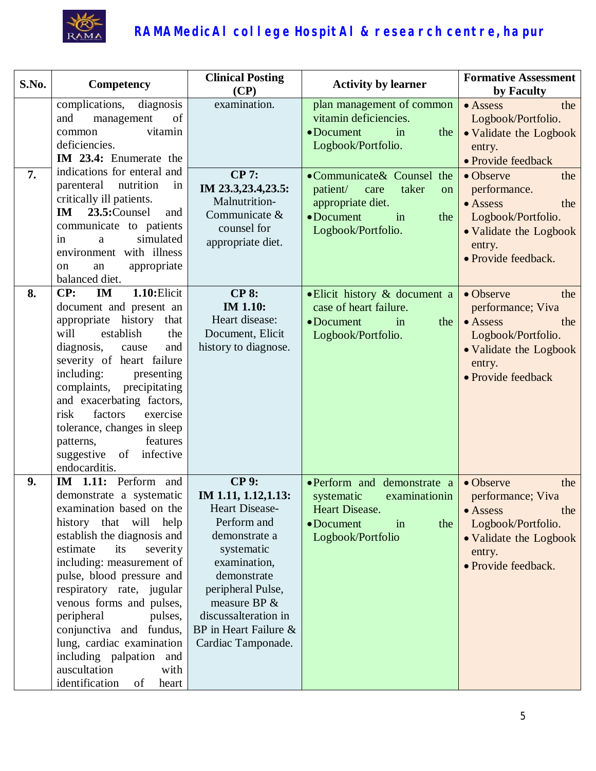| S.No. | Competency | Clinical Posting (CP) | Activity by learner | Formative Assessment by Faculty |
|---|---|---|---|---|
| | complications, diagnosis and management of common vitamin deficiencies. **IM 23.4:** Enumerate the | examination. | plan management of common vitamin deficiencies. • Document in the Logbook/Portfolio. | • Assess the Logbook/Portfolio. • Validate the Logbook entry. • Provide feedback |
| **7.** | indications for enteral and parenteral nutrition in critically ill patients. **IM 23.5:** Counsel and communicate to patients in a simulated environment with illness on an appropriate balanced diet. | **CP 7:** **IM 23.3,23.4,23.5:** Malnutrition- Communicate & counsel for appropriate diet. | • Communicate& Counsel the patient/ care taker on appropriate diet. • Document in the Logbook/Portfolio. | • Observe the performance. • Assess the Logbook/Portfolio. • Validate the Logbook entry. • Provide feedback. |
| **8.** | **CP: IM 1.10:** Elicit document and present an appropriate history that will establish the diagnosis, cause and severity of heart failure including: presenting complaints, precipitating and exacerbating factors, risk factors exercise tolerance, changes in sleep patterns, features suggestive of infective endocarditis. | **CP 8:** **IM 1.10:** Heart disease: Document, Elicit history to diagnose. | • Elicit history & document a case of heart failure. • Document in the Logbook/Portfolio. | • Observe the performance; Viva • Assess the Logbook/Portfolio. • Validate the Logbook entry. • Provide feedback |
| **9.** | **IM 1.11:** Perform and demonstrate a systematic examination based on the history that will help establish the diagnosis and estimate its severity including: measurement of pulse, blood pressure and respiratory rate, jugular venous forms and pulses, peripheral pulses, conjunctiva and fundus, lung, cardiac examination including palpation and auscultation with identification of heart | **CP 9:** **IM 1.11, 1.12,1.13:** Heart Disease- Perform and demonstrate a systematic examination, demonstrate peripheral Pulse, measure BP & discussalteration in BP in Heart Failure & Cardiac Tamponade. | • Perform and demonstrate a systematic examinationin Heart Disease. • Document in the Logbook/Portfolio | • Observe the performance; Viva • Assess the Logbook/Portfolio. • Validate the Logbook entry. • Provide feedback. |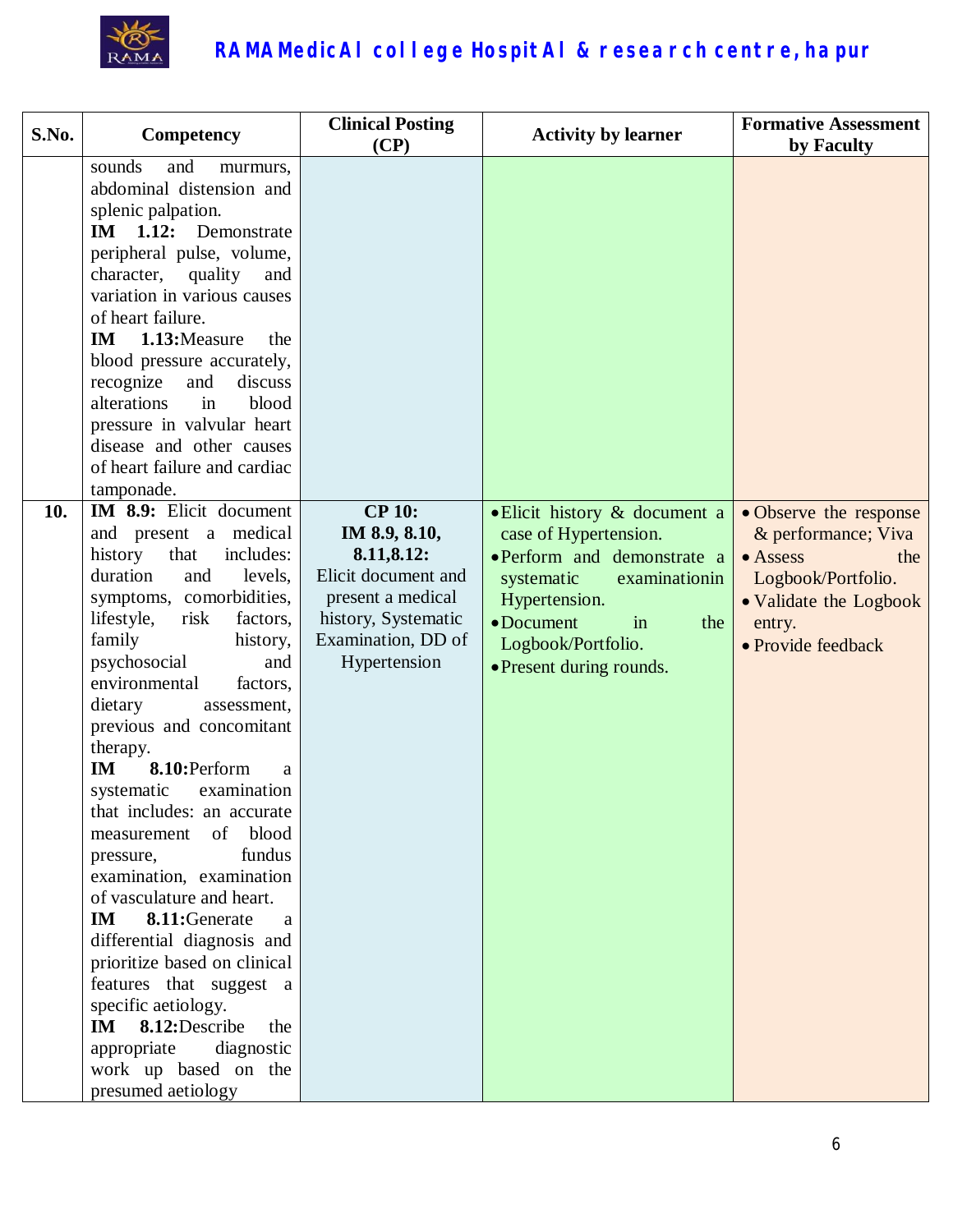| S.No. | Competency | Clinical Posting (CP) | Activity by learner | Formative Assessment by Faculty |
|---|---|---|---|---|
| | sounds and murmurs, abdominal distension and splenic palpation.<br>**IM 1.12:** Demonstrate peripheral pulse, volume, character, quality and variation in various causes of heart failure.<br>**IM 1.13:**Measure the blood pressure accurately, recognize and discuss alterations in blood pressure in valvular heart disease and other causes of heart failure and cardiac tamponade. | | | |
| **10.** | **IM 8.9:** Elicit document and present a medical history that includes: duration and levels, symptoms, comorbidities, lifestyle, risk factors, family history, psychosocial and environmental factors, dietary assessment, previous and concomitant therapy.<br>**IM 8.10:**Perform a systematic examination that includes: an accurate measurement of blood pressure, fundus examination, examination of vasculature and heart.<br>**IM 8.11:**Generate a differential diagnosis and prioritize based on clinical features that suggest a specific aetiology.<br>**IM 8.12:**Describe the appropriate diagnostic work up based on the presumed aetiology | **CP 10:**<br>**IM 8.9, 8.10, 8.11,8.12:**<br>Elicit document and present a medical history, Systematic Examination, DD of Hypertension | • Elicit history & document a case of Hypertension.<br>• Perform and demonstrate a systematic examinationin Hypertension.<br>• Document in the Logbook/Portfolio.<br>• Present during rounds. | • Observe the response & performance; Viva<br>• Assess the Logbook/Portfolio.<br>• Validate the Logbook entry.<br>• Provide feedback |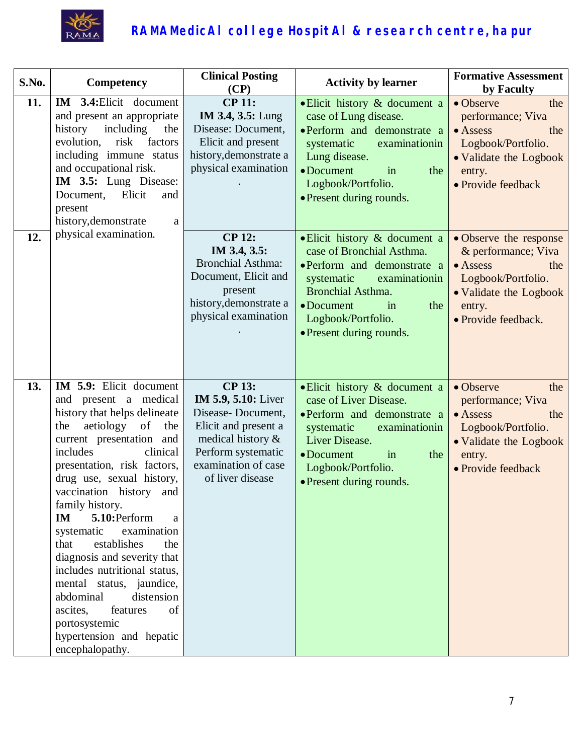| S.No. | Competency | Clinical Posting (CP) | Activity by learner | Formative Assessment by Faculty |
|---|---|---|---|---|
| 11. | **IM 3.4:**Elicit document and present an appropriate history including the evolution, risk factors including immune status and occupational risk. **IM 3.5:** Lung Disease: Document, Elicit and present history,demonstrate a physical examination. | **CP 11:** **IM 3.4, 3.5:** Lung Disease: Document, Elicit and present history,demonstrate a physical examination . | • Elicit history & document a case of Lung disease. • Perform and demonstrate a systematic examinationin Lung disease. • Document in the Logbook/Portfolio. • Present during rounds. | • Observe the performance; Viva • Assess the Logbook/Portfolio. • Validate the Logbook entry. • Provide feedback |
| 12. | | **CP 12:** **IM 3.4, 3.5:** Bronchial Asthma: Document, Elicit and present history,demonstrate a physical examination . | • Elicit history & document a case of Bronchial Asthma. • Perform and demonstrate a systematic examinationin Bronchial Asthma. • Document in the Logbook/Portfolio. • Present during rounds. | • Observe the response & performance; Viva • Assess the Logbook/Portfolio. • Validate the Logbook entry. • Provide feedback. |
| 13. | **IM 5.9:** Elicit document and present a medical history that helps delineate the aetiology of the current presentation and includes clinical presentation, risk factors, drug use, sexual history, vaccination history and family history. **IM 5.10:**Perform a systematic examination that establishes the diagnosis and severity that includes nutritional status, mental status, jaundice, abdominal distension ascites, features of portosystemic hypertension and hepatic encephalopathy. | **CP 13:** **IM 5.9, 5.10:** Liver Disease- Document, Elicit and present a medical history & Perform systematic examination of case of liver disease | • Elicit history & document a case of Liver Disease. • Perform and demonstrate a systematic examinationin Liver Disease. • Document in the Logbook/Portfolio. • Present during rounds. | • Observe the performance; Viva • Assess the Logbook/Portfolio. • Validate the Logbook entry. • Provide feedback |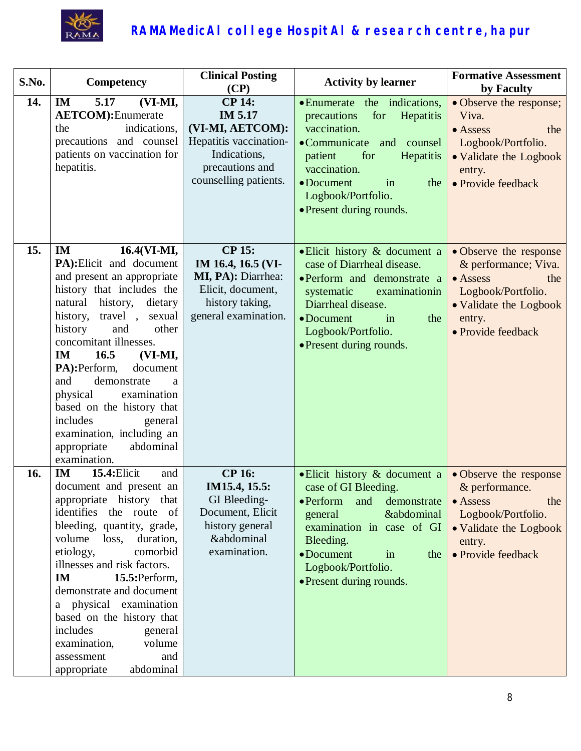| S.No. | Competency | Clinical Posting (CP) | Activity by learner | Formative Assessment by Faculty |
|---|---|---|---|---|
| 14. | **IM 5.17 (VI-MI, AETCOM):** Enumerate the indications, precautions and counsel patients on vaccination for hepatitis. | **CP 14: IM 5.17 (VI-MI, AETCOM):** Hepatitis vaccination- Indications, precautions and counselling patients. | • Enumerate the indications, precautions for Hepatitis vaccination.<br>• Communicate and counsel patient for Hepatitis vaccination.<br>• Document in the Logbook/Portfolio.<br>• Present during rounds. | • Observe the response; Viva.<br>• Assess the Logbook/Portfolio.<br>• Validate the Logbook entry.<br>• Provide feedback |
| 15. | **IM 16.4(VI-MI, PA):** Elicit and document and present an appropriate history that includes the natural history, dietary history, travel , sexual history and other concomitant illnesses.<br>**IM 16.5 (VI-MI, PA):** Perform, document and demonstrate a physical examination based on the history that includes general examination, including an appropriate abdominal examination. | **CP 15: IM 16.4, 16.5 (VI-MI, PA):** Diarrhea: Elicit, document, history taking, general examination. | • Elicit history & document a case of Diarrheal disease.<br>• Perform and demonstrate a systematic examinationin Diarrheal disease.<br>• Document in the Logbook/Portfolio.<br>• Present during rounds. | • Observe the response & performance; Viva.<br>• Assess the Logbook/Portfolio.<br>• Validate the Logbook entry.<br>• Provide feedback |
| 16. | **IM 15.4:** Elicit and document and present an appropriate history that identifies the route of bleeding, quantity, grade, volume loss, duration, etiology, comorbid illnesses and risk factors.<br>**IM 15.5:** Perform, demonstrate and document a physical examination based on the history that includes general examination, volume assessment and appropriate abdominal | **CP 16: IM15.4, 15.5:** GI Bleeding- Document, Elicit history general &abdominal examination. | • Elicit history & document a case of GI Bleeding.<br>• Perform and demonstrate general &abdominal examination in case of GI Bleeding.<br>• Document in the Logbook/Portfolio.<br>• Present during rounds. | • Observe the response & performance.<br>• Assess the Logbook/Portfolio.<br>• Validate the Logbook entry.<br>• Provide feedback |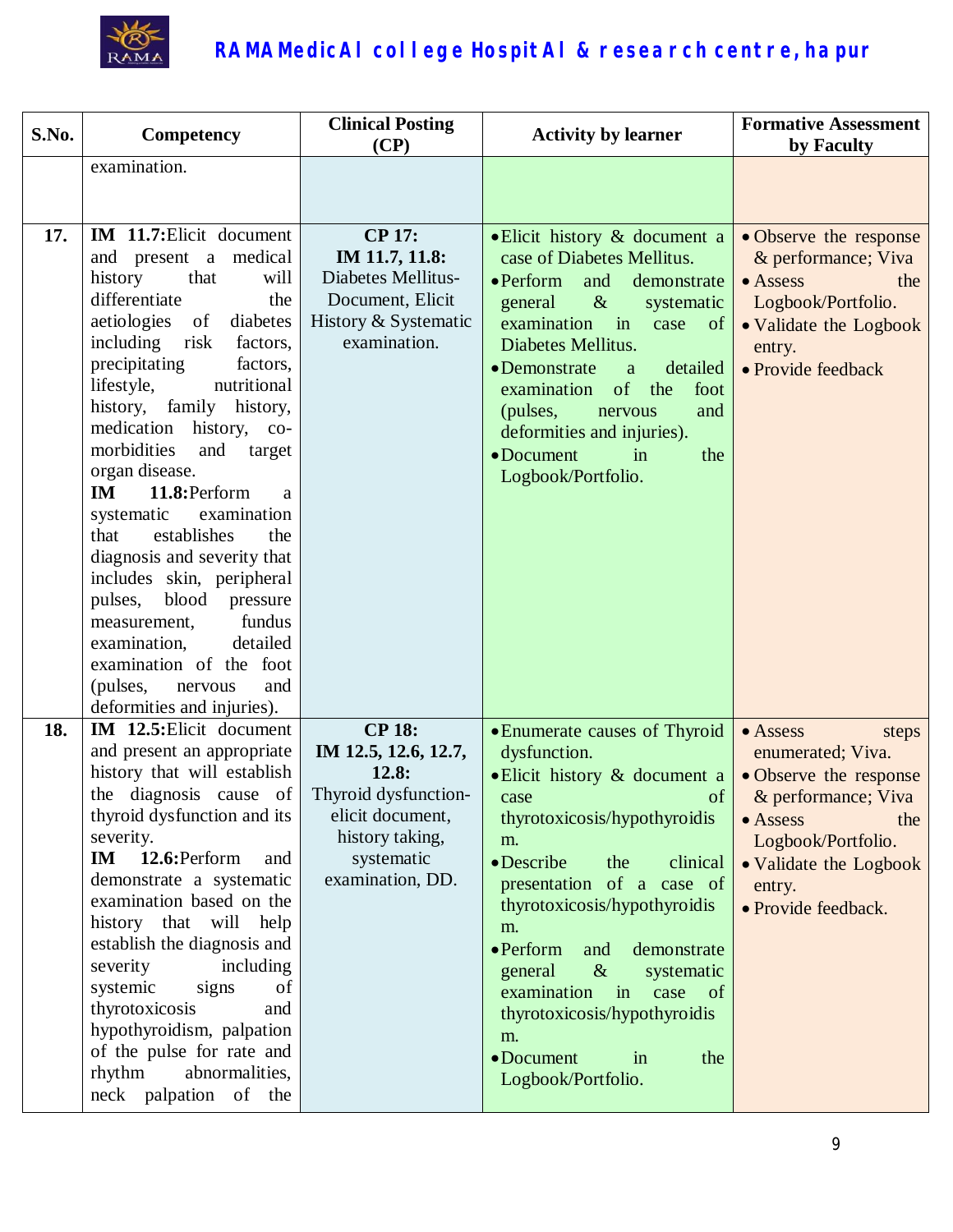| S.No. | Competency | Clinical Posting (CP) | Activity by learner | Formative Assessment by Faculty |
|---|---|---|---|---|
| | examination. | | | |
| 17. | **IM 11.7:** Elicit document and present a medical history that will differentiate the aetiologies of diabetes including risk factors, precipitating factors, lifestyle, nutritional history, family history, medication history, co-morbidities and target organ disease.<br>**IM 11.8:** Perform a systematic examination that establishes the diagnosis and severity that includes skin, peripheral pulses, blood pressure measurement, fundus examination, detailed examination of the foot (pulses, nervous and deformities and injuries). | **CP 17:**<br>**IM 11.7, 11.8:**<br>Diabetes Mellitus-Document, Elicit History & Systematic examination. | • Elicit history & document a case of Diabetes Mellitus.<br>• Perform and demonstrate general & systematic examination in case of Diabetes Mellitus.<br>• Demonstrate a detailed examination of the foot (pulses, nervous and deformities and injuries).<br>• Document in the Logbook/Portfolio. | • Observe the response & performance; Viva<br>• Assess the Logbook/Portfolio.<br>• Validate the Logbook entry.<br>• Provide feedback |
| 18. | **IM 12.5:** Elicit document and present an appropriate history that will establish the diagnosis cause of thyroid dysfunction and its severity.<br>**IM 12.6:** Perform and demonstrate a systematic examination based on the history that will help establish the diagnosis and severity including systemic signs of thyrotoxicosis and hypothyroidism, palpation of the pulse for rate and rhythm abnormalities, neck palpation of the | **CP 18:**<br>**IM 12.5, 12.6, 12.7, 12.8:**<br>Thyroid dysfunction-elicit document, history taking, systematic examination, DD. | • Enumerate causes of Thyroid dysfunction.<br>• Elicit history & document a case of thyrotoxicosis/hypothyroidism.<br>• Describe the clinical presentation of a case of thyrotoxicosis/hypothyroidism.<br>• Perform and demonstrate general & systematic examination in case of thyrotoxicosis/hypothyroidism.<br>• Document in the Logbook/Portfolio. | • Assess steps enumerated; Viva.<br>• Observe the response & performance; Viva<br>• Assess the Logbook/Portfolio.<br>• Validate the Logbook entry.<br>• Provide feedback. |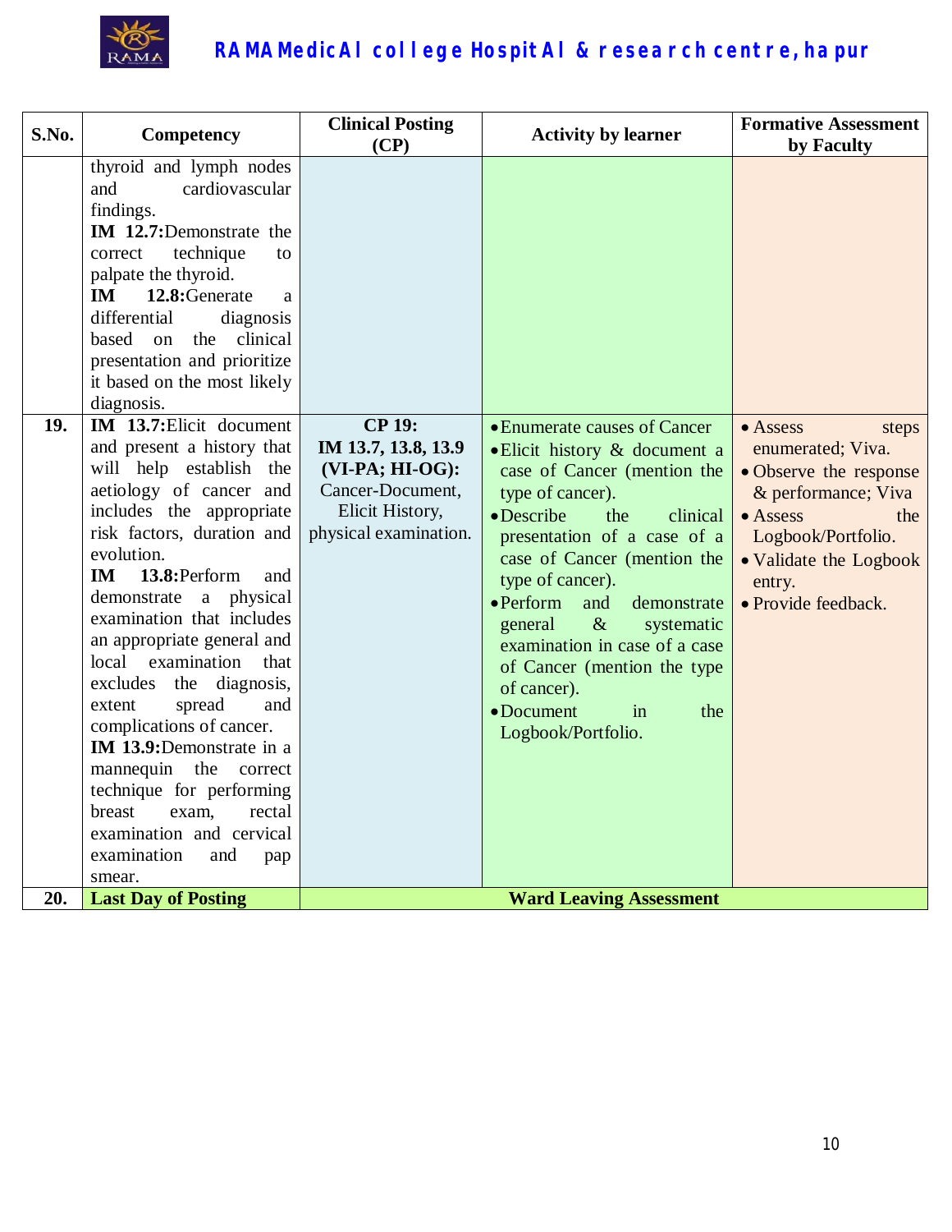| S.No. | Competency | Clinical Posting (CP) | Activity by learner | Formative Assessment by Faculty |
|---|---|---|---|---|
| | thyroid and lymph nodes and cardiovascular findings. **IM 12.7:**Demonstrate the correct technique to palpate the thyroid. **IM 12.8:**Generate a differential diagnosis based on the clinical presentation and prioritize it based on the most likely diagnosis. | | | |
| **19.** | **IM 13.7:**Elicit document and present a history that will help establish the aetiology of cancer and includes the appropriate risk factors, duration and evolution. **IM 13.8:**Perform and demonstrate a physical examination that includes an appropriate general and local examination that excludes the diagnosis, extent spread and complications of cancer. **IM 13.9:**Demonstrate in a mannequin the correct technique for performing breast exam, rectal examination and cervical examination and pap smear. | **CP 19: IM 13.7, 13.8, 13.9 (VI-PA; HI-OG):** Cancer-Document, Elicit History, physical examination. | • Enumerate causes of Cancer<br>• Elicit history & document a case of Cancer (mention the type of cancer).<br>• Describe the clinical presentation of a case of a case of Cancer (mention the type of cancer).<br>• Perform and demonstrate general & systematic examination in case of a case of Cancer (mention the type of cancer).<br>• Document in the Logbook/Portfolio. | • Assess steps enumerated; Viva.<br>• Observe the response & performance; Viva<br>• Assess the Logbook/Portfolio.<br>• Validate the Logbook entry.<br>• Provide feedback. |
| **20.** | **Last Day of Posting** | **Ward Leaving Assessment** | | |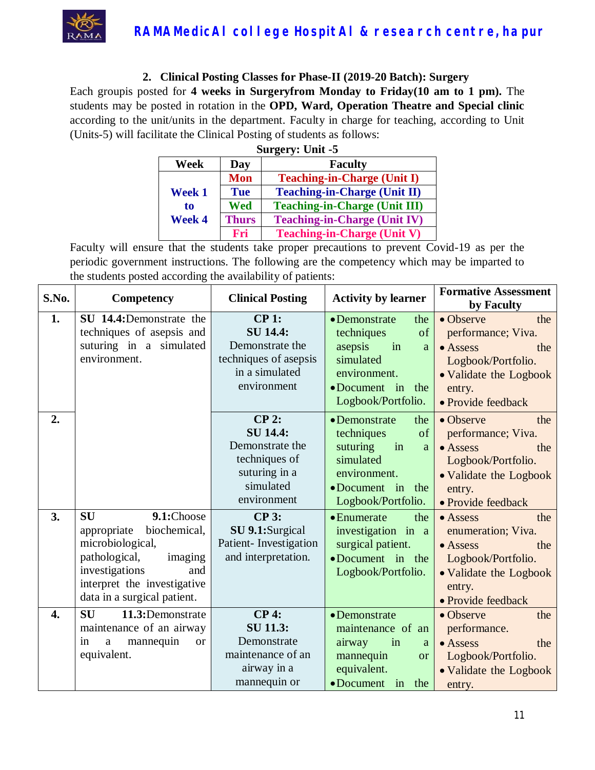### 2. Clinical Posting Classes for Phase-II (2019-20 Batch): Surgery

Each groupis posted for **4 weeks in Surgeryfrom Monday to Friday(10 am to 1 pm).** The students may be posted in rotation in the **OPD, Ward, Operation Theatre and Special clinic** according to the unit/units in the department. Faculty in charge for teaching, according to Unit (Units-5) will facilitate the Clinical Posting of students as follows:

**Surgery: Unit -5**

| Week | Day | Faculty |
|---|---|---|
| Week 1 to Week 4 | Mon | Teaching-in-Charge (Unit I) |
| | Tue | Teaching-in-Charge (Unit II) |
| | Wed | Teaching-in-Charge (Unit III) |
| | Thurs | Teaching-in-Charge (Unit IV) |
| | Fri | Teaching-in-Charge (Unit V) |

Faculty will ensure that the students take proper precautions to prevent Covid-19 as per the periodic government instructions. The following are the competency which may be imparted to the students posted according the availability of patients:

| S.No. | Competency | Clinical Posting | Activity by learner | Formative Assessment by Faculty |
|---|---|---|---|---|
| 1. | **SU 14.4:**Demonstrate the techniques of asepsis and suturing in a simulated environment. | **CP 1: SU 14.4:** Demonstrate the techniques of asepsis in a simulated environment | • Demonstrate the techniques of asepsis in a simulated environment. • Document in the Logbook/Portfolio. | • Observe the performance; Viva. • Assess the Logbook/Portfolio. • Validate the Logbook entry. • Provide feedback |
| 2. | | **CP 2: SU 14.4:** Demonstrate the techniques of suturing in a simulated environment | • Demonstrate the techniques of suturing in a simulated environment. • Document in the Logbook/Portfolio. | • Observe the performance; Viva. • Assess the Logbook/Portfolio. • Validate the Logbook entry. • Provide feedback |
| 3. | **SU 9.1:**Choose appropriate biochemical, microbiological, pathological, imaging investigations and interpret the investigative data in a surgical patient. | **CP 3: SU 9.1:**Surgical Patient- Investigation and interpretation. | • Enumerate the investigation in a surgical patient. • Document in the Logbook/Portfolio. | • Assess the enumeration; Viva. • Assess the Logbook/Portfolio. • Validate the Logbook entry. • Provide feedback |
| 4. | **SU 11.3:**Demonstrate maintenance of an airway in a mannequin or equivalent. | **CP 4: SU 11.3:** Demonstrate maintenance of an airway in a mannequin or | • Demonstrate maintenance of an airway in a mannequin or equivalent. • Document in the | • Observe the performance. • Assess the Logbook/Portfolio. • Validate the Logbook entry. |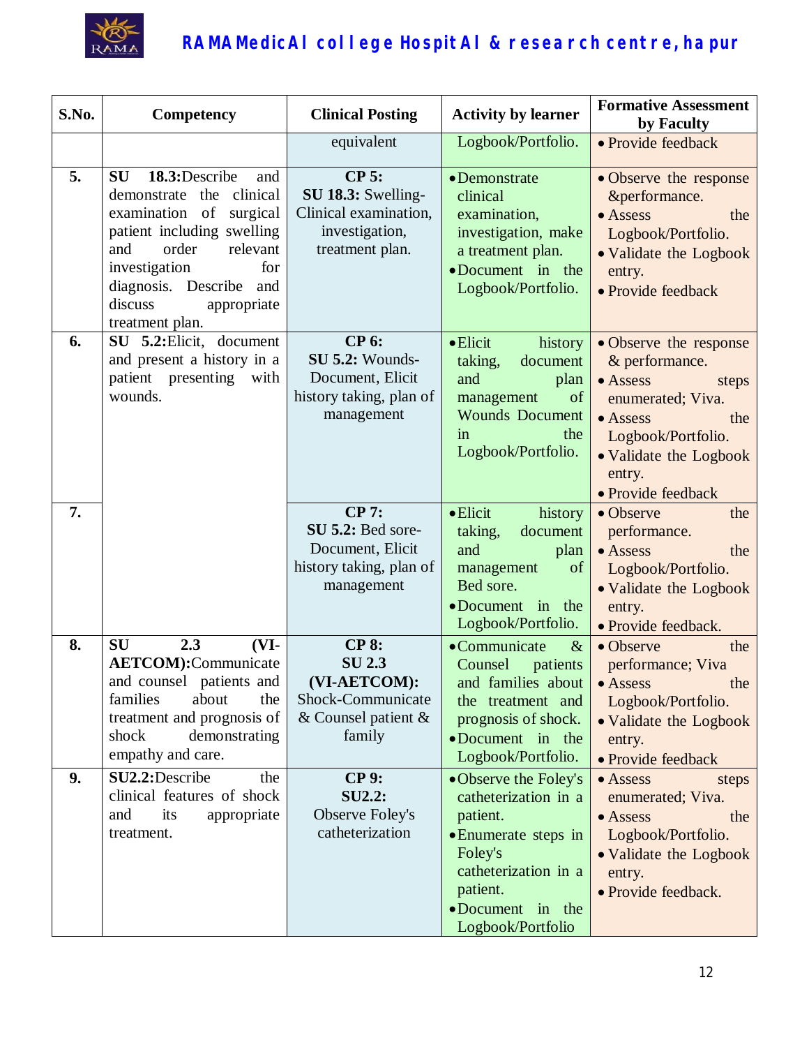| S.No. | Competency | Clinical Posting | Activity by learner | Formative Assessment by Faculty |
|---|---|---|---|---|
| | | equivalent | Logbook/Portfolio. | • Provide feedback |
| **5.** | **SU 18.3:**Describe and demonstrate the clinical examination of surgical patient including swelling and order relevant investigation for diagnosis. Describe and discuss appropriate treatment plan. | **CP 5:** **SU 18.3:** Swelling-Clinical examination, investigation, treatment plan. | • Demonstrate clinical examination, investigation, make a treatment plan. • Document in the Logbook/Portfolio. | • Observe the response &performance. • Assess the Logbook/Portfolio. • Validate the Logbook entry. • Provide feedback |
| **6.** | **SU 5.2:**Elicit, document and present a history in a patient presenting with wounds. | **CP 6:** **SU 5.2:** Wounds-Document, Elicit history taking, plan of management | • Elicit history taking, document and plan management of Wounds Document in the Logbook/Portfolio. | • Observe the response & performance. • Assess steps enumerated; Viva. • Assess the Logbook/Portfolio. • Validate the Logbook entry. • Provide feedback |
| **7.** | | **CP 7:** **SU 5.2:** Bed sore-Document, Elicit history taking, plan of management | • Elicit history taking, document and plan management of Bed sore. • Document in the Logbook/Portfolio. | • Observe the performance. • Assess the Logbook/Portfolio. • Validate the Logbook entry. • Provide feedback. |
| **8.** | **SU 2.3 (VI-AETCOM):**Communicate and counsel patients and families about the treatment and prognosis of shock demonstrating empathy and care. | **CP 8:** **SU 2.3 (VI-AETCOM):** Shock-Communicate & Counsel patient & family | • Communicate & Counsel patients and families about the treatment and prognosis of shock. • Document in the Logbook/Portfolio. | • Observe the performance; Viva • Assess the Logbook/Portfolio. • Validate the Logbook entry. • Provide feedback |
| **9.** | **SU2.2:**Describe the clinical features of shock and its appropriate treatment. | **CP 9:** **SU2.2:** Observe Foley's catheterization | • Observe the Foley's catheterization in a patient. • Enumerate steps in Foley's catheterization in a patient. • Document in the Logbook/Portfolio | • Assess steps enumerated; Viva. • Assess the Logbook/Portfolio. • Validate the Logbook entry. • Provide feedback. |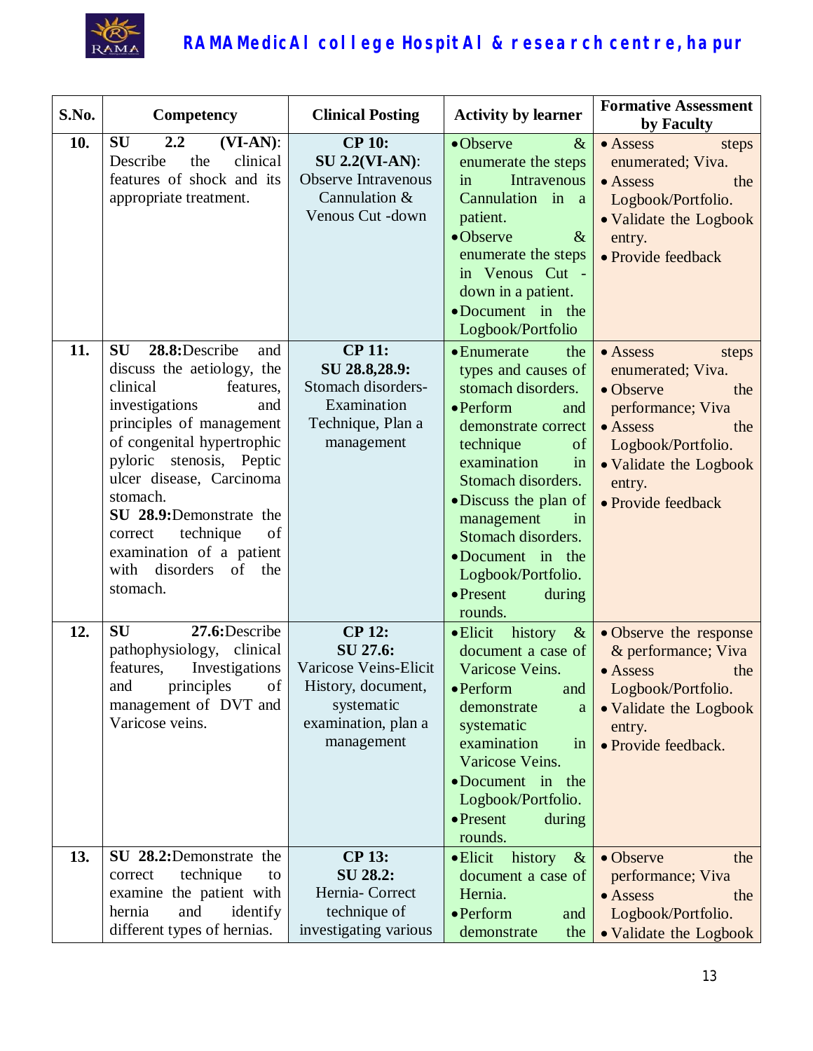| S.No. | Competency | Clinical Posting | Activity by learner | Formative Assessment by Faculty |
|---|---|---|---|---|
| 10. | **SU 2.2 (VI-AN)**: Describe the clinical features of shock and its appropriate treatment. | **CP 10: SU 2.2(VI-AN)**: Observe Intravenous Cannulation & Venous Cut -down | • Observe & enumerate the steps in Intravenous Cannulation in a patient. • Observe & enumerate the steps in Venous Cut - down in a patient. • Document in the Logbook/Portfolio | • Assess steps enumerated; Viva. • Assess the Logbook/Portfolio. • Validate the Logbook entry. • Provide feedback |
| 11. | **SU 28.8:**Describe and discuss the aetiology, the clinical features, investigations and principles of management of congenital hypertrophic pyloric stenosis, Peptic ulcer disease, Carcinoma stomach. **SU 28.9:**Demonstrate the correct technique of examination of a patient with disorders of the stomach. | **CP 11: SU 28.8,28.9:** Stomach disorders- Examination Technique, Plan a management | • Enumerate the types and causes of stomach disorders. • Perform and demonstrate correct technique of examination in Stomach disorders. • Discuss the plan of management in Stomach disorders. • Document in the Logbook/Portfolio. • Present during rounds. | • Assess steps enumerated; Viva. • Observe the performance; Viva • Assess the Logbook/Portfolio. • Validate the Logbook entry. • Provide feedback |
| 12. | **SU 27.6:**Describe pathophysiology, clinical features, Investigations and principles of management of DVT and Varicose veins. | **CP 12: SU 27.6:** Varicose Veins-Elicit History, document, systematic examination, plan a management | • Elicit history & document a case of Varicose Veins. • Perform and demonstrate a systematic examination in Varicose Veins. • Document in the Logbook/Portfolio. • Present during rounds. | • Observe the response & performance; Viva • Assess the Logbook/Portfolio. • Validate the Logbook entry. • Provide feedback. |
| 13. | **SU 28.2:**Demonstrate the correct technique to examine the patient with hernia and identify different types of hernias. | **CP 13: SU 28.2:** Hernia- Correct technique of investigating various | • Elicit history & document a case of Hernia. • Perform and demonstrate the | • Observe the performance; Viva • Assess the Logbook/Portfolio. • Validate the Logbook |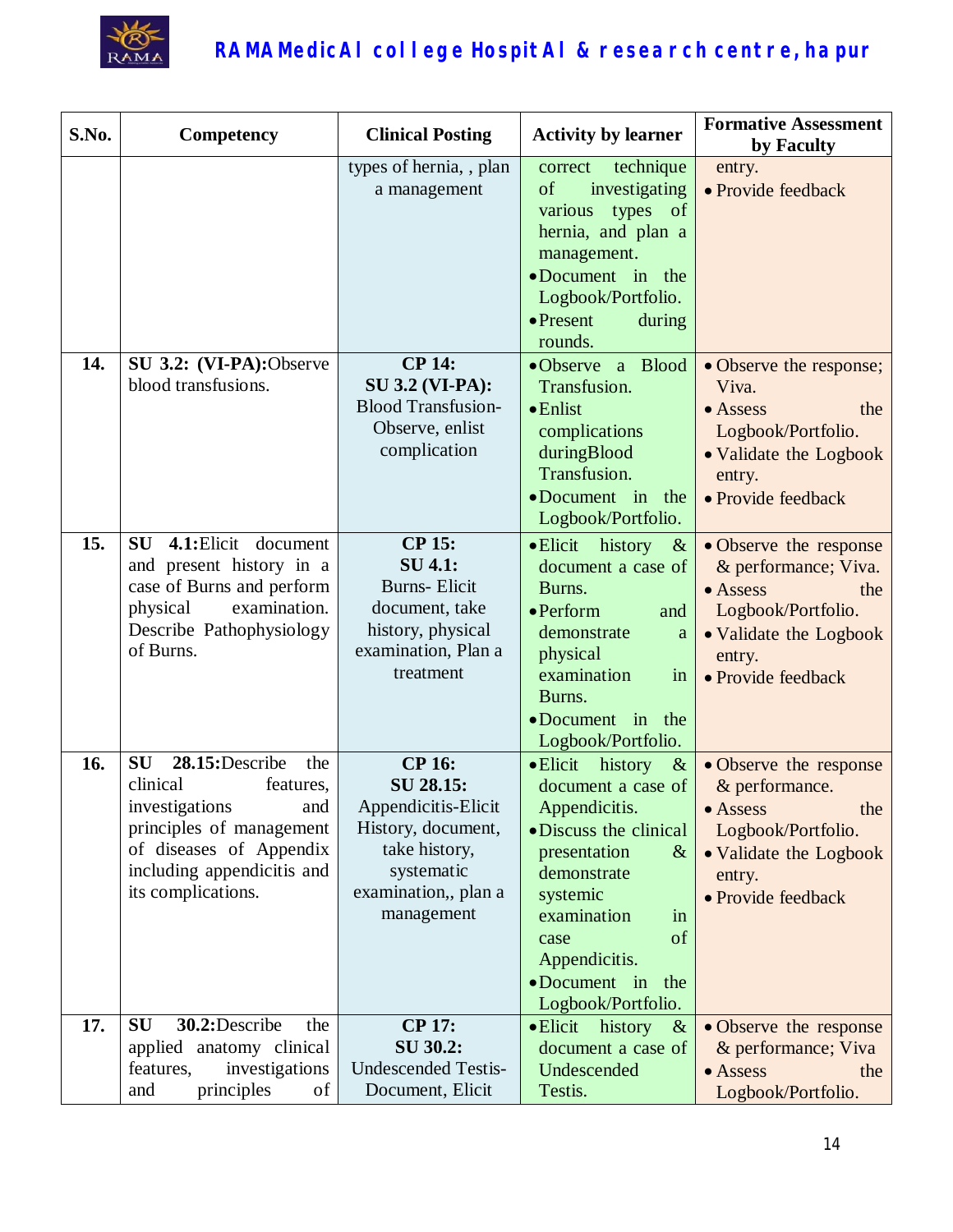| S.No. | Competency | Clinical Posting | Activity by learner | Formative Assessment by Faculty |
|---|---|---|---|---|
| | | types of hernia, , plan a management | correct technique of investigating various types of hernia, and plan a management.<br>• Document in the Logbook/Portfolio.<br>• Present during rounds. | entry.<br>• Provide feedback |
| **14.** | **SU 3.2: (VI-PA):**Observe blood transfusions. | **CP 14:**<br>**SU 3.2 (VI-PA):**<br>Blood Transfusion-Observe, enlist complication | • Observe a Blood Transfusion.<br>• Enlist complications duringBlood Transfusion.<br>• Document in the Logbook/Portfolio. | • Observe the response; Viva.<br>• Assess the Logbook/Portfolio.<br>• Validate the Logbook entry.<br>• Provide feedback |
| **15.** | **SU 4.1:**Elicit document and present history in a case of Burns and perform physical examination. Describe Pathophysiology of Burns. | **CP 15:**<br>**SU 4.1:**<br>Burns- Elicit document, take history, physical examination, Plan a treatment | • Elicit history & document a case of Burns.<br>• Perform and demonstrate a physical examination in Burns.<br>• Document in the Logbook/Portfolio. | • Observe the response & performance; Viva.<br>• Assess the Logbook/Portfolio.<br>• Validate the Logbook entry.<br>• Provide feedback |
| **16.** | **SU 28.15:**Describe the clinical features, investigations and principles of management of diseases of Appendix including appendicitis and its complications. | **CP 16:**<br>**SU 28.15:**<br>Appendicitis-Elicit History, document, take history, systematic examination,, plan a management | • Elicit history & document a case of Appendicitis.<br>• Discuss the clinical presentation & demonstrate systemic examination in case of Appendicitis.<br>• Document in the Logbook/Portfolio. | • Observe the response & performance.<br>• Assess the Logbook/Portfolio.<br>• Validate the Logbook entry.<br>• Provide feedback |
| **17.** | **SU 30.2:**Describe the applied anatomy clinical features, investigations and principles of | **CP 17:**<br>**SU 30.2:**<br>Undescended Testis-Document, Elicit | • Elicit history & document a case of Undescended Testis. | • Observe the response & performance; Viva<br>• Assess the Logbook/Portfolio. |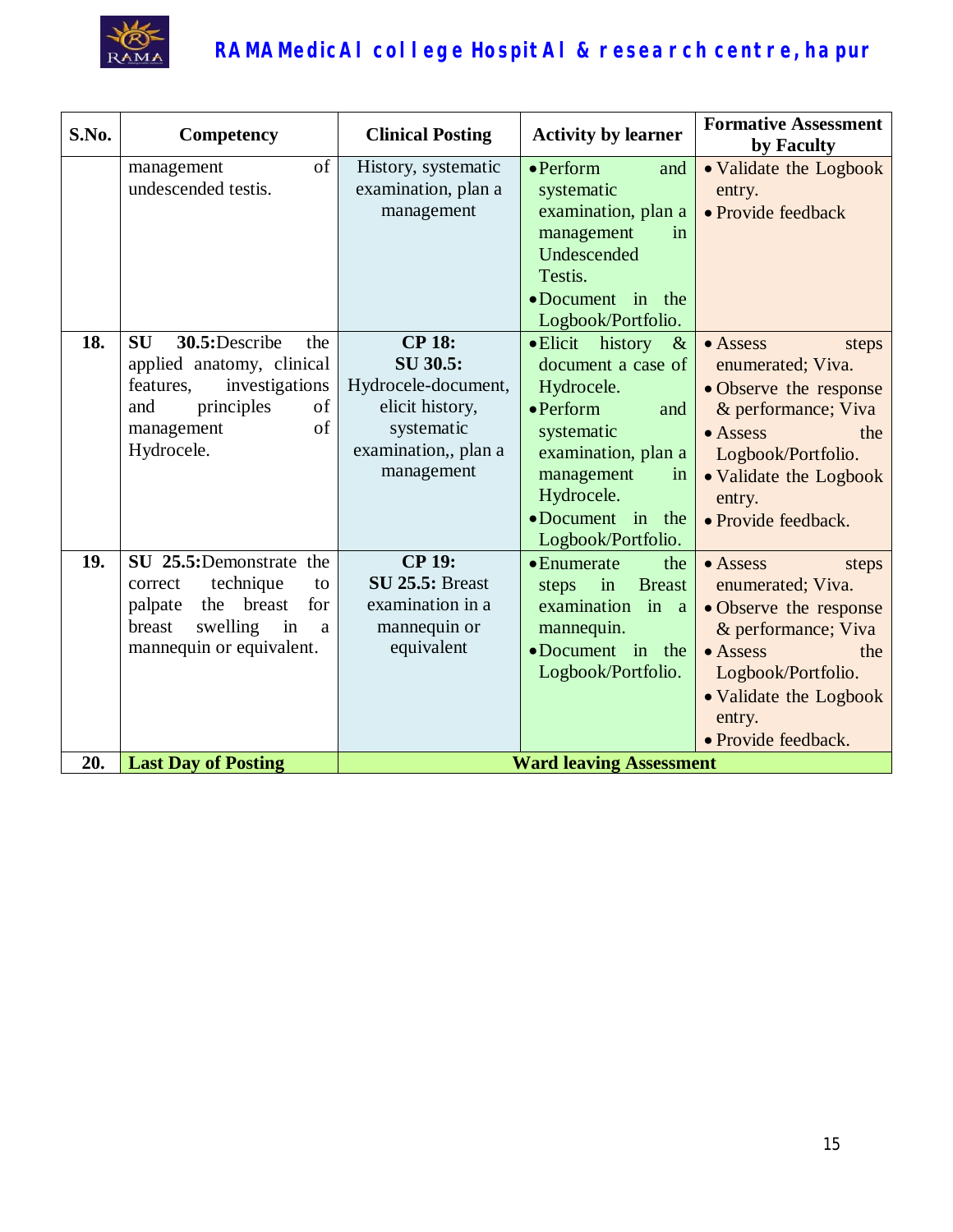| S.No. | Competency | Clinical Posting | Activity by learner | Formative Assessment by Faculty |
|---|---|---|---|---|
| | management of undescended testis. | History, systematic examination, plan a management | • Perform and systematic examination, plan a management in Undescended Testis.<br>• Document in the Logbook/Portfolio. | • Validate the Logbook entry.<br>• Provide feedback |
| **18.** | **SU 30.5:**Describe the applied anatomy, clinical features, investigations and principles of management of Hydrocele. | **CP 18:**<br>**SU 30.5:**<br>Hydrocele-document, elicit history, systematic examination,, plan a management | • Elicit history & document a case of Hydrocele.<br>• Perform and systematic examination, plan a management in Hydrocele.<br>• Document in the Logbook/Portfolio. | • Assess steps enumerated; Viva.<br>• Observe the response & performance; Viva<br>• Assess the Logbook/Portfolio.<br>• Validate the Logbook entry.<br>• Provide feedback. |
| **19.** | **SU 25.5:**Demonstrate the correct technique to palpate the breast for breast swelling in a mannequin or equivalent. | **CP 19:**<br>**SU 25.5:** Breast examination in a mannequin or equivalent | • Enumerate the steps in Breast examination in a mannequin.<br>• Document in the Logbook/Portfolio. | • Assess steps enumerated; Viva.<br>• Observe the response & performance; Viva<br>• Assess the Logbook/Portfolio.<br>• Validate the Logbook entry.<br>• Provide feedback. |
| **20.** | **Last Day of Posting** | **Ward leaving Assessment** | | |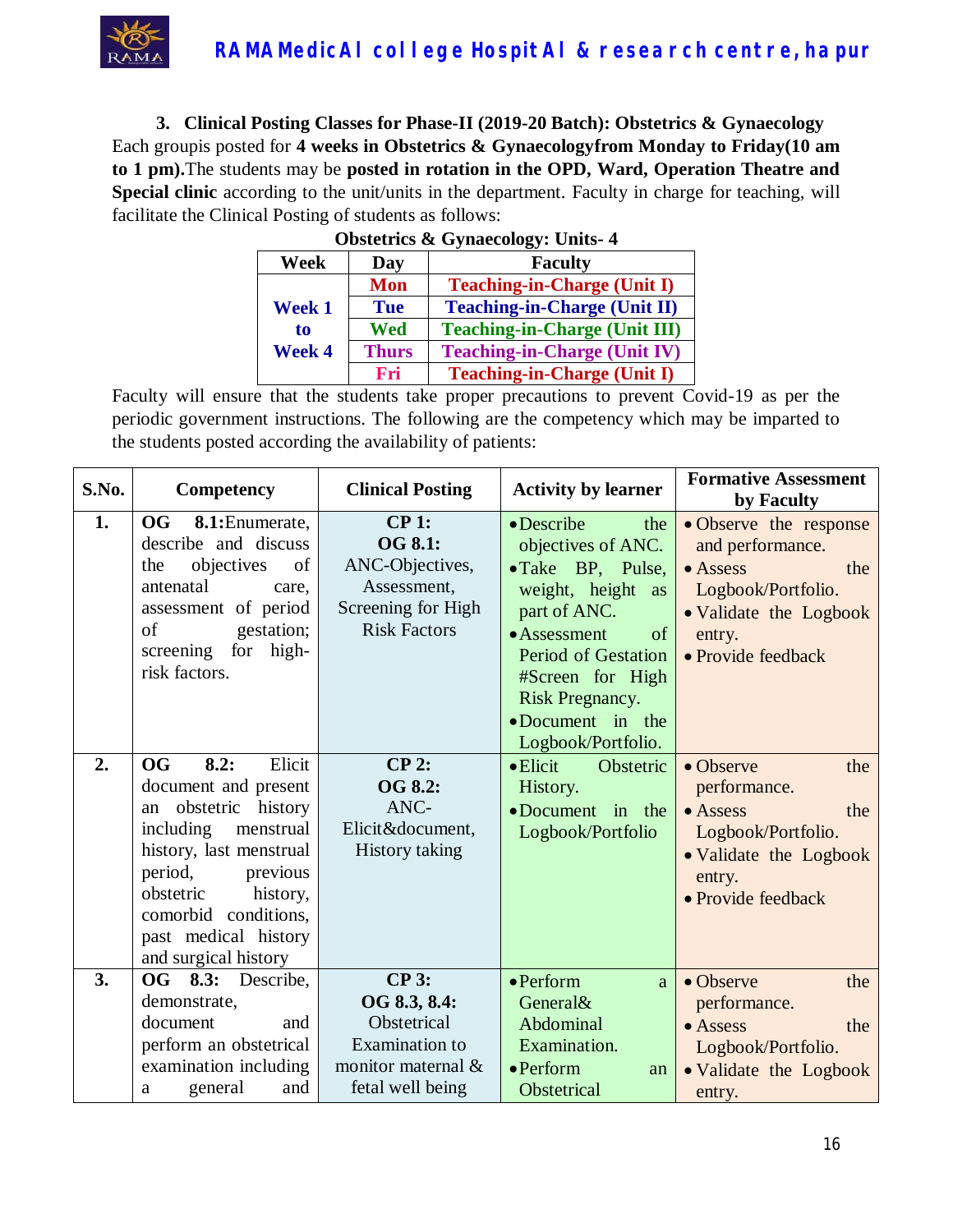### 3. Clinical Posting Classes for Phase-II (2019-20 Batch): Obstetrics & Gynaecology

Each groupis posted for **4 weeks in Obstetrics & Gynaecologyfrom Monday to Friday(10 am to 1 pm).**The students may be **posted in rotation in the OPD, Ward, Operation Theatre and Special clinic** according to the unit/units in the department. Faculty in charge for teaching, will facilitate the Clinical Posting of students as follows:

**Obstetrics & Gynaecology: Units- 4**

| Week | Day | Faculty |
|---|---|---|
| **Week 1 to Week 4** | **Mon** | **Teaching-in-Charge (Unit I)** |
| | **Tue** | **Teaching-in-Charge (Unit II)** |
| | **Wed** | **Teaching-in-Charge (Unit III)** |
| | **Thurs** | **Teaching-in-Charge (Unit IV)** |
| | **Fri** | **Teaching-in-Charge (Unit I)** |

Faculty will ensure that the students take proper precautions to prevent Covid-19 as per the periodic government instructions. The following are the competency which may be imparted to the students posted according the availability of patients:

| S.No. | Competency | Clinical Posting | Activity by learner | Formative Assessment by Faculty |
|---|---|---|---|---|
| **1.** | **OG 8.1:**Enumerate, describe and discuss the objectives of antenatal care, assessment of period of gestation; screening for high-risk factors. | **CP 1:** **OG 8.1:** ANC-Objectives, Assessment, Screening for High Risk Factors | • Describe the objectives of ANC. • Take BP, Pulse, weight, height as part of ANC. • Assessment of Period of Gestation #Screen for High Risk Pregnancy. • Document in the Logbook/Portfolio. | • Observe the response and performance. • Assess the Logbook/Portfolio. • Validate the Logbook entry. • Provide feedback |
| **2.** | **OG 8.2:** Elicit document and present an obstetric history including menstrual history, last menstrual period, previous obstetric history, comorbid conditions, past medical history and surgical history | **CP 2:** **OG 8.2:** ANC- Elicit&document, History taking | • Elicit Obstetric History. • Document in the Logbook/Portfolio | • Observe the performance. • Assess the Logbook/Portfolio. • Validate the Logbook entry. • Provide feedback |
| **3.** | **OG 8.3:** Describe, demonstrate, document and perform an obstetrical examination including a general and | **CP 3:** **OG 8.3, 8.4:** Obstetrical Examination to monitor maternal & fetal well being | • Perform a General& Abdominal Examination. • Perform an Obstetrical | • Observe the performance. • Assess the Logbook/Portfolio. • Validate the Logbook entry. |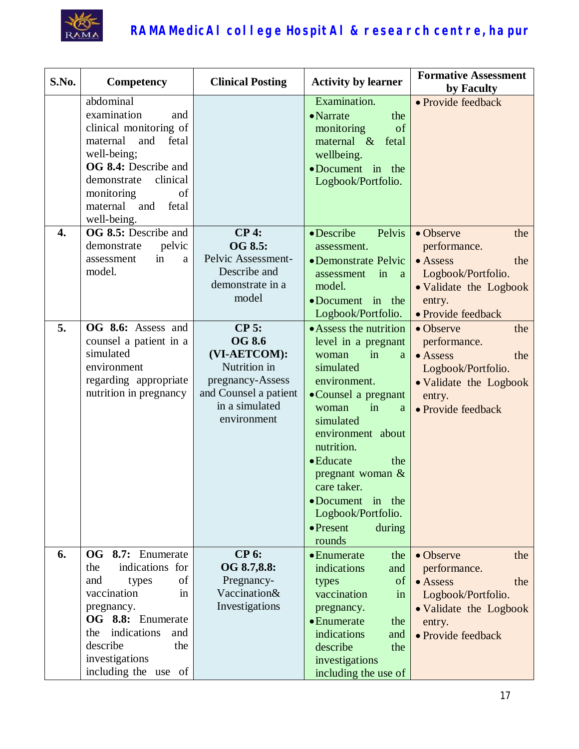| S.No. | Competency | Clinical Posting | Activity by learner | Formative Assessment by Faculty |
|---|---|---|---|---|
| | abdominal examination and clinical monitoring of maternal and fetal well-being; **OG 8.4:** Describe and demonstrate clinical monitoring of maternal and fetal well-being. | | Examination. • Narrate the monitoring of maternal & fetal wellbeing. • Document in the Logbook/Portfolio. | • Provide feedback |
| **4.** | **OG 8.5:** Describe and demonstrate pelvic assessment in a model. | **CP 4: OG 8.5:** Pelvic Assessment-Describe and demonstrate in a model | • Describe Pelvis assessment. • Demonstrate Pelvic assessment in a model. • Document in the Logbook/Portfolio. | • Observe the performance. • Assess the Logbook/Portfolio. • Validate the Logbook entry. • Provide feedback |
| **5.** | **OG 8.6:** Assess and counsel a patient in a simulated environment regarding appropriate nutrition in pregnancy | **CP 5: OG 8.6 (VI-AETCOM):** Nutrition in pregnancy-Assess and Counsel a patient in a simulated environment | • Assess the nutrition level in a pregnant woman in a simulated environment. • Counsel a pregnant woman in a simulated environment about nutrition. • Educate the pregnant woman & care taker. • Document in the Logbook/Portfolio. • Present during rounds | • Observe the performance. • Assess the Logbook/Portfolio. • Validate the Logbook entry. • Provide feedback |
| **6.** | **OG 8.7:** Enumerate the indications for and types of vaccination in pregnancy. **OG 8.8:** Enumerate the indications and describe the investigations including the use of | **CP 6: OG 8.7,8.8:** Pregnancy-Vaccination& Investigations | • Enumerate the indications and types of vaccination in pregnancy. • Enumerate the indications and describe the investigations including the use of | • Observe the performance. • Assess the Logbook/Portfolio. • Validate the Logbook entry. • Provide feedback |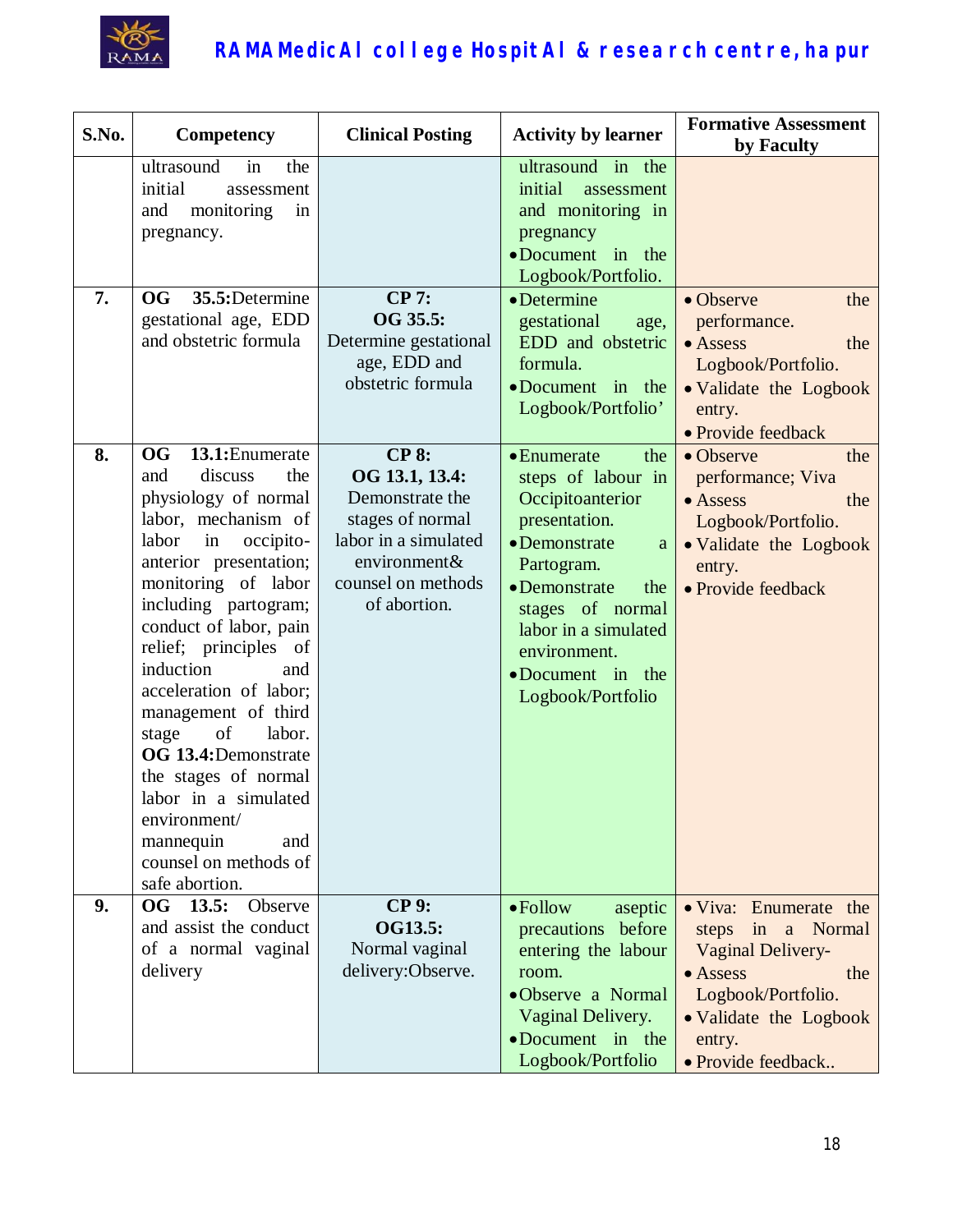| S.No. | Competency | Clinical Posting | Activity by learner | Formative Assessment by Faculty |
|---|---|---|---|---|
| | ultrasound in the initial assessment and monitoring in pregnancy. | | ultrasound in the initial assessment and monitoring in pregnancy<br>• Document in the Logbook/Portfolio. | |
| 7. | **OG 35.5:** Determine gestational age, EDD and obstetric formula | **CP 7:**<br>**OG 35.5:**<br>Determine gestational age, EDD and obstetric formula | • Determine gestational age, EDD and obstetric formula.<br>• Document in the Logbook/Portfolio' | • Observe the performance.<br>• Assess the Logbook/Portfolio.<br>• Validate the Logbook entry.<br>• Provide feedback |
| 8. | **OG 13.1:** Enumerate and discuss the physiology of normal labor, mechanism of labor in occipito-anterior presentation; monitoring of labor including partogram; conduct of labor, pain relief; principles of induction and acceleration of labor; management of third stage of labor.<br>**OG 13.4:** Demonstrate the stages of normal labor in a simulated environment/ mannequin and counsel on methods of safe abortion. | **CP 8:**<br>**OG 13.1, 13.4:**<br>Demonstrate the stages of normal labor in a simulated environment& counsel on methods of abortion. | • Enumerate the steps of labour in Occipitoanterior presentation.<br>• Demonstrate a Partogram.<br>• Demonstrate the stages of normal labor in a simulated environment.<br>• Document in the Logbook/Portfolio | • Observe the performance; Viva<br>• Assess the Logbook/Portfolio.<br>• Validate the Logbook entry.<br>• Provide feedback |
| 9. | **OG 13.5:** Observe and assist the conduct of a normal vaginal delivery | **CP 9:**<br>**OG13.5:**<br>Normal vaginal delivery:Observe. | • Follow aseptic precautions before entering the labour room.<br>• Observe a Normal Vaginal Delivery.<br>• Document in the Logbook/Portfolio | • Viva: Enumerate the steps in a Normal Vaginal Delivery-<br>• Assess the Logbook/Portfolio.<br>• Validate the Logbook entry.<br>• Provide feedback.. |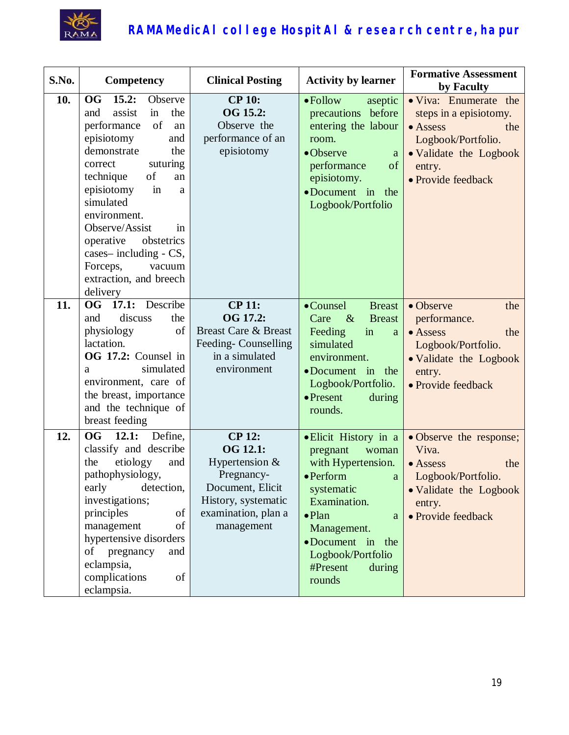| S.No. | Competency | Clinical Posting | Activity by learner | Formative Assessment by Faculty |
|---|---|---|---|---|
| **10.** | **OG 15.2:** Observe and assist in the performance of an episiotomy and demonstrate the correct suturing technique of an episiotomy in a simulated environment. Observe/Assist in operative obstetrics cases– including - CS, Forceps, vacuum extraction, and breech delivery | **CP 10:** **OG 15.2:** Observe the performance of an episiotomy | • Follow aseptic precautions before entering the labour room. • Observe a performance of episiotomy. • Document in the Logbook/Portfolio | • Viva: Enumerate the steps in a episiotomy. • Assess the Logbook/Portfolio. • Validate the Logbook entry. • Provide feedback |
| **11.** | **OG 17.1:** Describe and discuss the physiology of lactation. **OG 17.2:** Counsel in a simulated environment, care of the breast, importance and the technique of breast feeding | **CP 11:** **OG 17.2:** Breast Care & Breast Feeding- Counselling in a simulated environment | • Counsel Breast Care & Breast Feeding in a simulated environment. • Document in the Logbook/Portfolio. • Present during rounds. | • Observe the performance. • Assess the Logbook/Portfolio. • Validate the Logbook entry. • Provide feedback |
| **12.** | **OG 12.1:** Define, classify and describe the etiology and pathophysiology, early detection, investigations; principles of management of hypertensive disorders of pregnancy and eclampsia, complications of eclampsia. | **CP 12:** **OG 12.1:** Hypertension & Pregnancy- Document, Elicit History, systematic examination, plan a management | • Elicit History in a pregnant woman with Hypertension. • Perform a systematic Examination. • Plan a Management. • Document in the Logbook/Portfolio #Present during rounds | • Observe the response; Viva. • Assess the Logbook/Portfolio. • Validate the Logbook entry. • Provide feedback |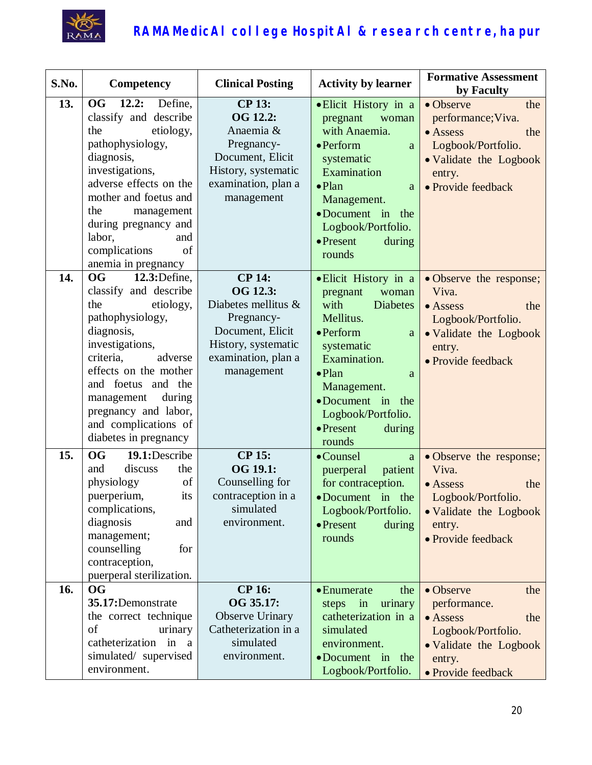| S.No. | Competency | Clinical Posting | Activity by learner | Formative Assessment by Faculty |
|---|---|---|---|---|
| 13. | **OG 12.2:** Define, classify and describe the etiology, pathophysiology, diagnosis, investigations, adverse effects on the mother and foetus and the management during pregnancy and labor, and complications of anemia in pregnancy | **CP 13: OG 12.2:** Anaemia & Pregnancy- Document, Elicit History, systematic examination, plan a management | • Elicit History in a pregnant woman with Anaemia. • Perform a systematic Examination • Plan a Management. • Document in the Logbook/Portfolio. • Present during rounds | • Observe the performance; Viva. • Assess the Logbook/Portfolio. • Validate the Logbook entry. • Provide feedback |
| 14. | **OG 12.3:** Define, classify and describe the etiology, pathophysiology, diagnosis, investigations, criteria, adverse effects on the mother and foetus and the management during pregnancy and labor, and complications of diabetes in pregnancy | **CP 14: OG 12.3:** Diabetes mellitus & Pregnancy- Document, Elicit History, systematic examination, plan a management | • Elicit History in a pregnant woman with Diabetes Mellitus. • Perform a systematic Examination. • Plan a Management. • Document in the Logbook/Portfolio. • Present during rounds | • Observe the response; Viva. • Assess the Logbook/Portfolio. • Validate the Logbook entry. • Provide feedback |
| 15. | **OG 19.1:** Describe and discuss the physiology of puerperium, its complications, diagnosis and management; counselling for contraception, puerperal sterilization. | **CP 15: OG 19.1:** Counselling for contraception in a simulated environment. | • Counsel a puerperal patient for contraception. • Document in the Logbook/Portfolio. • Present during rounds | • Observe the response; Viva. • Assess the Logbook/Portfolio. • Validate the Logbook entry. • Provide feedback |
| 16. | **OG 35.17:** Demonstrate the correct technique of urinary catheterization in a simulated/ supervised environment. | **CP 16: OG 35.17:** Observe Urinary Catheterization in a simulated environment. | • Enumerate the steps in urinary catheterization in a simulated environment. • Document in the Logbook/Portfolio. | • Observe the performance. • Assess the Logbook/Portfolio. • Validate the Logbook entry. • Provide feedback |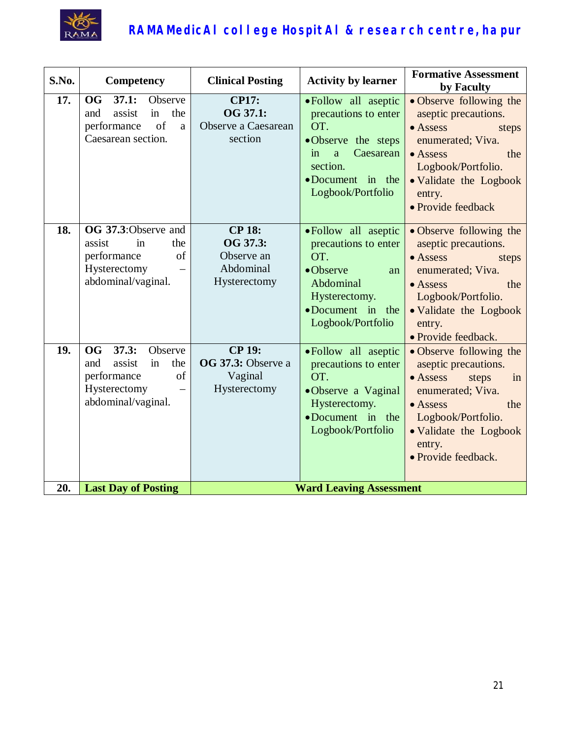| S.No. | Competency | Clinical Posting | Activity by learner | Formative Assessment by Faculty |
|---|---|---|---|---|
| 17. | **OG 37.1:** Observe and assist in the performance of a Caesarean section. | **CP17:** **OG 37.1:** Observe a Caesarean section | • Follow all aseptic precautions to enter OT. • Observe the steps in a Caesarean section. • Document in the Logbook/Portfolio | • Observe following the aseptic precautions. • Assess steps enumerated; Viva. • Assess the Logbook/Portfolio. • Validate the Logbook entry. • Provide feedback |
| 18. | **OG 37.3**:Observe and assist in the performance of Hysterectomy – abdominal/vaginal. | **CP 18:** **OG 37.3:** Observe an Abdominal Hysterectomy | • Follow all aseptic precautions to enter OT. • Observe an Abdominal Hysterectomy. • Document in the Logbook/Portfolio | • Observe following the aseptic precautions. • Assess steps enumerated; Viva. • Assess the Logbook/Portfolio. • Validate the Logbook entry. • Provide feedback. |
| 19. | **OG 37.3:** Observe and assist in the performance of Hysterectomy – abdominal/vaginal. | **CP 19:** **OG 37.3:** Observe a Vaginal Hysterectomy | • Follow all aseptic precautions to enter OT. • Observe a Vaginal Hysterectomy. • Document in the Logbook/Portfolio | • Observe following the aseptic precautions. • Assess steps in enumerated; Viva. • Assess the Logbook/Portfolio. • Validate the Logbook entry. • Provide feedback. |
| 20. | **Last Day of Posting** | **Ward Leaving Assessment** | | |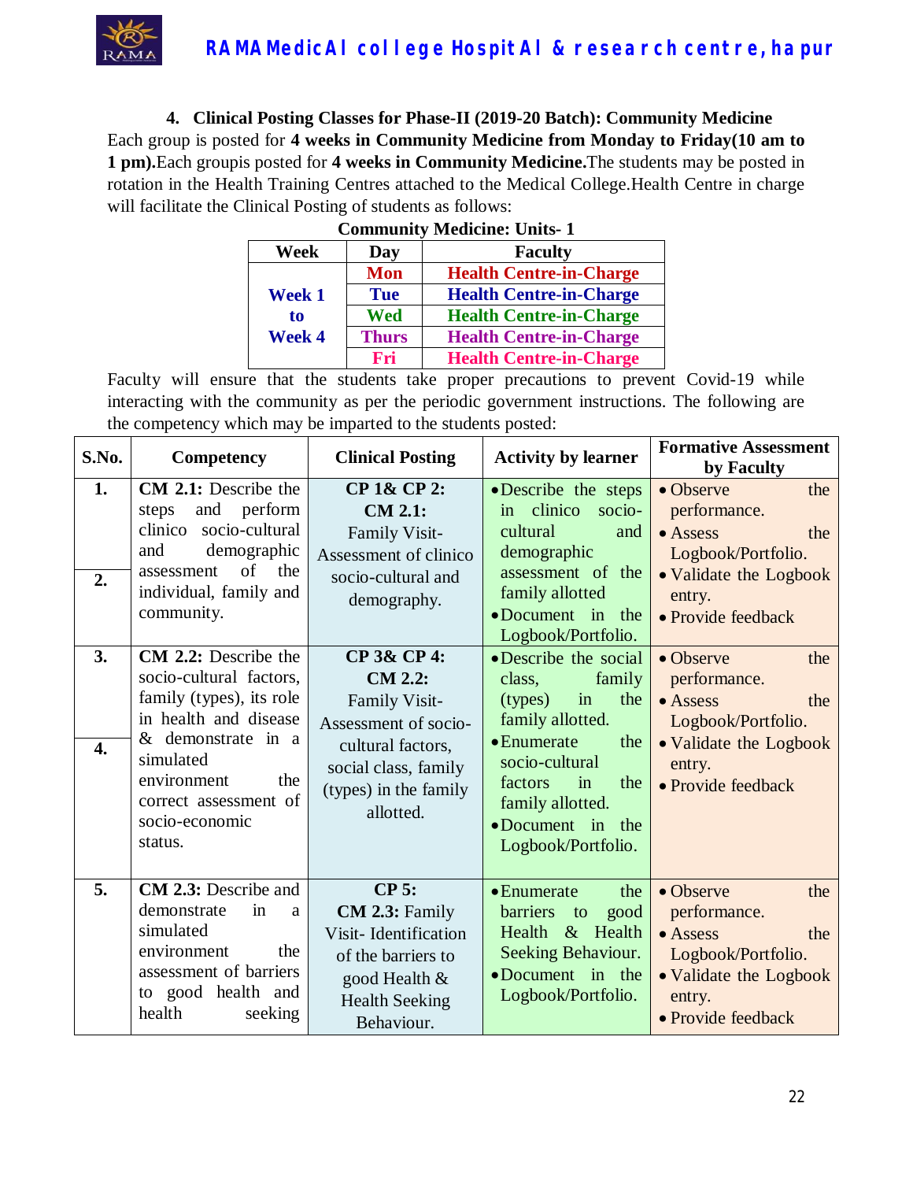### 4. Clinical Posting Classes for Phase-II (2019-20 Batch): Community Medicine

Each group is posted for **4 weeks in Community Medicine from Monday to Friday(10 am to 1 pm).**Each groupis posted for **4 weeks in Community Medicine.**The students may be posted in rotation in the Health Training Centres attached to the Medical College.Health Centre in charge will facilitate the Clinical Posting of students as follows:

**Community Medicine: Units- 1**

| Week | Day | Faculty |
|---|---|---|
| Week 1 to Week 4 | Mon | Health Centre-in-Charge |
| | Tue | Health Centre-in-Charge |
| | Wed | Health Centre-in-Charge |
| | Thurs | Health Centre-in-Charge |
| | Fri | Health Centre-in-Charge |

Faculty will ensure that the students take proper precautions to prevent Covid-19 while interacting with the community as per the periodic government instructions. The following are the competency which may be imparted to the students posted:

| S.No. | Competency | Clinical Posting | Activity by learner | Formative Assessment by Faculty |
|---|---|---|---|---|
| 1. 2. | **CM 2.1:** Describe the steps and perform clinico socio-cultural and demographic assessment of the individual, family and community. | **CP 1& CP 2: CM 2.1:** Family Visit- Assessment of clinico socio-cultural and demography. | • Describe the steps in clinico socio-cultural and demographic assessment of the family allotted<br>• Document in the Logbook/Portfolio. | • Observe the performance.<br>• Assess the Logbook/Portfolio.<br>• Validate the Logbook entry.<br>• Provide feedback |
| 3. 4. | **CM 2.2:** Describe the socio-cultural factors, family (types), its role in health and disease & demonstrate in a simulated environment the correct assessment of socio-economic status. | **CP 3& CP 4: CM 2.2:** Family Visit- Assessment of socio-cultural factors, social class, family (types) in the family allotted. | • Describe the social class, family (types) in the family allotted.<br>• Enumerate the socio-cultural factors in the family allotted.<br>• Document in the Logbook/Portfolio. | • Observe the performance.<br>• Assess the Logbook/Portfolio.<br>• Validate the Logbook entry.<br>• Provide feedback |
| 5. | **CM 2.3:** Describe and demonstrate in a simulated environment the assessment of barriers to good health and health seeking | **CP 5: CM 2.3:** Family Visit- Identification of the barriers to good Health & Health Seeking Behaviour. | • Enumerate the barriers to good Health & Health Seeking Behaviour.<br>• Document in the Logbook/Portfolio. | • Observe the performance.<br>• Assess the Logbook/Portfolio.<br>• Validate the Logbook entry.<br>• Provide feedback |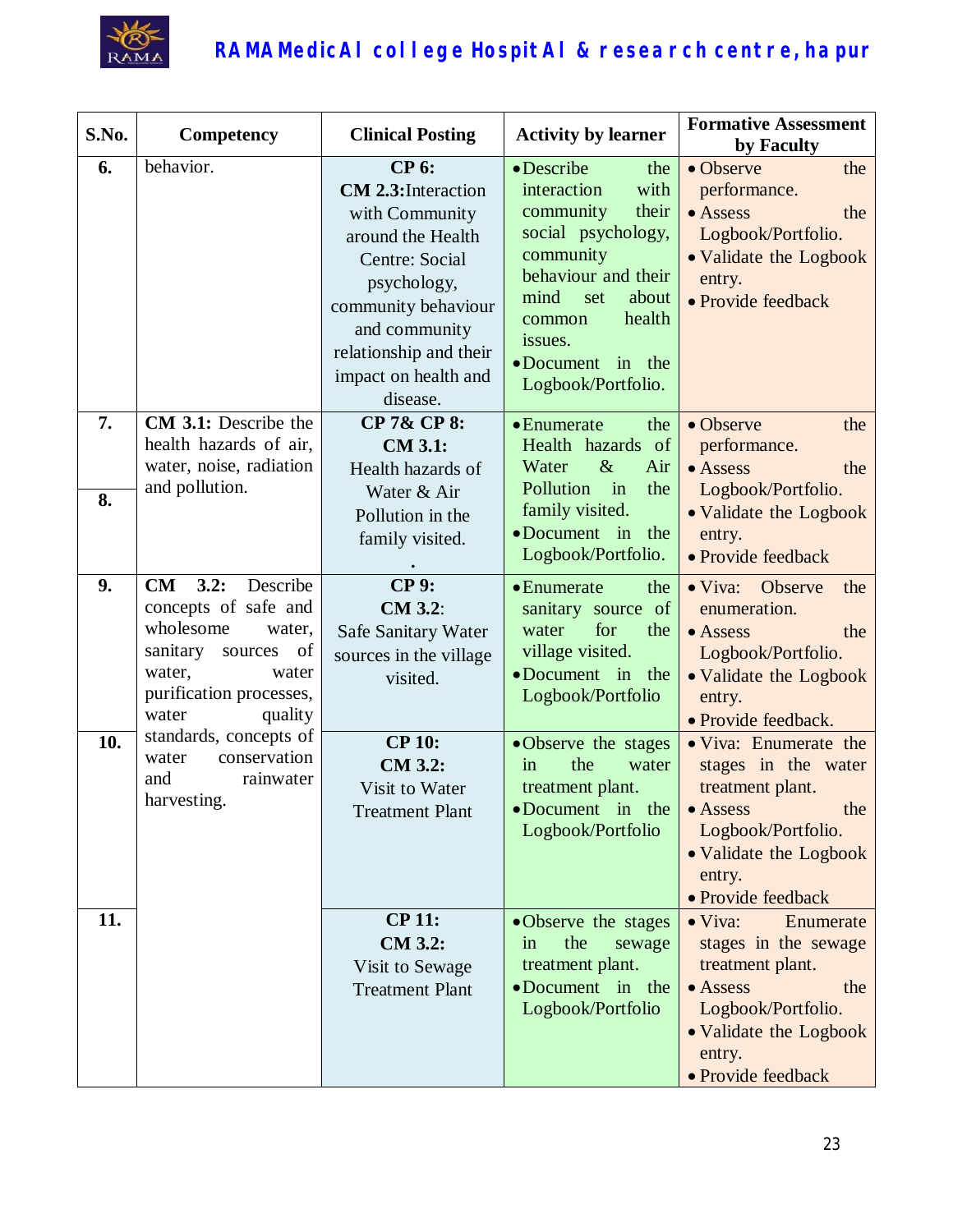| S.No. | Competency | Clinical Posting | Activity by learner | Formative Assessment by Faculty |
|---|---|---|---|---|
| 6. | behavior. | **CP 6:** **CM 2.3:**Interaction with Community around the Health Centre: Social psychology, community behaviour and community relationship and their impact on health and disease. | • Describe the interaction with community their social psychology, community behaviour and their mind set about common health issues. • Document in the Logbook/Portfolio. | • Observe the performance. • Assess the Logbook/Portfolio. • Validate the Logbook entry. • Provide feedback |
| 7. 8. | **CM 3.1:** Describe the health hazards of air, water, noise, radiation and pollution. | **CP 7& CP 8:** **CM 3.1:** Health hazards of Water & Air Pollution in the family visited. . | • Enumerate the Health hazards of Water & Air Pollution in the family visited. • Document in the Logbook/Portfolio. | • Observe the performance. • Assess the Logbook/Portfolio. • Validate the Logbook entry. • Provide feedback |
| 9. | **CM 3.2:** Describe concepts of safe and wholesome water, sanitary sources of water, water purification processes, water quality standards, concepts of water conservation and rainwater harvesting. | **CP 9:** **CM 3.2**: Safe Sanitary Water sources in the village visited. | • Enumerate the sanitary source of water for the village visited. • Document in the Logbook/Portfolio | • Viva: Observe the enumeration. • Assess the Logbook/Portfolio. • Validate the Logbook entry. • Provide feedback. |
| 10. | | **CP 10:** **CM 3.2:** Visit to Water Treatment Plant | • Observe the stages in the water treatment plant. • Document in the Logbook/Portfolio | • Viva: Enumerate the stages in the water treatment plant. • Assess the Logbook/Portfolio. • Validate the Logbook entry. • Provide feedback |
| 11. | | **CP 11:** **CM 3.2:** Visit to Sewage Treatment Plant | • Observe the stages in the sewage treatment plant. • Document in the Logbook/Portfolio | • Viva: Enumerate stages in the sewage treatment plant. • Assess the Logbook/Portfolio. • Validate the Logbook entry. • Provide feedback |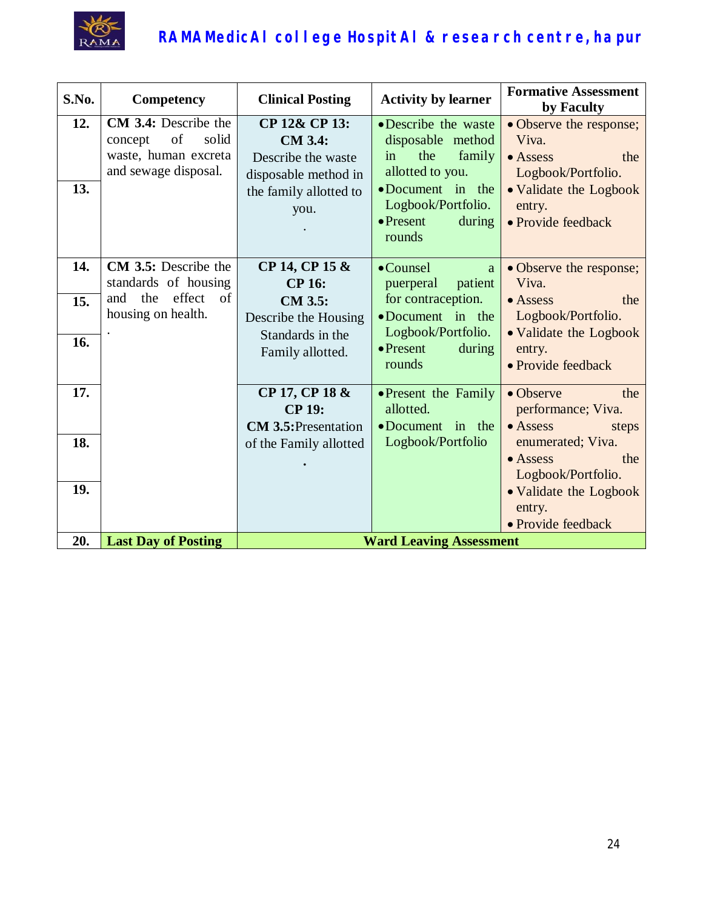| S.No. | Competency | Clinical Posting | Activity by learner | Formative Assessment by Faculty |
|---|---|---|---|---|
| 12. | **CM 3.4:** Describe the concept of solid waste, human excreta and sewage disposal. | **CP 12& CP 13:** **CM 3.4:** Describe the waste disposable method in the family allotted to you. . | • Describe the waste disposable method in the family allotted to you. • Document in the Logbook/Portfolio. • Present during rounds | • Observe the response; Viva. • Assess the Logbook/Portfolio. • Validate the Logbook entry. • Provide feedback |
| 13. | | | | |
| 14. | **CM 3.5:** Describe the standards of housing and the effect of housing on health. . | **CP 14, CP 15 & CP 16:** **CM 3.5:** Describe the Housing Standards in the Family allotted. | • Counsel a puerperal patient for contraception. • Document in the Logbook/Portfolio. • Present during rounds | • Observe the response; Viva. • Assess the Logbook/Portfolio. • Validate the Logbook entry. • Provide feedback |
| 15. | | | | |
| 16. | | | | |
| 17. | | **CP 17, CP 18 & CP 19:** **CM 3.5:**Presentation of the Family allotted . | • Present the Family allotted. • Document in the Logbook/Portfolio | • Observe the performance; Viva. • Assess steps enumerated; Viva. • Assess the Logbook/Portfolio. • Validate the Logbook entry. • Provide feedback |
| 18. | | | | |
| 19. | | | | |
| 20. | **Last Day of Posting** | **Ward Leaving Assessment** | | |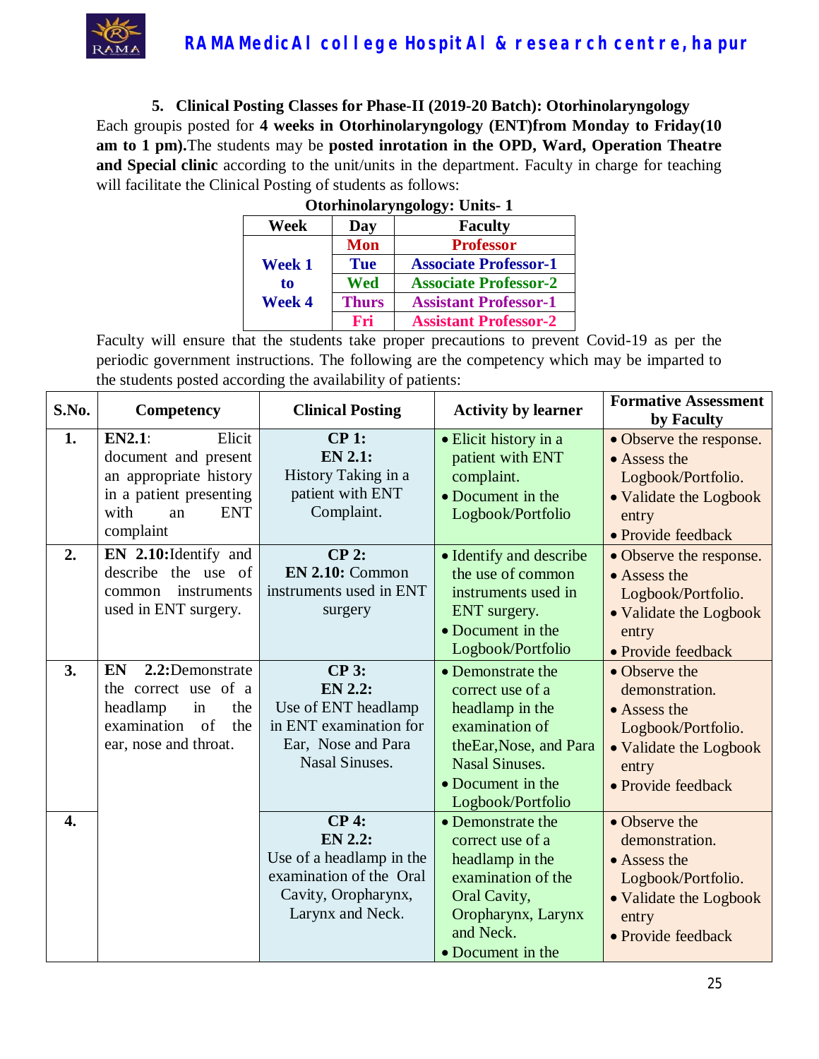### 5. Clinical Posting Classes for Phase-II (2019-20 Batch): Otorhinolaryngology

Each groupis posted for **4 weeks in Otorhinolaryngology (ENT)from Monday to Friday(10 am to 1 pm).**The students may be **posted inrotation in the OPD, Ward, Operation Theatre and Special clinic** according to the unit/units in the department. Faculty in charge for teaching will facilitate the Clinical Posting of students as follows:

**Otorhinolaryngology: Units- 1**

| Week | Day | Faculty |
|---|---|---|
| Week 1 to Week 4 | Mon | Professor |
| | Tue | Associate Professor-1 |
| | Wed | Associate Professor-2 |
| | Thurs | Assistant Professor-1 |
| | Fri | Assistant Professor-2 |

Faculty will ensure that the students take proper precautions to prevent Covid-19 as per the periodic government instructions. The following are the competency which may be imparted to the students posted according the availability of patients:

| S.No. | Competency | Clinical Posting | Activity by learner | Formative Assessment by Faculty |
|---|---|---|---|---|
| 1. | **EN2.1**: Elicit document and present an appropriate history in a patient presenting with an ENT complaint | **CP 1:** **EN 2.1:** History Taking in a patient with ENT Complaint. | • Elicit history in a patient with ENT complaint. • Document in the Logbook/Portfolio | • Observe the response. • Assess the Logbook/Portfolio. • Validate the Logbook entry • Provide feedback |
| 2. | **EN 2.10:**Identify and describe the use of common instruments used in ENT surgery. | **CP 2:** **EN 2.10:** Common instruments used in ENT surgery | • Identify and describe the use of common instruments used in ENT surgery. • Document in the Logbook/Portfolio | • Observe the response. • Assess the Logbook/Portfolio. • Validate the Logbook entry • Provide feedback |
| 3. | **EN 2.2:**Demonstrate the correct use of a headlamp in the examination of the ear, nose and throat. | **CP 3:** **EN 2.2:** Use of ENT headlamp in ENT examination for Ear, Nose and Para Nasal Sinuses. | • Demonstrate the correct use of a headlamp in the examination of theEar,Nose, and Para Nasal Sinuses. • Document in the Logbook/Portfolio | • Observe the demonstration. • Assess the Logbook/Portfolio. • Validate the Logbook entry • Provide feedback |
| 4. | | **CP 4:** **EN 2.2:** Use of a headlamp in the examination of the Oral Cavity, Oropharynx, Larynx and Neck. | • Demonstrate the correct use of a headlamp in the examination of the Oral Cavity, Oropharynx, Larynx and Neck. • Document in the | • Observe the demonstration. • Assess the Logbook/Portfolio. • Validate the Logbook entry • Provide feedback |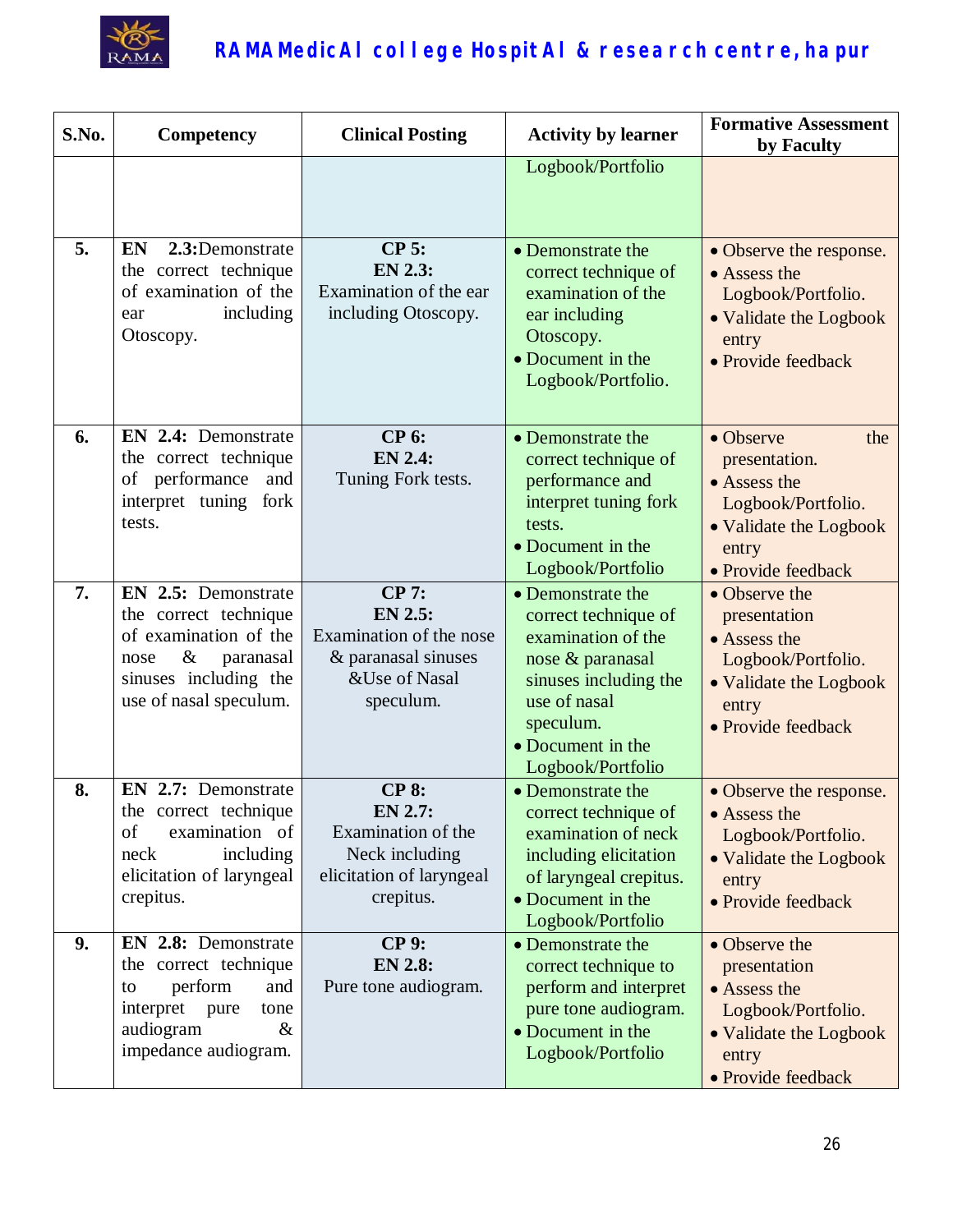| S.No. | Competency | Clinical Posting | Activity by learner | Formative Assessment by Faculty |
|---|---|---|---|---|
| | | | Logbook/Portfolio | |
| 5. | **EN 2.3:** Demonstrate the correct technique of examination of the ear including Otoscopy. | **CP 5:** **EN 2.3:** Examination of the ear including Otoscopy. | • Demonstrate the correct technique of examination of the ear including Otoscopy. • Document in the Logbook/Portfolio. | • Observe the response. • Assess the Logbook/Portfolio. • Validate the Logbook entry • Provide feedback |
| 6. | **EN 2.4:** Demonstrate the correct technique of performance and interpret tuning fork tests. | **CP 6:** **EN 2.4:** Tuning Fork tests. | • Demonstrate the correct technique of performance and interpret tuning fork tests. • Document in the Logbook/Portfolio | • Observe the presentation. • Assess the Logbook/Portfolio. • Validate the Logbook entry • Provide feedback |
| 7. | **EN 2.5:** Demonstrate the correct technique of examination of the nose & paranasal sinuses including the use of nasal speculum. | **CP 7:** **EN 2.5:** Examination of the nose & paranasal sinuses &Use of Nasal speculum. | • Demonstrate the correct technique of examination of the nose & paranasal sinuses including the use of nasal speculum. • Document in the Logbook/Portfolio | • Observe the presentation • Assess the Logbook/Portfolio. • Validate the Logbook entry • Provide feedback |
| 8. | **EN 2.7:** Demonstrate the correct technique of examination of neck including elicitation of laryngeal crepitus. | **CP 8:** **EN 2.7:** Examination of the Neck including elicitation of laryngeal crepitus. | • Demonstrate the correct technique of examination of neck including elicitation of laryngeal crepitus. • Document in the Logbook/Portfolio | • Observe the response. • Assess the Logbook/Portfolio. • Validate the Logbook entry • Provide feedback |
| 9. | **EN 2.8:** Demonstrate the correct technique to perform and interpret pure tone audiogram & impedance audiogram. | **CP 9:** **EN 2.8:** Pure tone audiogram. | • Demonstrate the correct technique to perform and interpret pure tone audiogram. • Document in the Logbook/Portfolio | • Observe the presentation • Assess the Logbook/Portfolio. • Validate the Logbook entry • Provide feedback |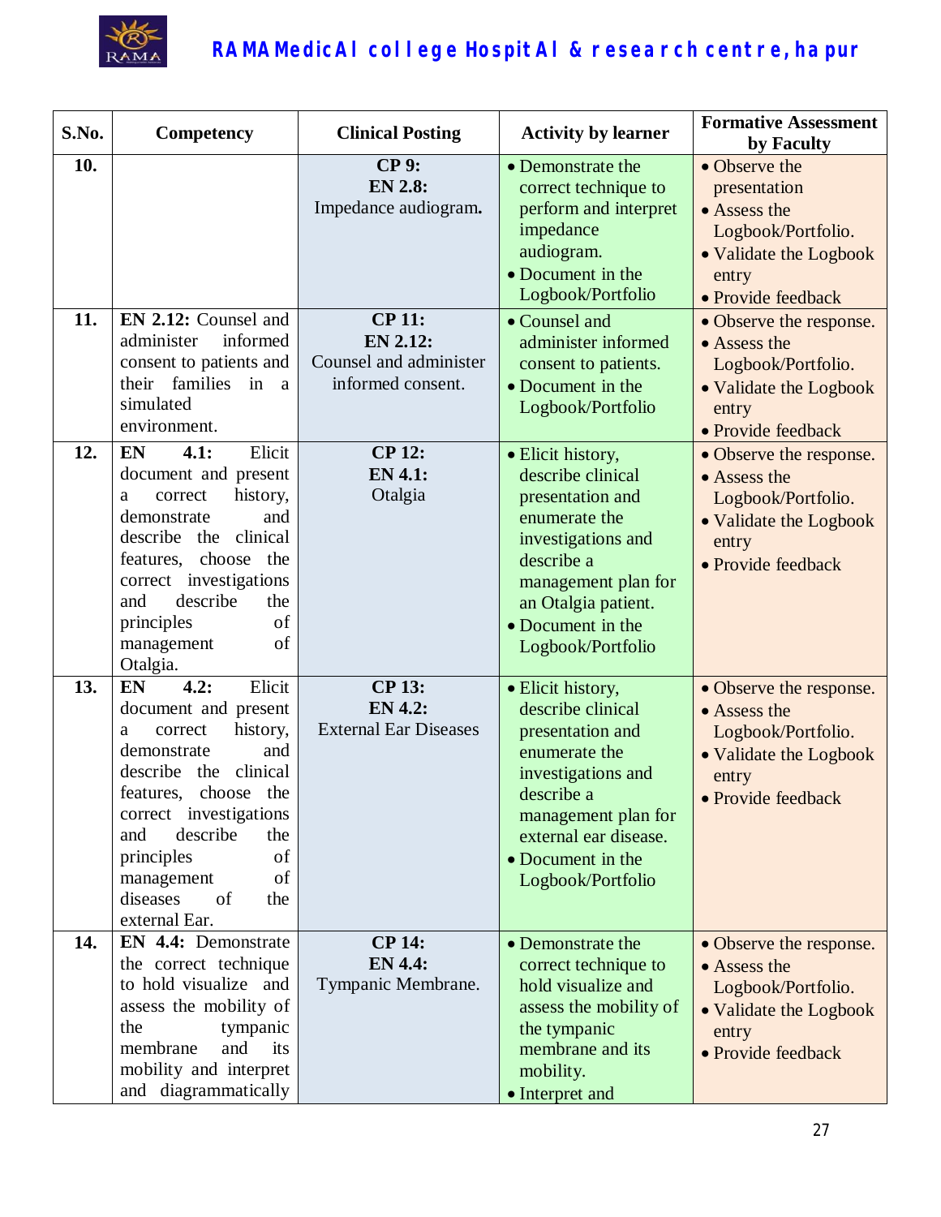| S.No. | Competency | Clinical Posting | Activity by learner | Formative Assessment by Faculty |
|---|---|---|---|---|
| **10.** | | **CP 9:** **EN 2.8:** Impedance audiogram**.** | • Demonstrate the correct technique to perform and interpret impedance audiogram. • Document in the Logbook/Portfolio | • Observe the presentation • Assess the Logbook/Portfolio. • Validate the Logbook entry • Provide feedback |
| **11.** | **EN 2.12:** Counsel and administer informed consent to patients and their families in a simulated environment. | **CP 11:** **EN 2.12:** Counsel and administer informed consent. | • Counsel and administer informed consent to patients. • Document in the Logbook/Portfolio | • Observe the response. • Assess the Logbook/Portfolio. • Validate the Logbook entry • Provide feedback |
| **12.** | **EN 4.1:** Elicit document and present a correct history, demonstrate and describe the clinical features, choose the correct investigations and describe the principles of management of Otalgia. | **CP 12:** **EN 4.1:** Otalgia | • Elicit history, describe clinical presentation and enumerate the investigations and describe a management plan for an Otalgia patient. • Document in the Logbook/Portfolio | • Observe the response. • Assess the Logbook/Portfolio. • Validate the Logbook entry • Provide feedback |
| **13.** | **EN 4.2:** Elicit document and present a correct history, demonstrate and describe the clinical features, choose the correct investigations and describe the principles of management of diseases of the external Ear. | **CP 13:** **EN 4.2:** External Ear Diseases | • Elicit history, describe clinical presentation and enumerate the investigations and describe a management plan for external ear disease. • Document in the Logbook/Portfolio | • Observe the response. • Assess the Logbook/Portfolio. • Validate the Logbook entry • Provide feedback |
| **14.** | **EN 4.4:** Demonstrate the correct technique to hold visualize and assess the mobility of the tympanic membrane and its mobility and interpret and diagrammatically | **CP 14:** **EN 4.4:** Tympanic Membrane. | • Demonstrate the correct technique to hold visualize and assess the mobility of the tympanic membrane and its mobility. • Interpret and | • Observe the response. • Assess the Logbook/Portfolio. • Validate the Logbook entry • Provide feedback |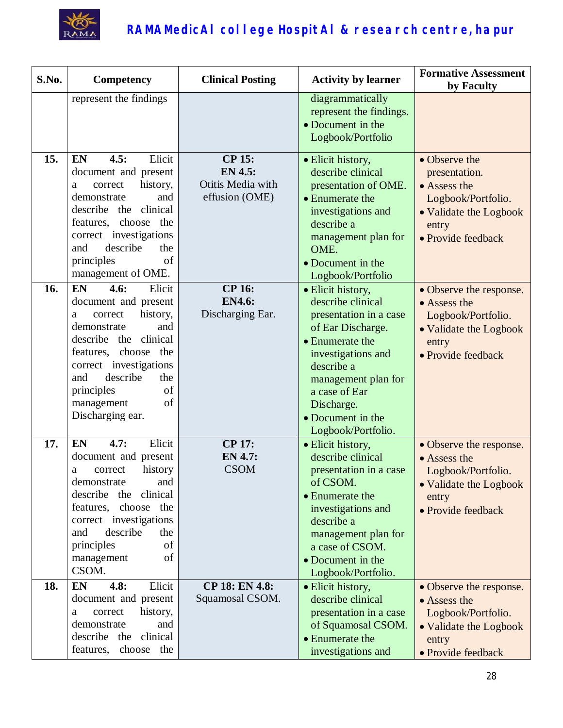| S.No. | Competency | Clinical Posting | Activity by learner | Formative Assessment by Faculty |
|---|---|---|---|---|
| | represent the findings | | diagrammatically represent the findings.<br>• Document in the Logbook/Portfolio | |
| 15. | **EN 4.5:** Elicit document and present a correct history, demonstrate and describe the clinical features, choose the correct investigations and describe the principles of management of OME. | **CP 15:**<br>**EN 4.5:**<br>Otitis Media with effusion (OME) | • Elicit history, describe clinical presentation of OME.<br>• Enumerate the investigations and describe a management plan for OME.<br>• Document in the Logbook/Portfolio | • Observe the presentation.<br>• Assess the Logbook/Portfolio.<br>• Validate the Logbook entry<br>• Provide feedback |
| 16. | **EN 4.6:** Elicit document and present a correct history, demonstrate and describe the clinical features, choose the correct investigations and describe the principles of management of Discharging ear. | **CP 16:**<br>**EN4.6:**<br>Discharging Ear. | • Elicit history, describe clinical presentation in a case of Ear Discharge.<br>• Enumerate the investigations and describe a management plan for a case of Ear Discharge.<br>• Document in the Logbook/Portfolio. | • Observe the response.<br>• Assess the Logbook/Portfolio.<br>• Validate the Logbook entry<br>• Provide feedback |
| 17. | **EN 4.7:** Elicit document and present a correct history demonstrate and describe the clinical features, choose the correct investigations and describe the principles of management of CSOM. | **CP 17:**<br>**EN 4.7:**<br>CSOM | • Elicit history, describe clinical presentation in a case of CSOM.<br>• Enumerate the investigations and describe a management plan for a case of CSOM.<br>• Document in the Logbook/Portfolio. | • Observe the response.<br>• Assess the Logbook/Portfolio.<br>• Validate the Logbook entry<br>• Provide feedback |
| 18. | **EN 4.8:** Elicit document and present a correct history, demonstrate and describe the clinical features, choose the | **CP 18: EN 4.8:**<br>Squamosal CSOM. | • Elicit history, describe clinical presentation in a case of Squamosal CSOM.<br>• Enumerate the investigations and | • Observe the response.<br>• Assess the Logbook/Portfolio.<br>• Validate the Logbook entry<br>• Provide feedback |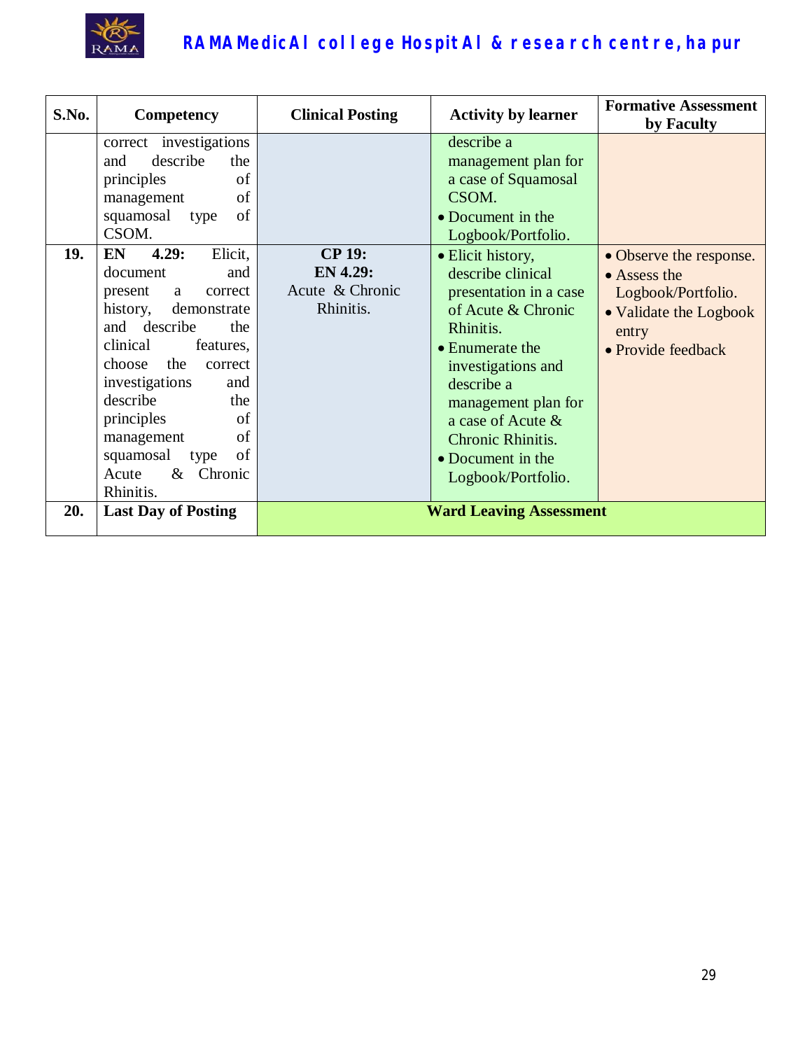| S.No. | Competency | Clinical Posting | Activity by learner | Formative Assessment by Faculty |
|---|---|---|---|---|
| | correct investigations and describe the principles of management of squamosal type of CSOM. | | describe a management plan for a case of Squamosal CSOM.<br>• Document in the Logbook/Portfolio. | |
| **19.** | **EN 4.29:** Elicit, document and present a correct history, demonstrate and describe the clinical features, choose the correct investigations and describe the principles of management of squamosal type of Acute & Chronic Rhinitis. | **CP 19:**<br>**EN 4.29:**<br>Acute & Chronic Rhinitis. | • Elicit history, describe clinical presentation in a case of Acute & Chronic Rhinitis.<br>• Enumerate the investigations and describe a management plan for a case of Acute & Chronic Rhinitis.<br>• Document in the Logbook/Portfolio. | • Observe the response.<br>• Assess the Logbook/Portfolio.<br>• Validate the Logbook entry<br>• Provide feedback |
| **20.** | **Last Day of Posting** | **Ward Leaving Assessment** | | |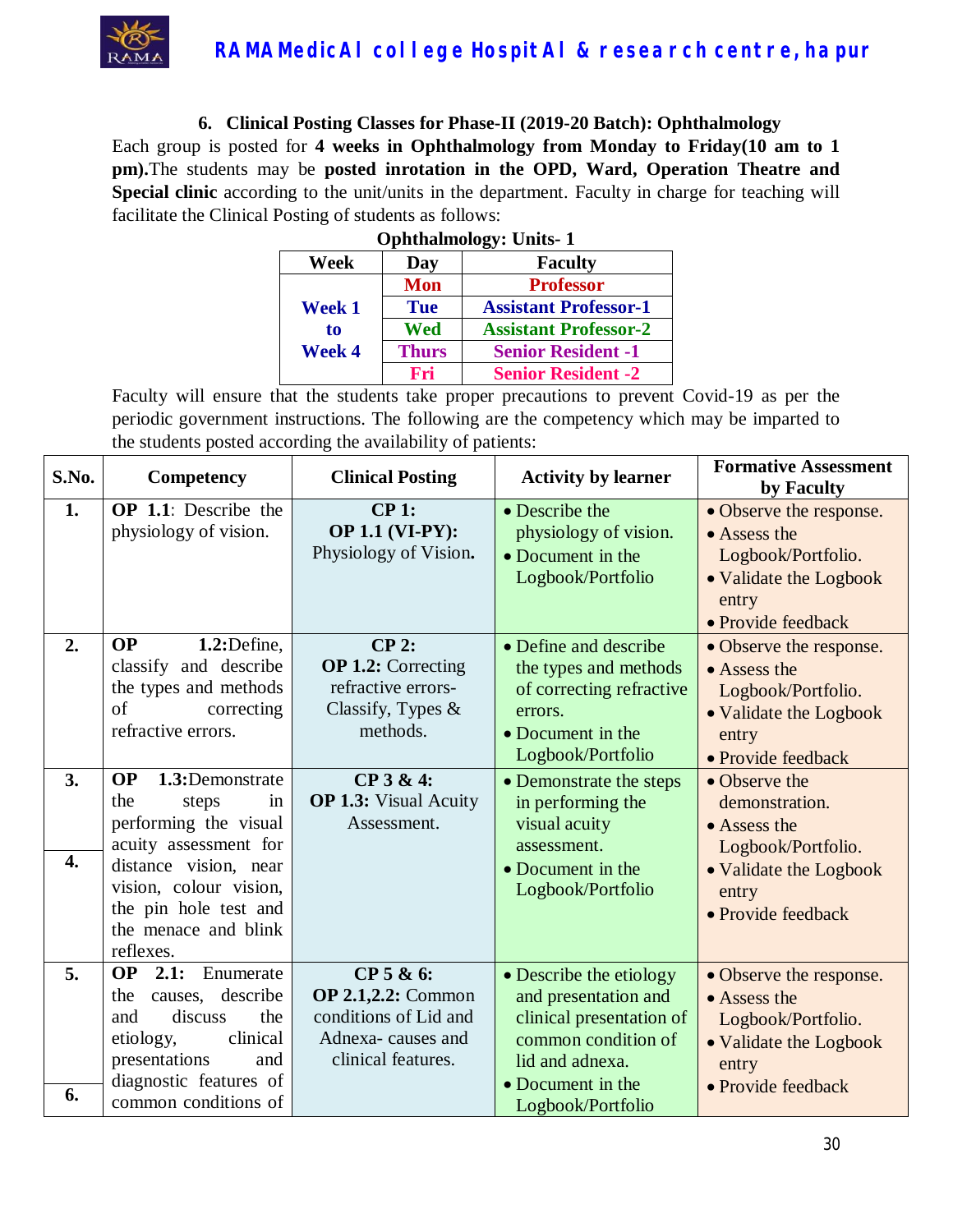### 6. Clinical Posting Classes for Phase-II (2019-20 Batch): Ophthalmology

Each group is posted for **4 weeks in Ophthalmology from Monday to Friday(10 am to 1 pm).** The students may be **posted inrotation in the OPD, Ward, Operation Theatre and Special clinic** according to the unit/units in the department. Faculty in charge for teaching will facilitate the Clinical Posting of students as follows:

**Ophthalmology: Units- 1**

| Week | Day | Faculty |
|---|---|---|
| Week 1 to Week 4 | Mon | Professor |
| | Tue | Assistant Professor-1 |
| | Wed | Assistant Professor-2 |
| | Thurs | Senior Resident -1 |
| | Fri | Senior Resident -2 |

Faculty will ensure that the students take proper precautions to prevent Covid-19 as per the periodic government instructions. The following are the competency which may be imparted to the students posted according the availability of patients:

| S.No. | Competency | Clinical Posting | Activity by learner | Formative Assessment by Faculty |
|---|---|---|---|---|
| 1. | **OP 1.1**: Describe the physiology of vision. | **CP 1: OP 1.1 (VI-PY):** Physiology of Vision**.** | • Describe the physiology of vision. • Document in the Logbook/Portfolio | • Observe the response. • Assess the Logbook/Portfolio. • Validate the Logbook entry • Provide feedback |
| 2. | **OP 1.2:**Define, classify and describe the types and methods of correcting refractive errors. | **CP 2: OP 1.2:** Correcting refractive errors- Classify, Types & methods. | • Define and describe the types and methods of correcting refractive errors. • Document in the Logbook/Portfolio | • Observe the response. • Assess the Logbook/Portfolio. • Validate the Logbook entry • Provide feedback |
| 3. 4. | **OP 1.3:**Demonstrate the steps in performing the visual acuity assessment for distance vision, near vision, colour vision, the pin hole test and the menace and blink reflexes. | **CP 3 & 4: OP 1.3:** Visual Acuity Assessment. | • Demonstrate the steps in performing the visual acuity assessment. • Document in the Logbook/Portfolio | • Observe the demonstration. • Assess the Logbook/Portfolio. • Validate the Logbook entry • Provide feedback |
| 5. 6. | **OP 2.1:** Enumerate the causes, describe and discuss the etiology, clinical presentations and diagnostic features of common conditions of | **CP 5 & 6: OP 2.1,2.2:** Common conditions of Lid and Adnexa- causes and clinical features. | • Describe the etiology and presentation and clinical presentation of common condition of lid and adnexa. • Document in the Logbook/Portfolio | • Observe the response. • Assess the Logbook/Portfolio. • Validate the Logbook entry • Provide feedback |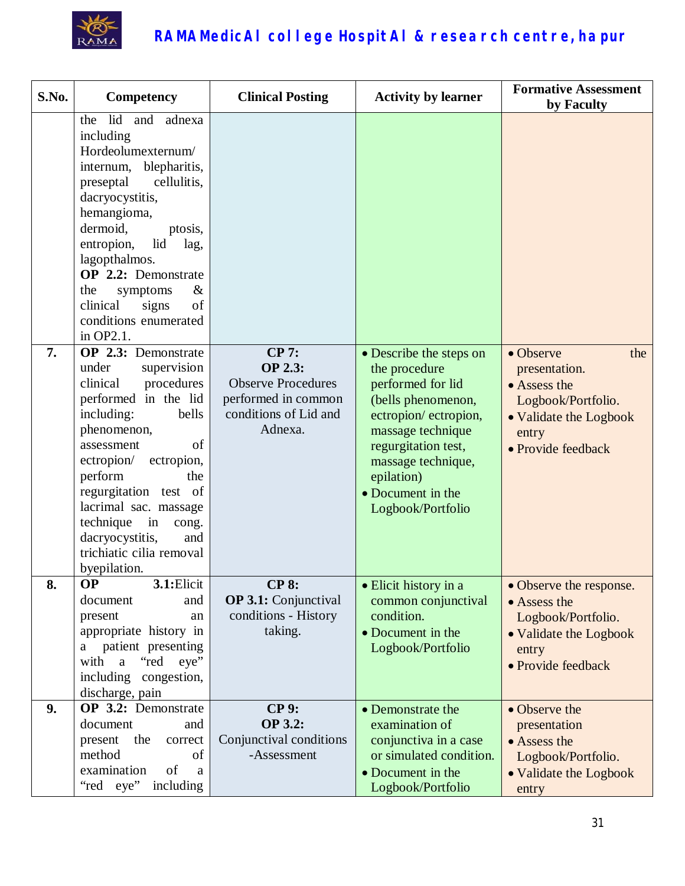| S.No. | Competency | Clinical Posting | Activity by learner | Formative Assessment by Faculty |
|---|---|---|---|---|
| | the lid and adnexa including Hordeolumexternum/ internum, blepharitis, preseptal cellulitis, dacryocystitis, hemangioma, dermoid, ptosis, entropion, lid lag, lagopthalmos. **OP 2.2:** Demonstrate the symptoms & clinical signs of conditions enumerated in OP2.1. | | | |
| **7.** | **OP 2.3:** Demonstrate under supervision clinical procedures performed in the lid including: bells phenomenon, assessment of ectropion/ ectropion, perform the regurgitation test of lacrimal sac. massage technique in cong. dacryocystitis, and trichiatic cilia removal byepilation. | **CP 7:** **OP 2.3:** Observe Procedures performed in common conditions of Lid and Adnexa. | • Describe the steps on the procedure performed for lid (bells phenomenon, ectropion/ ectropion, massage technique regurgitation test, massage technique, epilation) • Document in the Logbook/Portfolio | • Observe the presentation. • Assess the Logbook/Portfolio. • Validate the Logbook entry • Provide feedback |
| **8.** | **OP 3.1:** Elicit document and present an appropriate history in a patient presenting with a "red eye" including congestion, discharge, pain | **CP 8:** **OP 3.1:** Conjunctival conditions - History taking. | • Elicit history in a common conjunctival condition. • Document in the Logbook/Portfolio | • Observe the response. • Assess the Logbook/Portfolio. • Validate the Logbook entry • Provide feedback |
| **9.** | **OP 3.2:** Demonstrate document and present the correct method of examination of a "red eye" including | **CP 9:** **OP 3.2:** Conjunctival conditions -Assessment | • Demonstrate the examination of conjunctiva in a case or simulated condition. • Document in the Logbook/Portfolio | • Observe the presentation • Assess the Logbook/Portfolio. • Validate the Logbook entry |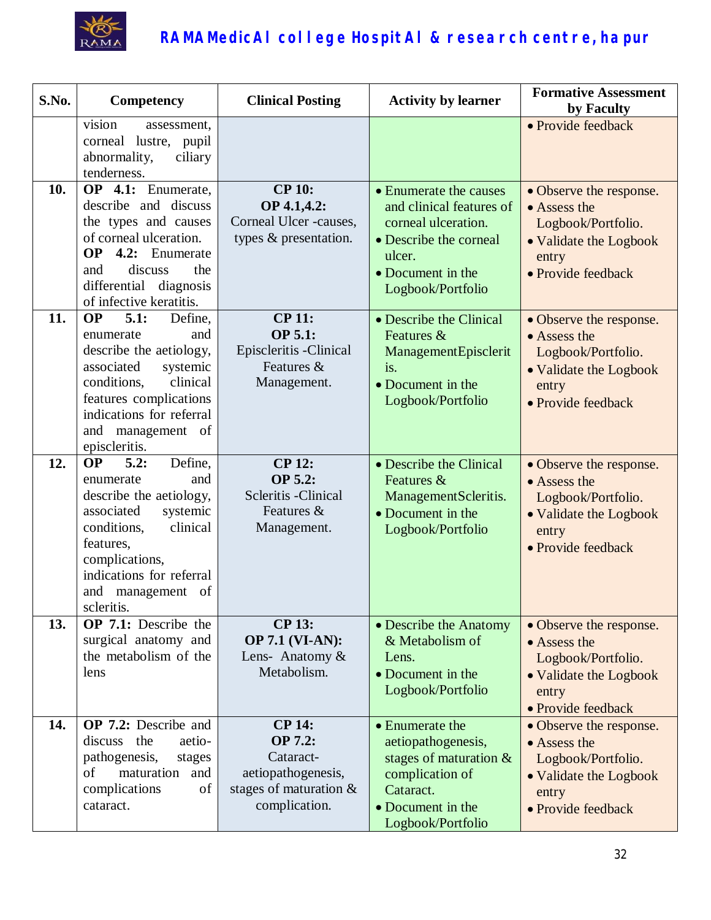| S.No. | Competency | Clinical Posting | Activity by learner | Formative Assessment by Faculty |
|---|---|---|---|---|
| | vision assessment, corneal lustre, pupil abnormality, ciliary tenderness. | | | • Provide feedback |
| **10.** | **OP 4.1:** Enumerate, describe and discuss the types and causes of corneal ulceration. **OP 4.2:** Enumerate and discuss the differential diagnosis of infective keratitis. | **CP 10:** **OP 4.1,4.2:** Corneal Ulcer -causes, types & presentation. | • Enumerate the causes and clinical features of corneal ulceration. • Describe the corneal ulcer. • Document in the Logbook/Portfolio | • Observe the response. • Assess the Logbook/Portfolio. • Validate the Logbook entry • Provide feedback |
| **11.** | **OP 5.1:** Define, enumerate and describe the aetiology, associated systemic conditions, clinical features complications indications for referral and management of episcleritis. | **CP 11:** **OP 5.1:** Episcleritis -Clinical Features & Management. | • Describe the Clinical Features & ManagementEpiscleritis. • Document in the Logbook/Portfolio | • Observe the response. • Assess the Logbook/Portfolio. • Validate the Logbook entry • Provide feedback |
| **12.** | **OP 5.2:** Define, enumerate and describe the aetiology, associated systemic conditions, clinical features, complications, indications for referral and management of scleritis. | **CP 12:** **OP 5.2:** Scleritis -Clinical Features & Management. | • Describe the Clinical Features & ManagementScleritis. • Document in the Logbook/Portfolio | • Observe the response. • Assess the Logbook/Portfolio. • Validate the Logbook entry • Provide feedback |
| **13.** | **OP 7.1:** Describe the surgical anatomy and the metabolism of the lens | **CP 13:** **OP 7.1 (VI-AN):** Lens- Anatomy & Metabolism. | • Describe the Anatomy & Metabolism of Lens. • Document in the Logbook/Portfolio | • Observe the response. • Assess the Logbook/Portfolio. • Validate the Logbook entry • Provide feedback |
| **14.** | **OP 7.2:** Describe and discuss the aetio-pathogenesis, stages of maturation and complications of cataract. | **CP 14:** **OP 7.2:** Cataract- aetiopathogenesis, stages of maturation & complication. | • Enumerate the aetiopathogenesis, stages of maturation & complication of Cataract. • Document in the Logbook/Portfolio | • Observe the response. • Assess the Logbook/Portfolio. • Validate the Logbook entry • Provide feedback |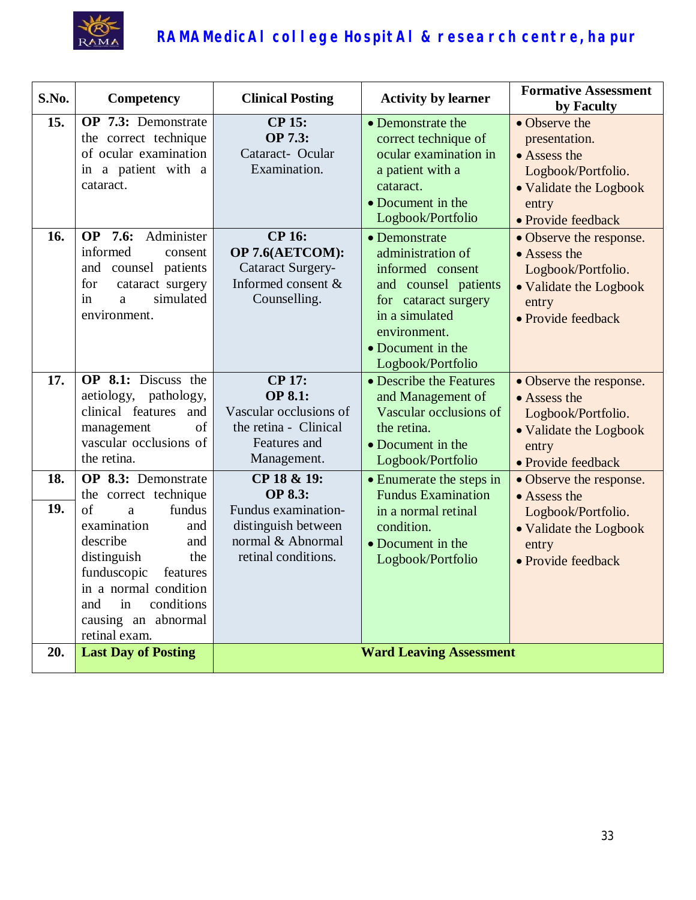# RAMA MedicAl college HospitAl & research centre, hapur

| S.No. | Competency | Clinical Posting | Activity by learner | Formative Assessment by Faculty |
|---|---|---|---|---|
| 15. | **OP 7.3:** Demonstrate the correct technique of ocular examination in a patient with a cataract. | **CP 15:** **OP 7.3:** Cataract- Ocular Examination. | • Demonstrate the correct technique of ocular examination in a patient with a cataract. • Document in the Logbook/Portfolio | • Observe the presentation. • Assess the Logbook/Portfolio. • Validate the Logbook entry • Provide feedback |
| 16. | **OP 7.6:** Administer informed consent and counsel patients for cataract surgery in a simulated environment. | **CP 16:** **OP 7.6(AETCOM):** Cataract Surgery- Informed consent & Counselling. | • Demonstrate administration of informed consent and counsel patients for cataract surgery in a simulated environment. • Document in the Logbook/Portfolio | • Observe the response. • Assess the Logbook/Portfolio. • Validate the Logbook entry • Provide feedback |
| 17. | **OP 8.1:** Discuss the aetiology, pathology, clinical features and management of vascular occlusions of the retina. | **CP 17:** **OP 8.1:** Vascular occlusions of the retina - Clinical Features and Management. | • Describe the Features and Management of Vascular occlusions of the retina. • Document in the Logbook/Portfolio | • Observe the response. • Assess the Logbook/Portfolio. • Validate the Logbook entry • Provide feedback |
| 18. 19. | **OP 8.3:** Demonstrate the correct technique of a fundus examination and describe and distinguish the funduscopic features in a normal condition and in conditions causing an abnormal retinal exam. | **CP 18 & 19:** **OP 8.3:** Fundus examination- distinguish between normal & Abnormal retinal conditions. | • Enumerate the steps in Fundus Examination in a normal retinal condition. • Document in the Logbook/Portfolio | • Observe the response. • Assess the Logbook/Portfolio. • Validate the Logbook entry • Provide feedback |
| 20. | **Last Day of Posting** | **Ward Leaving Assessment** | | |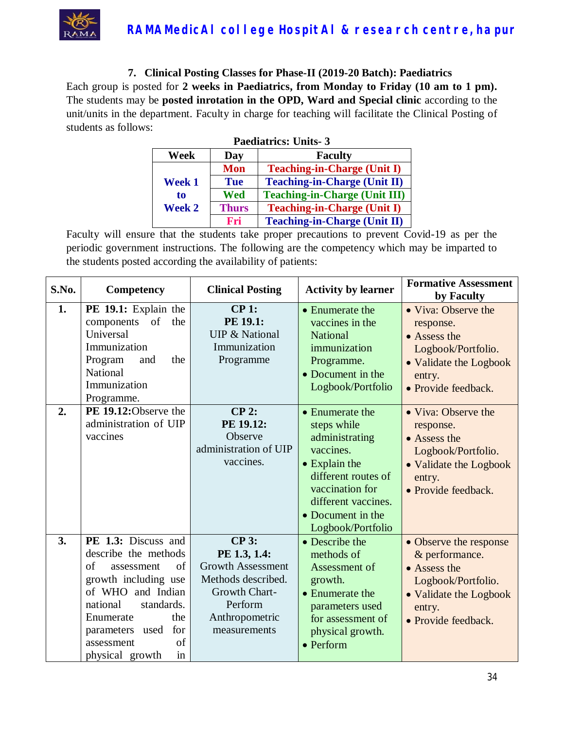### 7. Clinical Posting Classes for Phase-II (2019-20 Batch): Paediatrics

Each group is posted for **2 weeks in Paediatrics, from Monday to Friday (10 am to 1 pm).** The students may be **posted inrotation in the OPD, Ward and Special clinic** according to the unit/units in the department. Faculty in charge for teaching will facilitate the Clinical Posting of students as follows:

**Paediatrics: Units- 3**

| Week | Day | Faculty |
|---|---|---|
| Week 1 to Week 2 | Mon | Teaching-in-Charge (Unit I) |
| | Tue | Teaching-in-Charge (Unit II) |
| | Wed | Teaching-in-Charge (Unit III) |
| | Thurs | Teaching-in-Charge (Unit I) |
| | Fri | Teaching-in-Charge (Unit II) |

Faculty will ensure that the students take proper precautions to prevent Covid-19 as per the periodic government instructions. The following are the competency which may be imparted to the students posted according the availability of patients:

| S.No. | Competency | Clinical Posting | Activity by learner | Formative Assessment by Faculty |
|---|---|---|---|---|
| 1. | **PE 19.1:** Explain the components of the Universal Immunization Program and the National Immunization Programme. | **CP 1: PE 19.1:** UIP & National Immunization Programme | • Enumerate the vaccines in the National immunization Programme. • Document in the Logbook/Portfolio | • Viva: Observe the response. • Assess the Logbook/Portfolio. • Validate the Logbook entry. • Provide feedback. |
| 2. | **PE 19.12:**Observe the administration of UIP vaccines | **CP 2: PE 19.12:** Observe administration of UIP vaccines. | • Enumerate the steps while administrating vaccines. • Explain the different routes of vaccination for different vaccines. • Document in the Logbook/Portfolio | • Viva: Observe the response. • Assess the Logbook/Portfolio. • Validate the Logbook entry. • Provide feedback. |
| 3. | **PE 1.3:** Discuss and describe the methods of assessment of growth including use of WHO and Indian national standards. Enumerate the parameters used for assessment of physical growth in | **CP 3: PE 1.3, 1.4:** Growth Assessment Methods described. Growth Chart-Perform Anthropometric measurements | • Describe the methods of Assessment of growth. • Enumerate the parameters used for assessment of physical growth. • Perform | • Observe the response & performance. • Assess the Logbook/Portfolio. • Validate the Logbook entry. • Provide feedback. |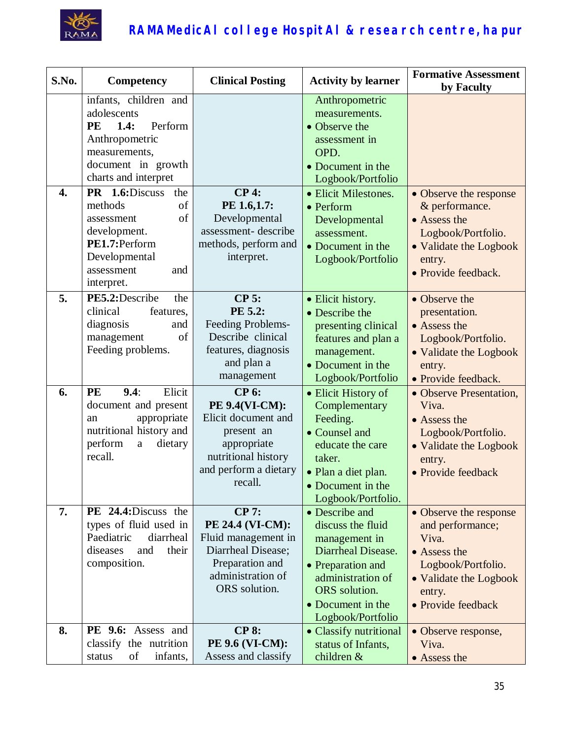| S.No. | Competency | Clinical Posting | Activity by learner | Formative Assessment by Faculty |
|---|---|---|---|---|
| | infants, children and adolescents **PE 1.4:** Perform Anthropometric measurements, document in growth charts and interpret | | Anthropometric measurements. • Observe the assessment in OPD. • Document in the Logbook/Portfolio | |
| **4.** | **PR 1.6:**Discuss the methods of assessment of development. **PE1.7:**Perform Developmental assessment and interpret. | **CP 4: PE 1.6,1.7:** Developmental assessment- describe methods, perform and interpret. | • Elicit Milestones. • Perform Developmental assessment. • Document in the Logbook/Portfolio | • Observe the response & performance. • Assess the Logbook/Portfolio. • Validate the Logbook entry. • Provide feedback. |
| **5.** | **PE5.2:**Describe the clinical features, diagnosis and management of Feeding problems. | **CP 5: PE 5.2:** Feeding Problems- Describe clinical features, diagnosis and plan a management | • Elicit history. • Describe the presenting clinical features and plan a management. • Document in the Logbook/Portfolio | • Observe the presentation. • Assess the Logbook/Portfolio. • Validate the Logbook entry. • Provide feedback. |
| **6.** | **PE 9.4**: Elicit document and present an appropriate nutritional history and perform a dietary recall. | **CP 6: PE 9.4(VI-CM):** Elicit document and present an appropriate nutritional history and perform a dietary recall. | • Elicit History of Complementary Feeding. • Counsel and educate the care taker. • Plan a diet plan. • Document in the Logbook/Portfolio. | • Observe Presentation, Viva. • Assess the Logbook/Portfolio. • Validate the Logbook entry. • Provide feedback |
| **7.** | **PE 24.4:**Discuss the types of fluid used in Paediatric diarrheal diseases and their composition. | **CP 7: PE 24.4 (VI-CM):** Fluid management in Diarrheal Disease; Preparation and administration of ORS solution. | • Describe and discuss the fluid management in Diarrheal Disease. • Preparation and administration of ORS solution. • Document in the Logbook/Portfolio | • Observe the response and performance; Viva. • Assess the Logbook/Portfolio. • Validate the Logbook entry. • Provide feedback |
| **8.** | **PE 9.6:** Assess and classify the nutrition status of infants, | **CP 8: PE 9.6 (VI-CM):** Assess and classify | • Classify nutritional status of Infants, children & | • Observe response, Viva. • Assess the |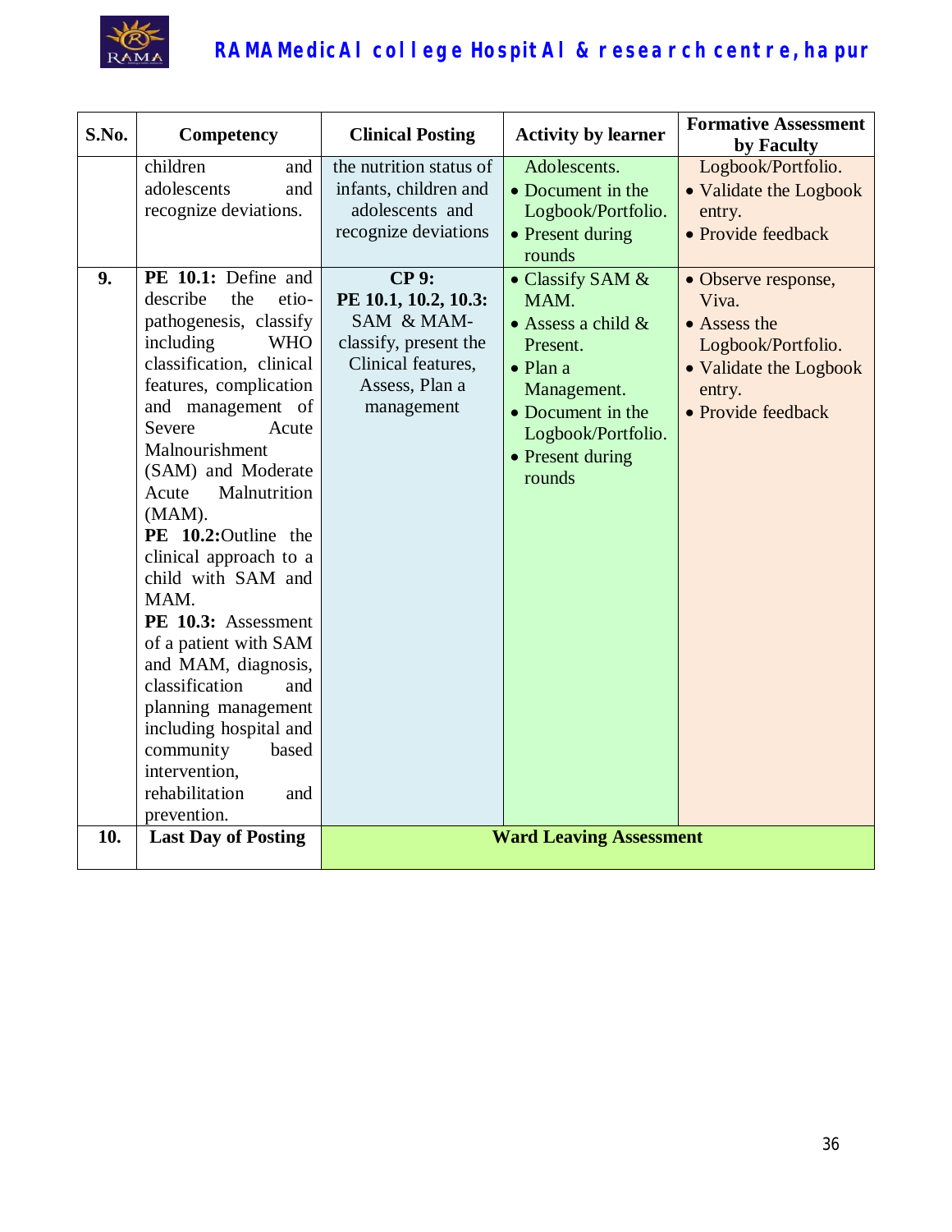| S.No. | Competency | Clinical Posting | Activity by learner | Formative Assessment by Faculty |
|---|---|---|---|---|
| | children and adolescents and recognize deviations. | the nutrition status of infants, children and adolescents and recognize deviations | Adolescents.<br>• Document in the Logbook/Portfolio.<br>• Present during rounds | Logbook/Portfolio.<br>• Validate the Logbook entry.<br>• Provide feedback |
| **9.** | **PE 10.1:** Define and describe the etio-pathogenesis, classify including WHO classification, clinical features, complication and management of Severe Acute Malnourishment (SAM) and Moderate Acute Malnutrition (MAM).<br>**PE 10.2:**Outline the clinical approach to a child with SAM and MAM.<br>**PE 10.3:** Assessment of a patient with SAM and MAM, diagnosis, classification and planning management including hospital and community based intervention, rehabilitation and prevention. | **CP 9:**<br>**PE 10.1, 10.2, 10.3:**<br>SAM & MAM- classify, present the Clinical features, Assess, Plan a management | • Classify SAM & MAM.<br>• Assess a child & Present.<br>• Plan a Management.<br>• Document in the Logbook/Portfolio.<br>• Present during rounds | • Observe response, Viva.<br>• Assess the Logbook/Portfolio.<br>• Validate the Logbook entry.<br>• Provide feedback |
| **10.** | **Last Day of Posting** | **Ward Leaving Assessment** | | |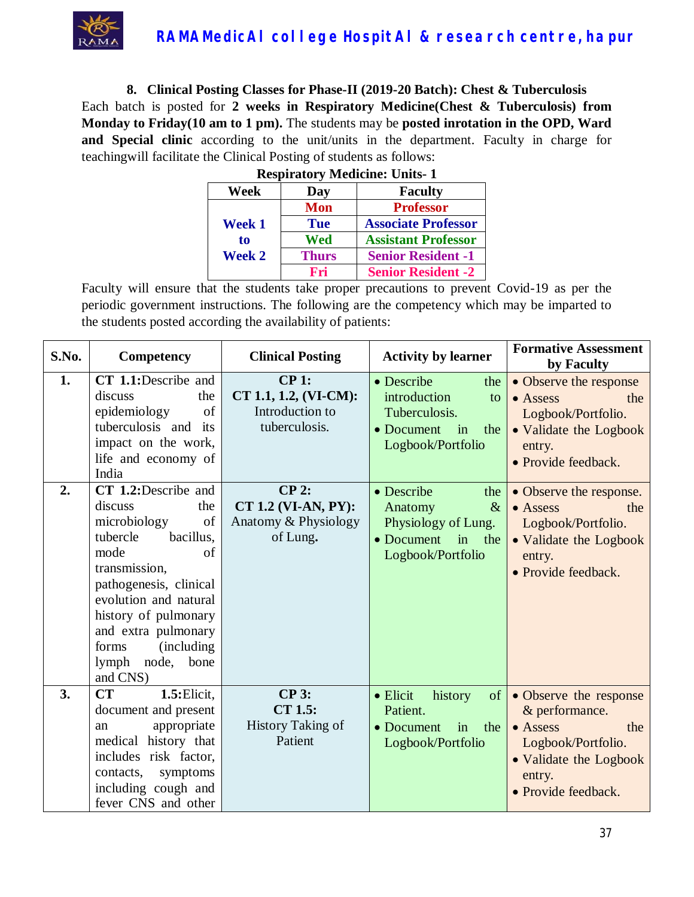### 8. Clinical Posting Classes for Phase-II (2019-20 Batch): Chest & Tuberculosis

Each batch is posted for **2 weeks in Respiratory Medicine(Chest & Tuberculosis) from Monday to Friday(10 am to 1 pm).** The students may be **posted inrotation in the OPD, Ward and Special clinic** according to the unit/units in the department. Faculty in charge for teachingwill facilitate the Clinical Posting of students as follows:

**Respiratory Medicine: Units- 1**

| Week | Day | Faculty |
|---|---|---|
| Week 1 to Week 2 | Mon | Professor |
| | Tue | Associate Professor |
| | Wed | Assistant Professor |
| | Thurs | Senior Resident -1 |
| | Fri | Senior Resident -2 |

Faculty will ensure that the students take proper precautions to prevent Covid-19 as per the periodic government instructions. The following are the competency which may be imparted to the students posted according the availability of patients:

| S.No. | Competency | Clinical Posting | Activity by learner | Formative Assessment by Faculty |
|---|---|---|---|---|
| 1. | **CT 1.1:**Describe and discuss the epidemiology of tuberculosis and its impact on the work, life and economy of India | **CP 1:** **CT 1.1, 1.2, (VI-CM):** Introduction to tuberculosis. | • Describe the introduction to Tuberculosis. • Document in the Logbook/Portfolio | • Observe the response • Assess the Logbook/Portfolio. • Validate the Logbook entry. • Provide feedback. |
| 2. | **CT 1.2:**Describe and discuss the microbiology of tubercle bacillus, mode of transmission, pathogenesis, clinical evolution and natural history of pulmonary and extra pulmonary forms (including lymph node, bone and CNS) | **CP 2:** **CT 1.2 (VI-AN, PY):** Anatomy & Physiology of Lung**.** | • Describe the Anatomy & Physiology of Lung. • Document in the Logbook/Portfolio | • Observe the response. • Assess the Logbook/Portfolio. • Validate the Logbook entry. • Provide feedback. |
| 3. | **CT 1.5:**Elicit, document and present an appropriate medical history that includes risk factor, contacts, symptoms including cough and fever CNS and other | **CP 3:** **CT 1.5:** History Taking of Patient | • Elicit history of Patient. • Document in the Logbook/Portfolio | • Observe the response & performance. • Assess the Logbook/Portfolio. • Validate the Logbook entry. • Provide feedback. |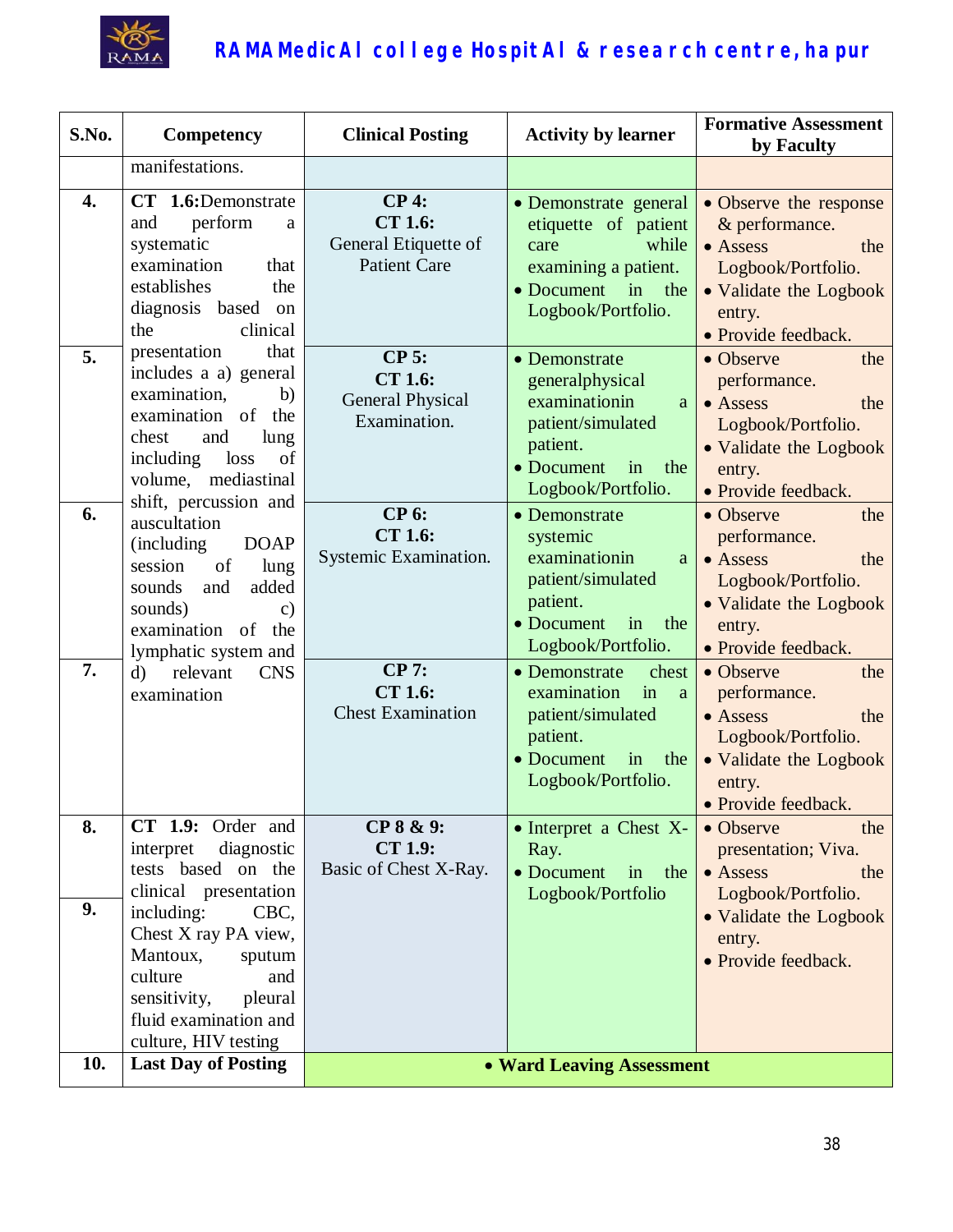| S.No. | Competency | Clinical Posting | Activity by learner | Formative Assessment by Faculty |
|---|---|---|---|---|
| | manifestations. | | | |
| 4. | **CT 1.6:**Demonstrate and perform a systematic examination that establishes the diagnosis based on the clinical presentation that includes a a) general examination, b) examination of the chest and lung including loss of volume, mediastinal shift, percussion and auscultation (including DOAP session of lung sounds and added sounds) c) examination of the lymphatic system and d) relevant CNS examination | **CP 4:** **CT 1.6:** General Etiquette of Patient Care | • Demonstrate general etiquette of patient care while examining a patient. • Document in the Logbook/Portfolio. | • Observe the response & performance. • Assess the Logbook/Portfolio. • Validate the Logbook entry. • Provide feedback. |
| 5. | | **CP 5:** **CT 1.6:** General Physical Examination. | • Demonstrate generalphysical examinationin a patient/simulated patient. • Document in the Logbook/Portfolio. | • Observe the performance. • Assess the Logbook/Portfolio. • Validate the Logbook entry. • Provide feedback. |
| 6. | | **CP 6:** **CT 1.6:** Systemic Examination. | • Demonstrate systemic examinationin a patient/simulated patient. • Document in the Logbook/Portfolio. | • Observe the performance. • Assess the Logbook/Portfolio. • Validate the Logbook entry. • Provide feedback. |
| 7. | | **CP 7:** **CT 1.6:** Chest Examination | • Demonstrate chest examination in a patient/simulated patient. • Document in the Logbook/Portfolio. | • Observe the performance. • Assess the Logbook/Portfolio. • Validate the Logbook entry. • Provide feedback. |
| 8. | **CT 1.9:** Order and interpret diagnostic tests based on the clinical presentation including: CBC, Chest X ray PA view, Mantoux, sputum culture and sensitivity, pleural fluid examination and culture, HIV testing | **CP 8 & 9:** **CT 1.9:** Basic of Chest X-Ray. | • Interpret a Chest X-Ray. • Document in the Logbook/Portfolio | • Observe the presentation; Viva. • Assess the Logbook/Portfolio. • Validate the Logbook entry. • Provide feedback. |
| 9. | | | | |
| 10. | **Last Day of Posting** | • **Ward Leaving Assessment** | | |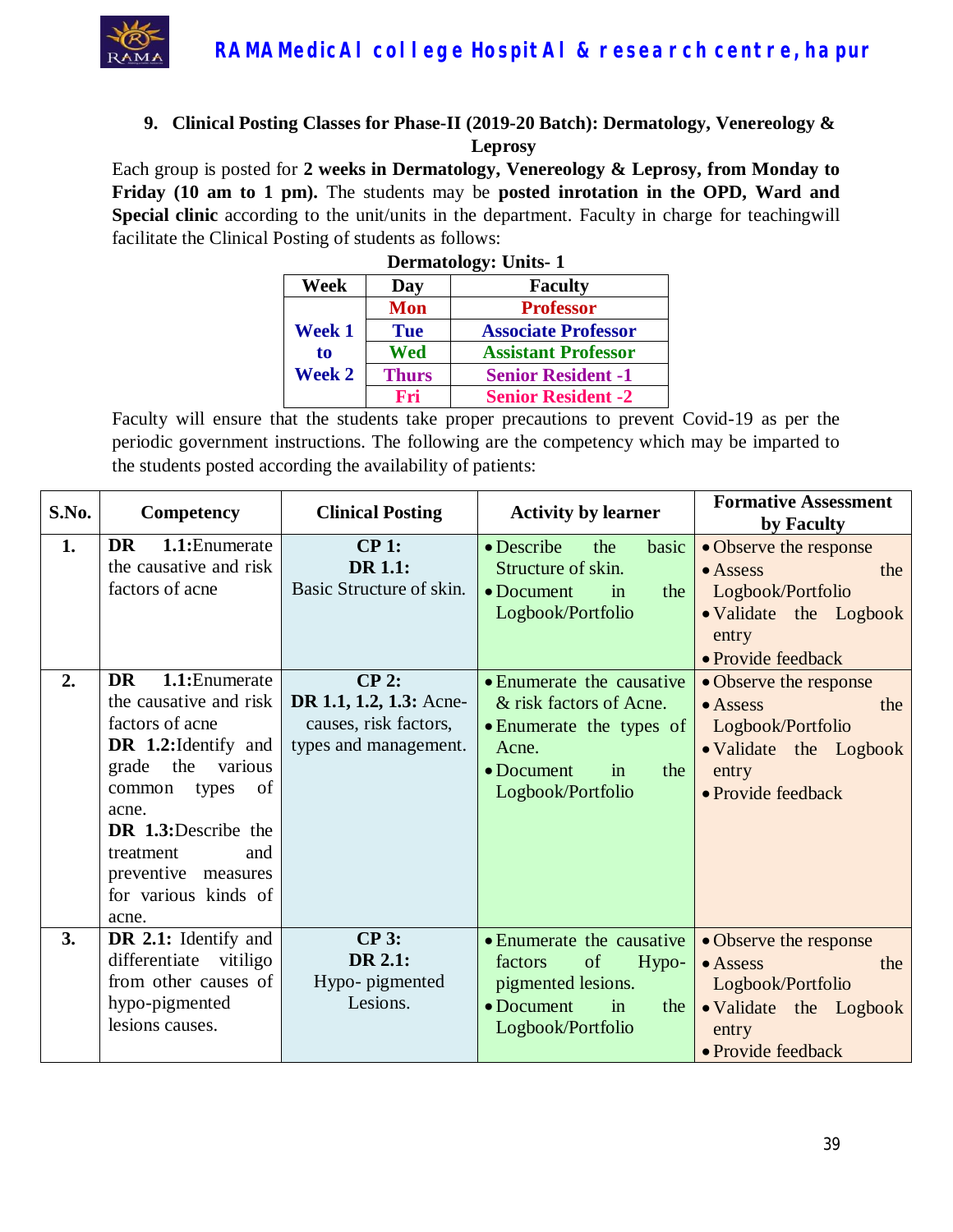### 9. Clinical Posting Classes for Phase-II (2019-20 Batch): Dermatology, Venereology & Leprosy

Each group is posted for **2 weeks in Dermatology, Venereology & Leprosy, from Monday to Friday (10 am to 1 pm).** The students may be **posted inrotation in the OPD, Ward and Special clinic** according to the unit/units in the department. Faculty in charge for teachingwill facilitate the Clinical Posting of students as follows:

**Dermatology: Units- 1**

| Week | Day | Faculty |
|---|---|---|
| Week 1 to Week 2 | Mon | Professor |
| | Tue | Associate Professor |
| | Wed | Assistant Professor |
| | Thurs | Senior Resident -1 |
| | Fri | Senior Resident -2 |

Faculty will ensure that the students take proper precautions to prevent Covid-19 as per the periodic government instructions. The following are the competency which may be imparted to the students posted according the availability of patients:

| S.No. | Competency | Clinical Posting | Activity by learner | Formative Assessment by Faculty |
|---|---|---|---|---|
| 1. | **DR 1.1:**Enumerate the causative and risk factors of acne | **CP 1:** **DR 1.1:** Basic Structure of skin. | • Describe the basic Structure of skin. • Document in the Logbook/Portfolio | • Observe the response • Assess the Logbook/Portfolio • Validate the Logbook entry • Provide feedback |
| 2. | **DR 1.1:**Enumerate the causative and risk factors of acne **DR 1.2:**Identify and grade the various common types of acne. **DR 1.3:**Describe the treatment and preventive measures for various kinds of acne. | **CP 2:** **DR 1.1, 1.2, 1.3:** Acne-causes, risk factors, types and management. | • Enumerate the causative & risk factors of Acne. • Enumerate the types of Acne. • Document in the Logbook/Portfolio | • Observe the response • Assess the Logbook/Portfolio • Validate the Logbook entry • Provide feedback |
| 3. | **DR 2.1:** Identify and differentiate vitiligo from other causes of hypo-pigmented lesions causes. | **CP 3:** **DR 2.1:** Hypo- pigmented Lesions. | • Enumerate the causative factors of Hypo-pigmented lesions. • Document in the Logbook/Portfolio | • Observe the response • Assess the Logbook/Portfolio • Validate the Logbook entry • Provide feedback |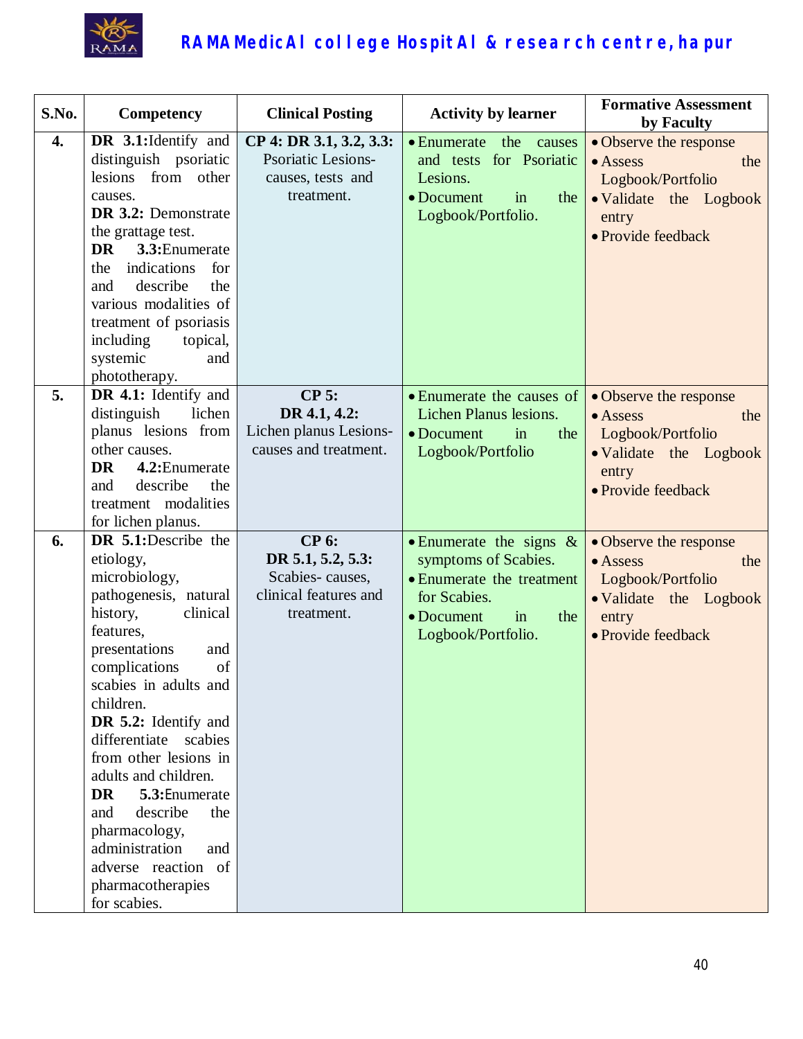| S.No. | Competency | Clinical Posting | Activity by learner | Formative Assessment by Faculty |
|---|---|---|---|---|
| 4. | **DR 3.1:** Identify and distinguish psoriatic lesions from other causes.<br>**DR 3.2:** Demonstrate the grattage test.<br>**DR 3.3:** Enumerate the indications for and describe the various modalities of treatment of psoriasis including topical, systemic and phototherapy. | **CP 4: DR 3.1, 3.2, 3.3:** Psoriatic Lesions- causes, tests and treatment. | • Enumerate the causes and tests for Psoriatic Lesions.<br>• Document in the Logbook/Portfolio. | • Observe the response<br>• Assess the Logbook/Portfolio<br>• Validate the Logbook entry<br>• Provide feedback |
| 5. | **DR 4.1:** Identify and distinguish lichen planus lesions from other causes.<br>**DR 4.2:** Enumerate and describe the treatment modalities for lichen planus. | **CP 5: DR 4.1, 4.2:** Lichen planus Lesions- causes and treatment. | • Enumerate the causes of Lichen Planus lesions.<br>• Document in the Logbook/Portfolio | • Observe the response<br>• Assess the Logbook/Portfolio<br>• Validate the Logbook entry<br>• Provide feedback |
| 6. | **DR 5.1:** Describe the etiology, microbiology, pathogenesis, natural history, clinical features, presentations and complications of scabies in adults and children.<br>**DR 5.2:** Identify and differentiate scabies from other lesions in adults and children.<br>**DR 5.3:** Enumerate and describe the pharmacology, administration and adverse reaction of pharmacotherapies for scabies. | **CP 6: DR 5.1, 5.2, 5.3:** Scabies- causes, clinical features and treatment. | • Enumerate the signs & symptoms of Scabies.<br>• Enumerate the treatment for Scabies.<br>• Document in the Logbook/Portfolio. | • Observe the response<br>• Assess the Logbook/Portfolio<br>• Validate the Logbook entry<br>• Provide feedback |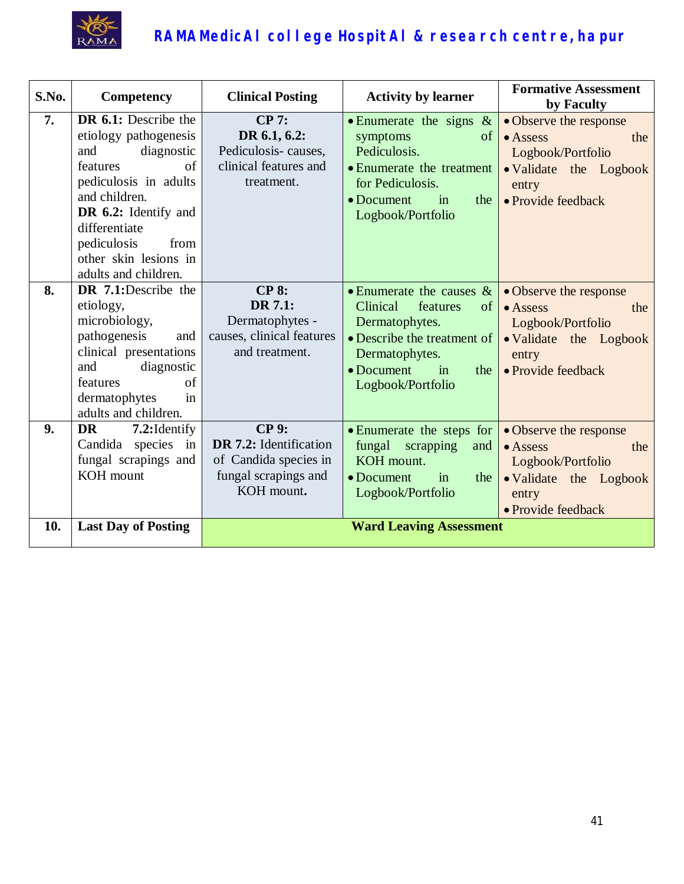| S.No. | Competency | Clinical Posting | Activity by learner | Formative Assessment by Faculty |
|---|---|---|---|---|
| **7.** | **DR 6.1:** Describe the etiology pathogenesis and diagnostic features of pediculosis in adults and children. **DR 6.2:** Identify and differentiate pediculosis from other skin lesions in adults and children. | **CP 7: DR 6.1, 6.2:** Pediculosis- causes, clinical features and treatment. | • Enumerate the signs & symptoms of Pediculosis. • Enumerate the treatment for Pediculosis. • Document in the Logbook/Portfolio | • Observe the response • Assess the Logbook/Portfolio • Validate the Logbook entry • Provide feedback |
| **8.** | **DR 7.1:** Describe the etiology, microbiology, pathogenesis and clinical presentations and diagnostic features of dermatophytes in adults and children. | **CP 8: DR 7.1:** Dermatophytes - causes, clinical features and treatment. | • Enumerate the causes & Clinical features of Dermatophytes. • Describe the treatment of Dermatophytes. • Document in the Logbook/Portfolio | • Observe the response • Assess the Logbook/Portfolio • Validate the Logbook entry • Provide feedback |
| **9.** | **DR 7.2:** Identify Candida species in fungal scrapings and KOH mount | **CP 9: DR 7.2:** Identification of Candida species in fungal scrapings and KOH mount**.** | • Enumerate the steps for fungal scrapping and KOH mount. • Document in the Logbook/Portfolio | • Observe the response • Assess the Logbook/Portfolio • Validate the Logbook entry • Provide feedback |
| **10.** | **Last Day of Posting** | **Ward Leaving Assessment** | | |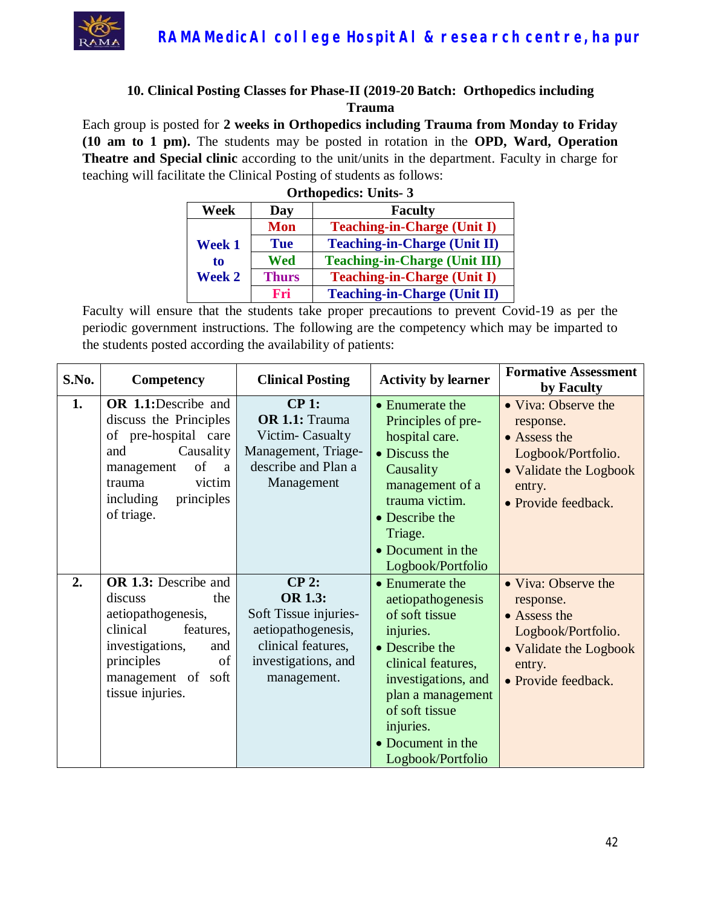### 10. Clinical Posting Classes for Phase-II (2019-20 Batch: Orthopedics including Trauma

Each group is posted for **2 weeks in Orthopedics including Trauma from Monday to Friday (10 am to 1 pm).** The students may be posted in rotation in the **OPD, Ward, Operation Theatre and Special clinic** according to the unit/units in the department. Faculty in charge for teaching will facilitate the Clinical Posting of students as follows:

**Orthopedics: Units- 3**

| Week | Day | Faculty |
|---|---|---|
| Week 1 to Week 2 | Mon | Teaching-in-Charge (Unit I) |
| | Tue | Teaching-in-Charge (Unit II) |
| | Wed | Teaching-in-Charge (Unit III) |
| | Thurs | Teaching-in-Charge (Unit I) |
| | Fri | Teaching-in-Charge (Unit II) |

Faculty will ensure that the students take proper precautions to prevent Covid-19 as per the periodic government instructions. The following are the competency which may be imparted to the students posted according the availability of patients:

| S.No. | Competency | Clinical Posting | Activity by learner | Formative Assessment by Faculty |
|---|---|---|---|---|
| **1.** | **OR 1.1:** Describe and discuss the Principles of pre-hospital care and Causality management of a trauma victim including principles of triage. | **CP 1:** **OR 1.1:** Trauma Victim- Casualty Management, Triage- describe and Plan a Management | • Enumerate the Principles of pre-hospital care. • Discuss the Causality management of a trauma victim. • Describe the Triage. • Document in the Logbook/Portfolio | • Viva: Observe the response. • Assess the Logbook/Portfolio. • Validate the Logbook entry. • Provide feedback. |
| **2.** | **OR 1.3:** Describe and discuss the aetiopathogenesis, clinical features, investigations, and principles of management of soft tissue injuries. | **CP 2:** **OR 1.3:** Soft Tissue injuries- aetiopathogenesis, clinical features, investigations, and management. | • Enumerate the aetiopathogenesis of soft tissue injuries. • Describe the clinical features, investigations, and plan a management of soft tissue injuries. • Document in the Logbook/Portfolio | • Viva: Observe the response. • Assess the Logbook/Portfolio. • Validate the Logbook entry. • Provide feedback. |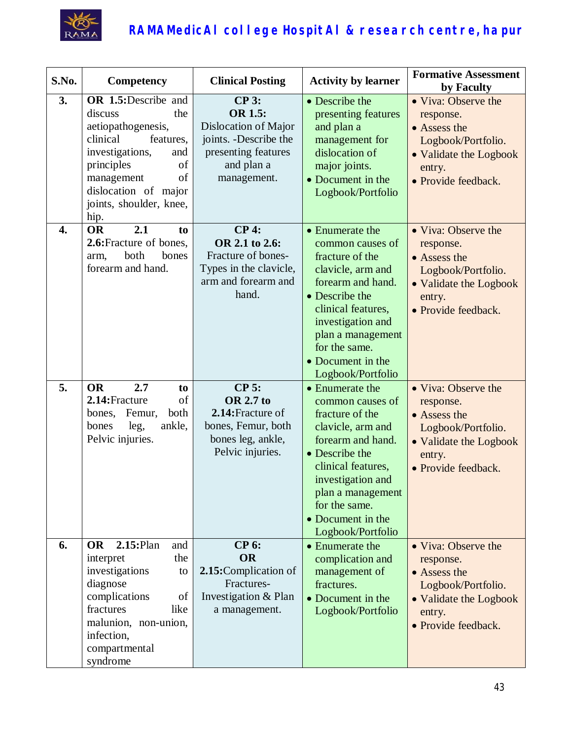| S.No. | Competency | Clinical Posting | Activity by learner | Formative Assessment by Faculty |
|---|---|---|---|---|
| **3.** | **OR 1.5:**Describe and discuss the aetiopathogenesis, clinical features, investigations, and principles of management of dislocation of major joints, shoulder, knee, hip. | **CP 3:** **OR 1.5:** Dislocation of Major joints. -Describe the presenting features and plan a management. | • Describe the presenting features and plan a management for dislocation of major joints. • Document in the Logbook/Portfolio | • Viva: Observe the response. • Assess the Logbook/Portfolio. • Validate the Logbook entry. • Provide feedback. |
| **4.** | **OR 2.1 to 2.6:**Fracture of bones, arm, both bones forearm and hand. | **CP 4:** **OR 2.1 to 2.6:** Fracture of bones- Types in the clavicle, arm and forearm and hand. | • Enumerate the common causes of fracture of the clavicle, arm and forearm and hand. • Describe the clinical features, investigation and plan a management for the same. • Document in the Logbook/Portfolio | • Viva: Observe the response. • Assess the Logbook/Portfolio. • Validate the Logbook entry. • Provide feedback. |
| **5.** | **OR 2.7 to 2.14:**Fracture of bones, Femur, both bones leg, ankle, Pelvic injuries. | **CP 5:** **OR 2.7 to 2.14:**Fracture of bones, Femur, both bones leg, ankle, Pelvic injuries. | • Enumerate the common causes of fracture of the clavicle, arm and forearm and hand. • Describe the clinical features, investigation and plan a management for the same. • Document in the Logbook/Portfolio | • Viva: Observe the response. • Assess the Logbook/Portfolio. • Validate the Logbook entry. • Provide feedback. |
| **6.** | **OR 2.15:**Plan and interpret the investigations to diagnose complications of fractures like malunion, non-union, infection, compartmental syndrome | **CP 6:** **OR 2.15:**Complication of Fractures- Investigation & Plan a management. | • Enumerate the complication and management of fractures. • Document in the Logbook/Portfolio | • Viva: Observe the response. • Assess the Logbook/Portfolio. • Validate the Logbook entry. • Provide feedback. |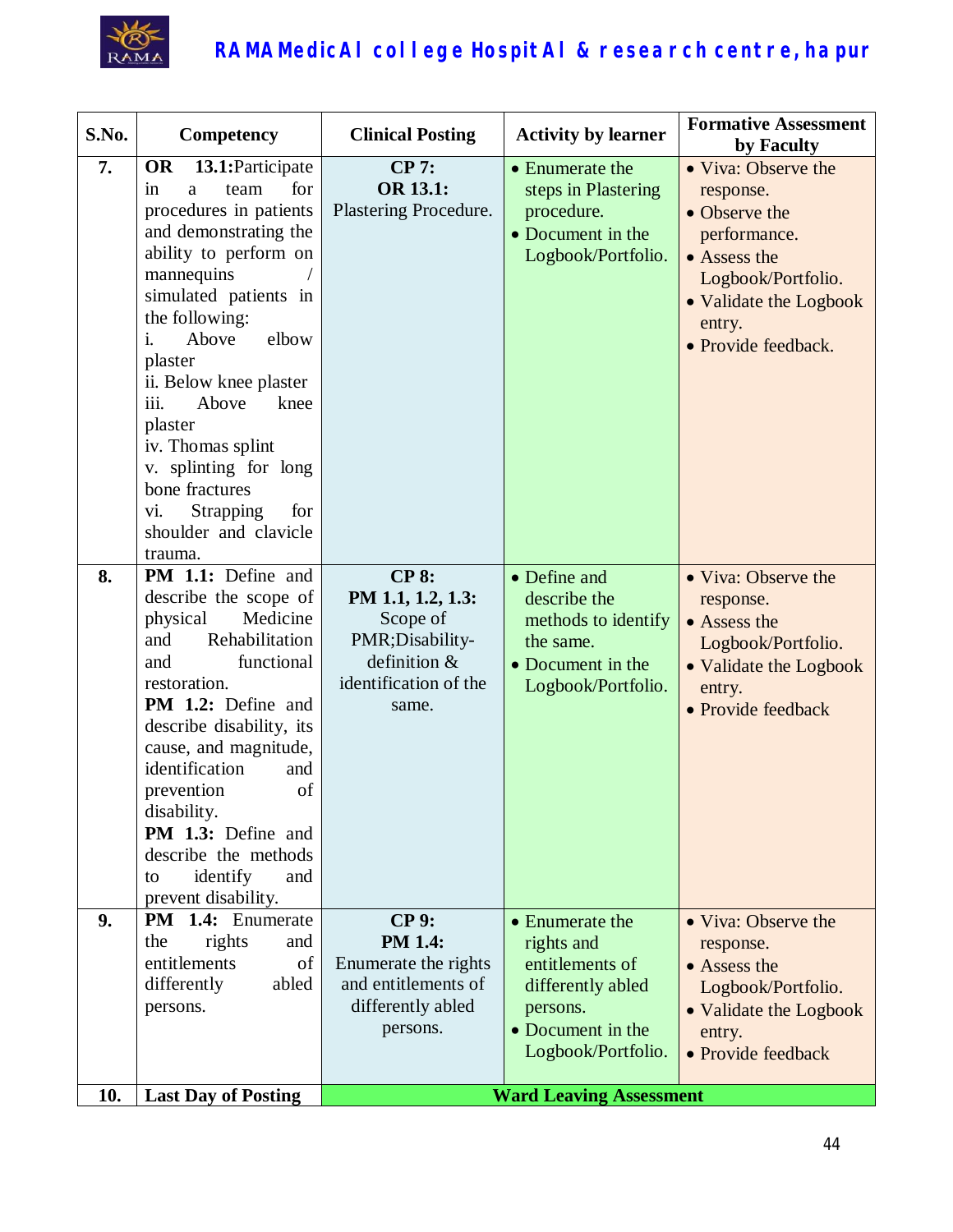| S.No. | Competency | Clinical Posting | Activity by learner | Formative Assessment by Faculty |
|---|---|---|---|---|
| 7. | **OR 13.1:** Participate in a team for procedures in patients and demonstrating the ability to perform on mannequins / simulated patients in the following: i. Above elbow plaster ii. Below knee plaster iii. Above knee plaster iv. Thomas splint v. splinting for long bone fractures vi. Strapping for shoulder and clavicle trauma. | **CP 7: OR 13.1:** Plastering Procedure. | • Enumerate the steps in Plastering procedure. • Document in the Logbook/Portfolio. | • Viva: Observe the response. • Observe the performance. • Assess the Logbook/Portfolio. • Validate the Logbook entry. • Provide feedback. |
| 8. | **PM 1.1:** Define and describe the scope of physical Medicine and Rehabilitation and functional restoration. **PM 1.2:** Define and describe disability, its cause, and magnitude, identification and prevention of disability. **PM 1.3:** Define and describe the methods to identify and prevent disability. | **CP 8: PM 1.1, 1.2, 1.3:** Scope of PMR;Disability-definition & identification of the same. | • Define and describe the methods to identify the same. • Document in the Logbook/Portfolio. | • Viva: Observe the response. • Assess the Logbook/Portfolio. • Validate the Logbook entry. • Provide feedback |
| 9. | **PM 1.4:** Enumerate the rights and entitlements of differently abled persons. | **CP 9: PM 1.4:** Enumerate the rights and entitlements of differently abled persons. | • Enumerate the rights and entitlements of differently abled persons. • Document in the Logbook/Portfolio. | • Viva: Observe the response. • Assess the Logbook/Portfolio. • Validate the Logbook entry. • Provide feedback |
| 10. | **Last Day of Posting** | **Ward Leaving Assessment** | | |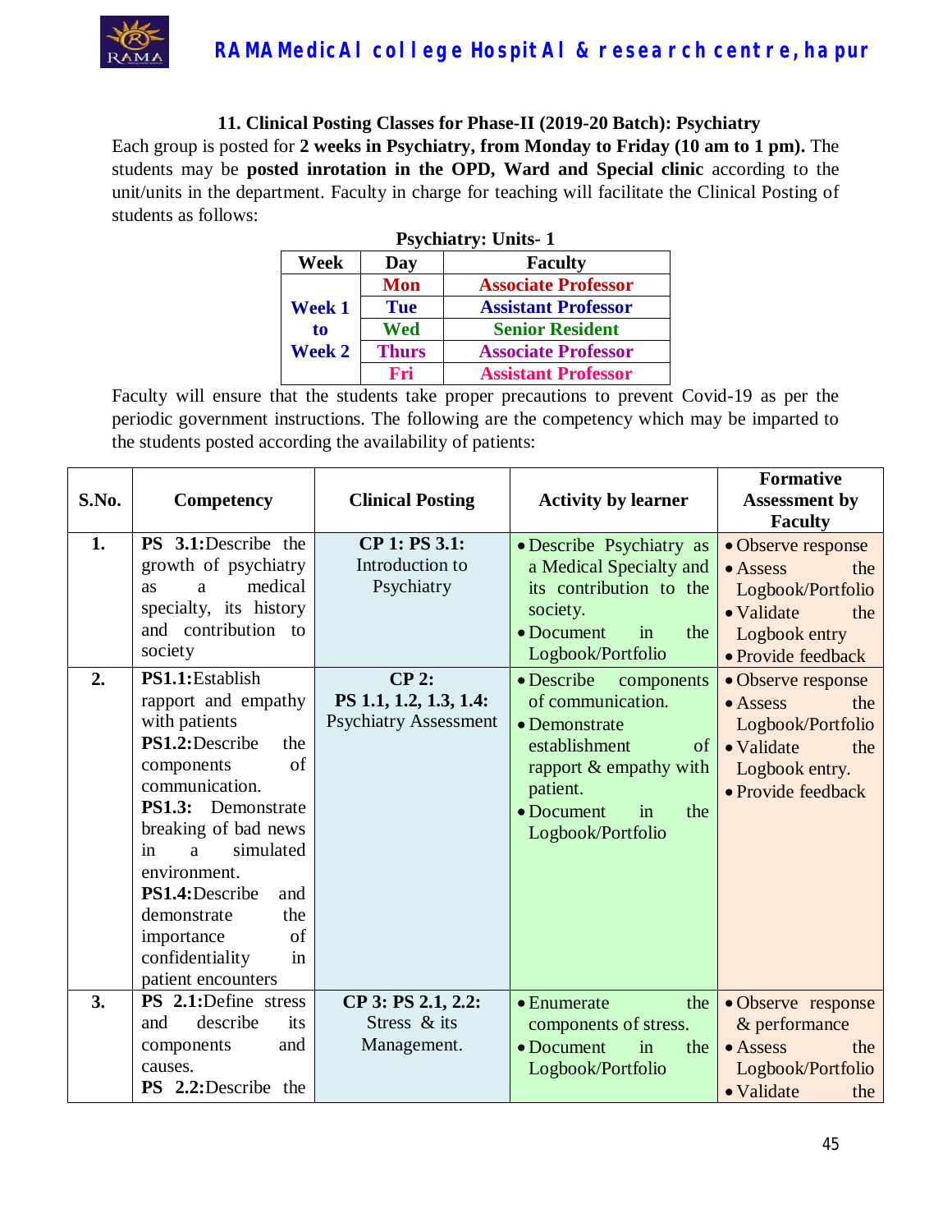### 11. Clinical Posting Classes for Phase-II (2019-20 Batch): Psychiatry

Each group is posted for **2 weeks in Psychiatry, from Monday to Friday (10 am to 1 pm).** The students may be **posted inrotation in the OPD, Ward and Special clinic** according to the unit/units in the department. Faculty in charge for teaching will facilitate the Clinical Posting of students as follows:

**Psychiatry: Units- 1**

| Week | Day | Faculty |
|---|---|---|
| Week 1 to Week 2 | Mon | Associate Professor |
| | Tue | Assistant Professor |
| | Wed | Senior Resident |
| | Thurs | Associate Professor |
| | Fri | Assistant Professor |

Faculty will ensure that the students take proper precautions to prevent Covid-19 as per the periodic government instructions. The following are the competency which may be imparted to the students posted according the availability of patients:

| S.No. | Competency | Clinical Posting | Activity by learner | Formative Assessment by Faculty |
|---|---|---|---|---|
| 1. | **PS 3.1:**Describe the growth of psychiatry as a medical specialty, its history and contribution to society | **CP 1: PS 3.1:** Introduction to Psychiatry | • Describe Psychiatry as a Medical Specialty and its contribution to the society.<br>• Document in the Logbook/Portfolio | • Observe response<br>• Assess the Logbook/Portfolio<br>• Validate the Logbook entry<br>• Provide feedback |
| 2. | **PS1.1:**Establish rapport and empathy with patients<br>**PS1.2:**Describe the components of communication.<br>**PS1.3:** Demonstrate breaking of bad news in a simulated environment.<br>**PS1.4:**Describe and demonstrate the importance of confidentiality in patient encounters | **CP 2: PS 1.1, 1.2, 1.3, 1.4:** Psychiatry Assessment | • Describe components of communication.<br>• Demonstrate establishment of rapport & empathy with patient.<br>• Document in the Logbook/Portfolio | • Observe response<br>• Assess the Logbook/Portfolio<br>• Validate the Logbook entry.<br>• Provide feedback |
| 3. | **PS 2.1:**Define stress and describe its components and causes.<br>**PS 2.2:**Describe the | **CP 3: PS 2.1, 2.2:** Stress & its Management. | • Enumerate the components of stress.<br>• Document in the Logbook/Portfolio | • Observe response & performance<br>• Assess the Logbook/Portfolio<br>• Validate the |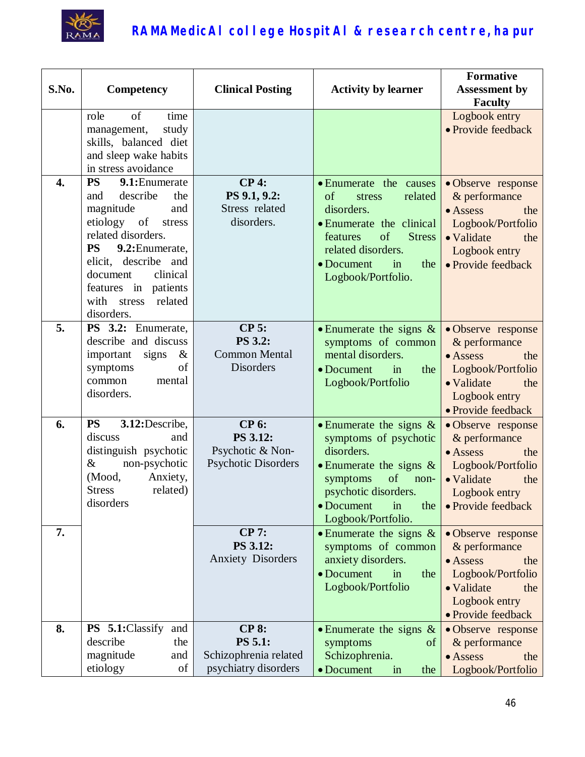| S.No. | Competency | Clinical Posting | Activity by learner | Formative Assessment by Faculty |
|---|---|---|---|---|
| | role of time management, study skills, balanced diet and sleep wake habits in stress avoidance | | | Logbook entry<br>• Provide feedback |
| 4. | **PS 9.1:**Enumerate and describe the magnitude and etiology of stress related disorders.<br>**PS 9.2:**Enumerate, elicit, describe and document clinical features in patients with stress related disorders. | **CP 4:**<br>**PS 9.1, 9.2:**<br>Stress related disorders. | • Enumerate the causes of stress related disorders.<br>• Enumerate the clinical features of Stress related disorders.<br>• Document in the Logbook/Portfolio. | • Observe response & performance<br>• Assess the Logbook/Portfolio<br>• Validate the Logbook entry<br>• Provide feedback |
| 5. | **PS 3.2:** Enumerate, describe and discuss important signs & symptoms of common mental disorders. | **CP 5:**<br>**PS 3.2:**<br>Common Mental Disorders | • Enumerate the signs & symptoms of common mental disorders.<br>• Document in the Logbook/Portfolio | • Observe response & performance<br>• Assess the Logbook/Portfolio<br>• Validate the Logbook entry<br>• Provide feedback |
| 6. | **PS 3.12:**Describe, discuss and distinguish psychotic & non-psychotic (Mood, Anxiety, Stress related) disorders | **CP 6:**<br>**PS 3.12:**<br>Psychotic & Non-Psychotic Disorders | • Enumerate the signs & symptoms of psychotic disorders.<br>• Enumerate the signs & symptoms of non-psychotic disorders.<br>• Document in the Logbook/Portfolio. | • Observe response & performance<br>• Assess the Logbook/Portfolio<br>• Validate the Logbook entry<br>• Provide feedback |
| 7. | | **CP 7:**<br>**PS 3.12:**<br>Anxiety Disorders | • Enumerate the signs & symptoms of common anxiety disorders.<br>• Document in the Logbook/Portfolio | • Observe response & performance<br>• Assess the Logbook/Portfolio<br>• Validate the Logbook entry<br>• Provide feedback |
| 8. | **PS 5.1:**Classify and describe the magnitude and etiology of | **CP 8:**<br>**PS 5.1:**<br>Schizophrenia related psychiatry disorders | • Enumerate the signs & symptoms of Schizophrenia.<br>• Document in the | • Observe response & performance<br>• Assess the Logbook/Portfolio |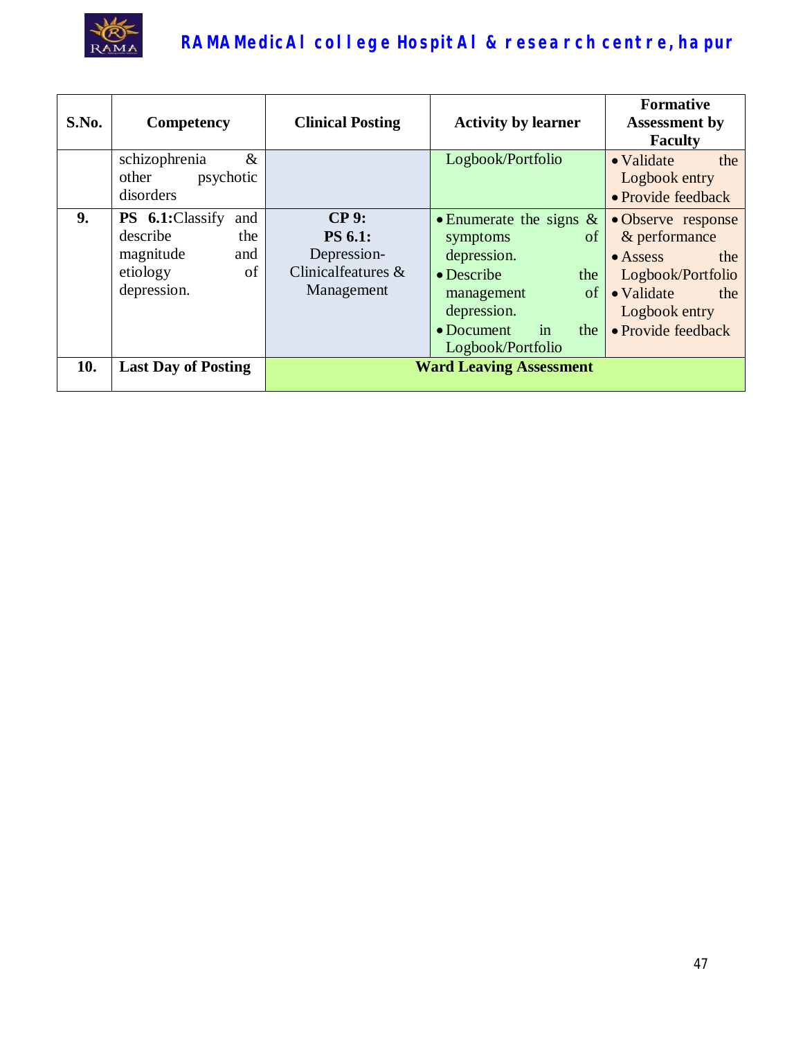| S.No. | Competency | Clinical Posting | Activity by learner | Formative Assessment by Faculty |
|---|---|---|---|---|
| | schizophrenia & other psychotic disorders | | Logbook/Portfolio | • Validate the Logbook entry<br>• Provide feedback |
| **9.** | **PS 6.1:**Classify and describe the magnitude and etiology of depression. | **CP 9:**<br>**PS 6.1:**<br>Depression-Clinicalfeatures & Management | • Enumerate the signs & symptoms of depression.<br>• Describe the management of depression.<br>• Document in the Logbook/Portfolio | • Observe response & performance<br>• Assess the Logbook/Portfolio<br>• Validate the Logbook entry<br>• Provide feedback |
| **10.** | **Last Day of Posting** | **Ward Leaving Assessment** | | |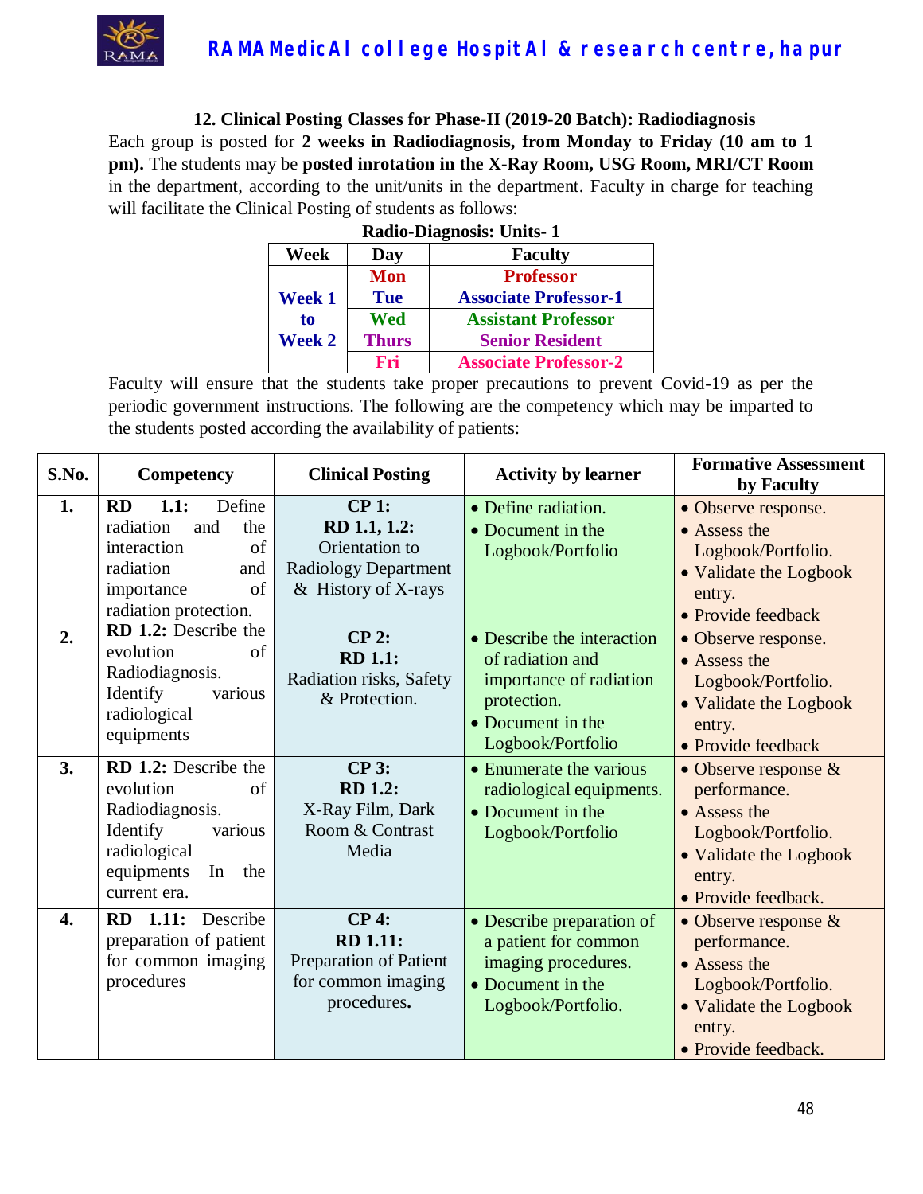### 12. Clinical Posting Classes for Phase-II (2019-20 Batch): Radiodiagnosis

Each group is posted for **2 weeks in Radiodiagnosis, from Monday to Friday (10 am to 1 pm).** The students may be **posted inrotation in the X-Ray Room, USG Room, MRI/CT Room** in the department, according to the unit/units in the department. Faculty in charge for teaching will facilitate the Clinical Posting of students as follows:

**Radio-Diagnosis: Units- 1**

| Week | Day | Faculty |
|---|---|---|
| Week 1 to Week 2 | Mon | Professor |
| | Tue | Associate Professor-1 |
| | Wed | Assistant Professor |
| | Thurs | Senior Resident |
| | Fri | Associate Professor-2 |

Faculty will ensure that the students take proper precautions to prevent Covid-19 as per the periodic government instructions. The following are the competency which may be imparted to the students posted according the availability of patients:

| S.No. | Competency | Clinical Posting | Activity by learner | Formative Assessment by Faculty |
|---|---|---|---|---|
| 1. | **RD 1.1:** Define radiation and the interaction of radiation and importance of radiation protection. | **CP 1:** **RD 1.1, 1.2:** Orientation to Radiology Department & History of X-rays | • Define radiation. • Document in the Logbook/Portfolio | • Observe response. • Assess the Logbook/Portfolio. • Validate the Logbook entry. • Provide feedback |
| 2. | **RD 1.2:** Describe the evolution of Radiodiagnosis. Identify various radiological equipments | **CP 2:** **RD 1.1:** Radiation risks, Safety & Protection. | • Describe the interaction of radiation and importance of radiation protection. • Document in the Logbook/Portfolio | • Observe response. • Assess the Logbook/Portfolio. • Validate the Logbook entry. • Provide feedback |
| 3. | **RD 1.2:** Describe the evolution of Radiodiagnosis. Identify various radiological equipments In the current era. | **CP 3:** **RD 1.2:** X-Ray Film, Dark Room & Contrast Media | • Enumerate the various radiological equipments. • Document in the Logbook/Portfolio | • Observe response & performance. • Assess the Logbook/Portfolio. • Validate the Logbook entry. • Provide feedback. |
| 4. | **RD 1.11:** Describe preparation of patient for common imaging procedures | **CP 4:** **RD 1.11:** Preparation of Patient for common imaging procedures. | • Describe preparation of a patient for common imaging procedures. • Document in the Logbook/Portfolio. | • Observe response & performance. • Assess the Logbook/Portfolio. • Validate the Logbook entry. • Provide feedback. |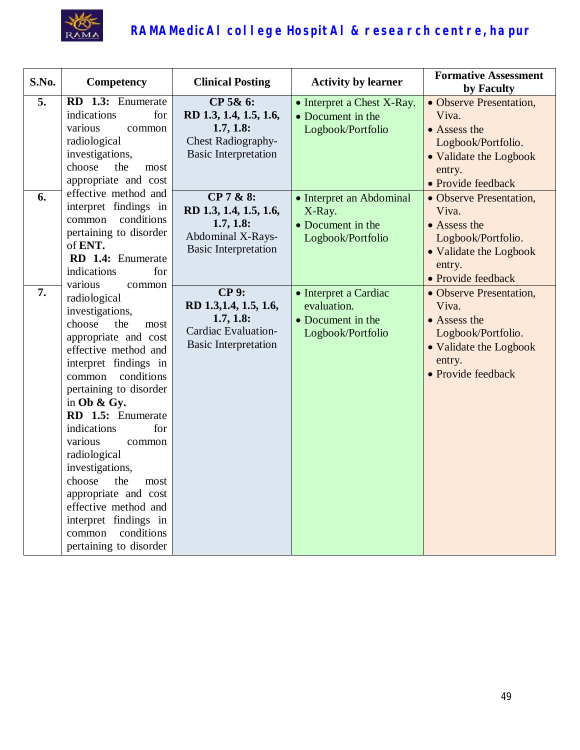| S.No. | Competency | Clinical Posting | Activity by learner | Formative Assessment by Faculty |
|---|---|---|---|---|
| **5.** | **RD 1.3:** Enumerate indications for various common radiological investigations, choose the most appropriate and cost effective method and interpret findings in common conditions pertaining to disorder of **ENT.** **RD 1.4:** Enumerate indications for various common radiological investigations, choose the most appropriate and cost effective method and interpret findings in common conditions pertaining to disorder in **Ob & Gy.** **RD 1.5:** Enumerate indications for various common radiological investigations, choose the most appropriate and cost effective method and interpret findings in common conditions pertaining to disorder | **CP 5& 6:** **RD 1.3, 1.4, 1.5, 1.6, 1.7, 1.8:** Chest Radiography-Basic Interpretation | • Interpret a Chest X-Ray. • Document in the Logbook/Portfolio | • Observe Presentation, Viva. • Assess the Logbook/Portfolio. • Validate the Logbook entry. • Provide feedback |
| **6.** | | **CP 7 & 8:** **RD 1.3, 1.4, 1.5, 1.6, 1.7, 1.8:** Abdominal X-Rays-Basic Interpretation | • Interpret an Abdominal X-Ray. • Document in the Logbook/Portfolio | • Observe Presentation, Viva. • Assess the Logbook/Portfolio. • Validate the Logbook entry. • Provide feedback |
| **7.** | | **CP 9:** **RD 1.3,1.4, 1.5, 1.6, 1.7, 1.8:** Cardiac Evaluation-Basic Interpretation | • Interpret a Cardiac evaluation. • Document in the Logbook/Portfolio | • Observe Presentation, Viva. • Assess the Logbook/Portfolio. • Validate the Logbook entry. • Provide feedback |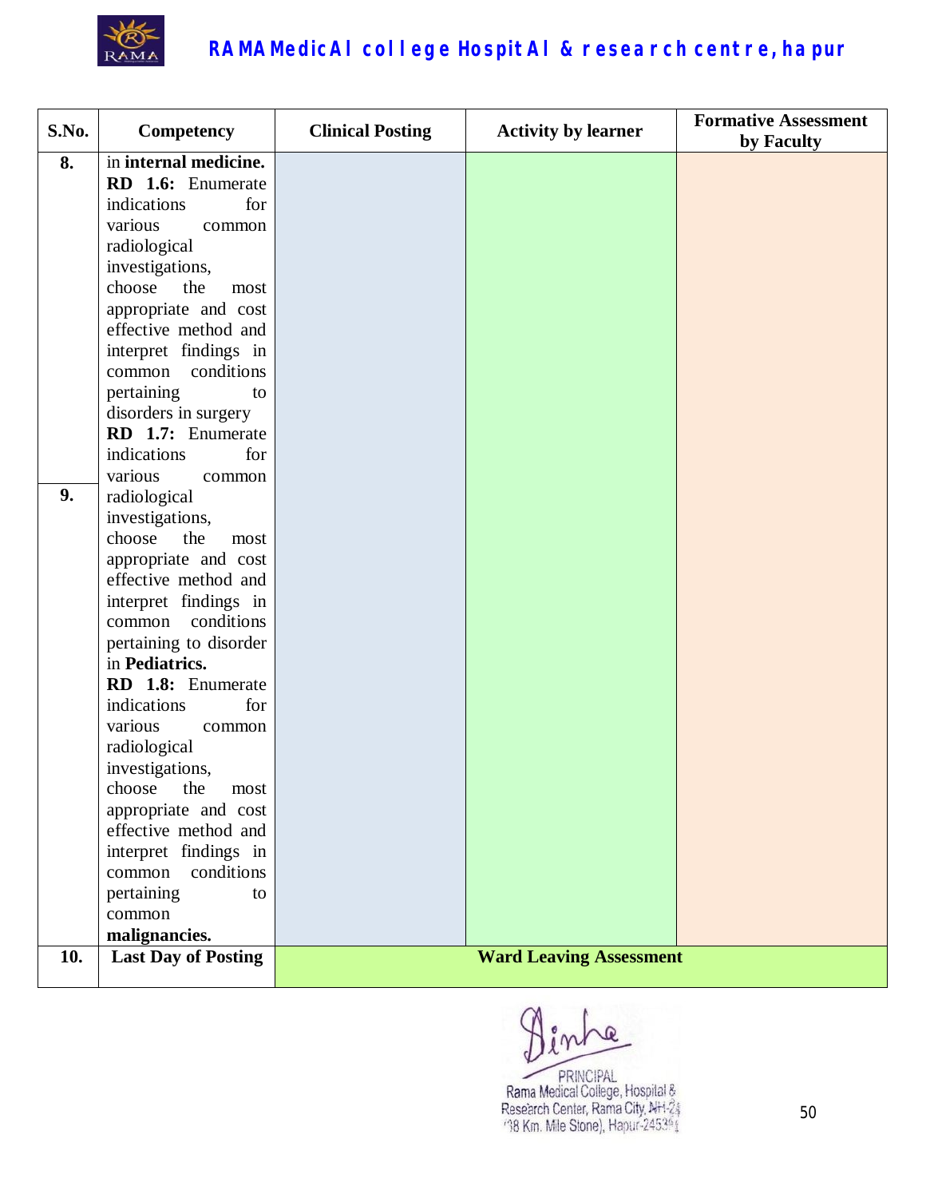| S.No. | Competency | Clinical Posting | Activity by learner | Formative Assessment by Faculty |
|---|---|---|---|---|
| 8. | in **internal medicine.** **RD 1.6:** Enumerate indications for various common radiological investigations, choose the most appropriate and cost effective method and interpret findings in common conditions pertaining to disorders in surgery **RD 1.7:** Enumerate indications for various common | | | |
| 9. | radiological investigations, choose the most appropriate and cost effective method and interpret findings in common conditions pertaining to disorder in **Pediatrics.** **RD 1.8:** Enumerate indications for various common radiological investigations, choose the most appropriate and cost effective method and interpret findings in common conditions pertaining to common **malignancies.** | | | |
| 10. | **Last Day of Posting** | **Ward Leaving Assessment** | | |

PRINCIPAL
Rama Medical College, Hospital & Research Center, Rama City, NH-24 (38 Km. Mile Stone), Hapur-24530